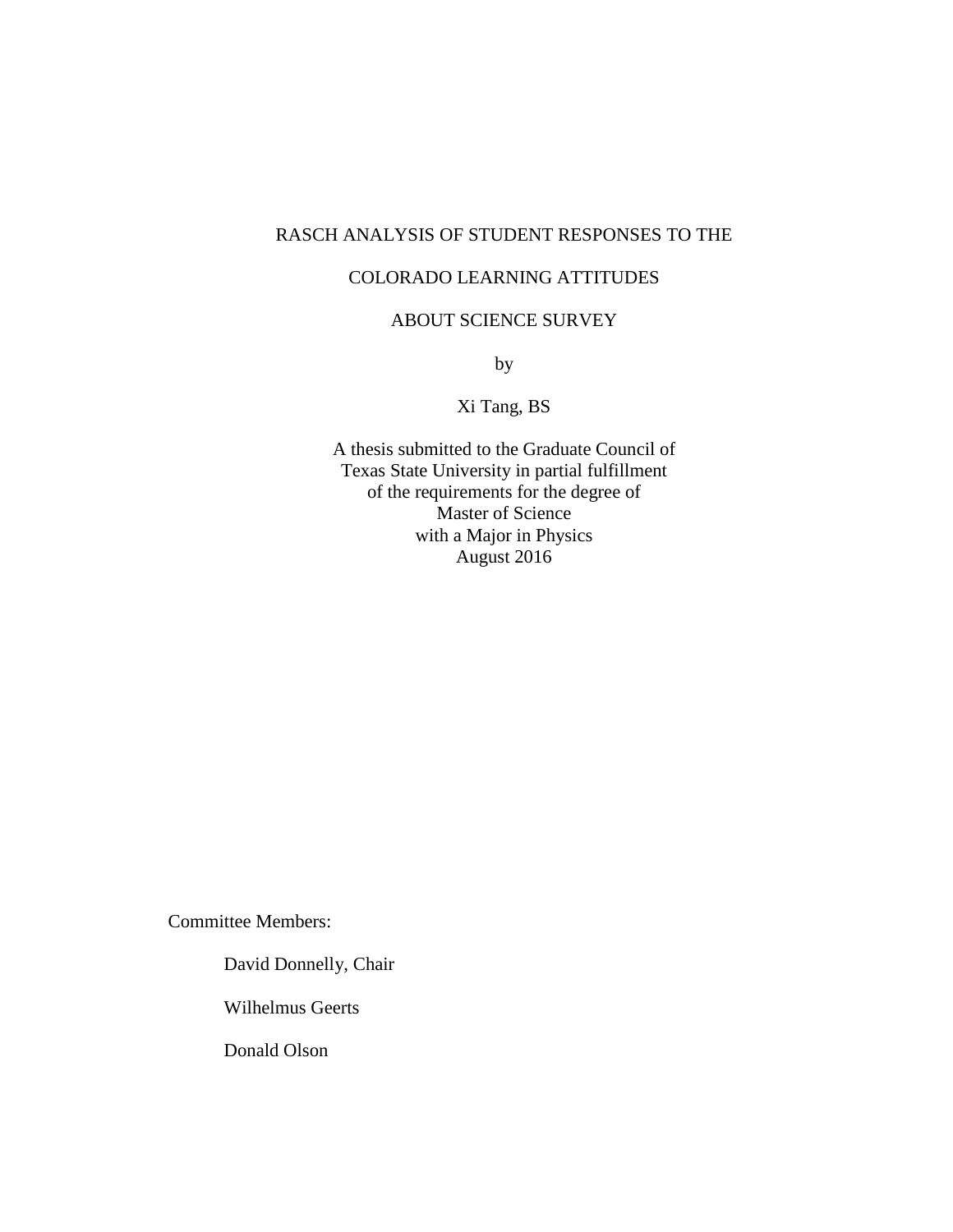# RASCH ANALYSIS OF STUDENT RESPONSES TO THE COLORADO LEARNING ATTITUDES ABOUT SCIENCE SURVEY

by

Xi Tang, BS

A thesis submitted to the Graduate Council of
Texas State University in partial fulfillment
of the requirements for the degree of
Master of Science
with a Major in Physics
August 2016

Committee Members:

David Donnelly, Chair

Wilhelmus Geerts

Donald Olson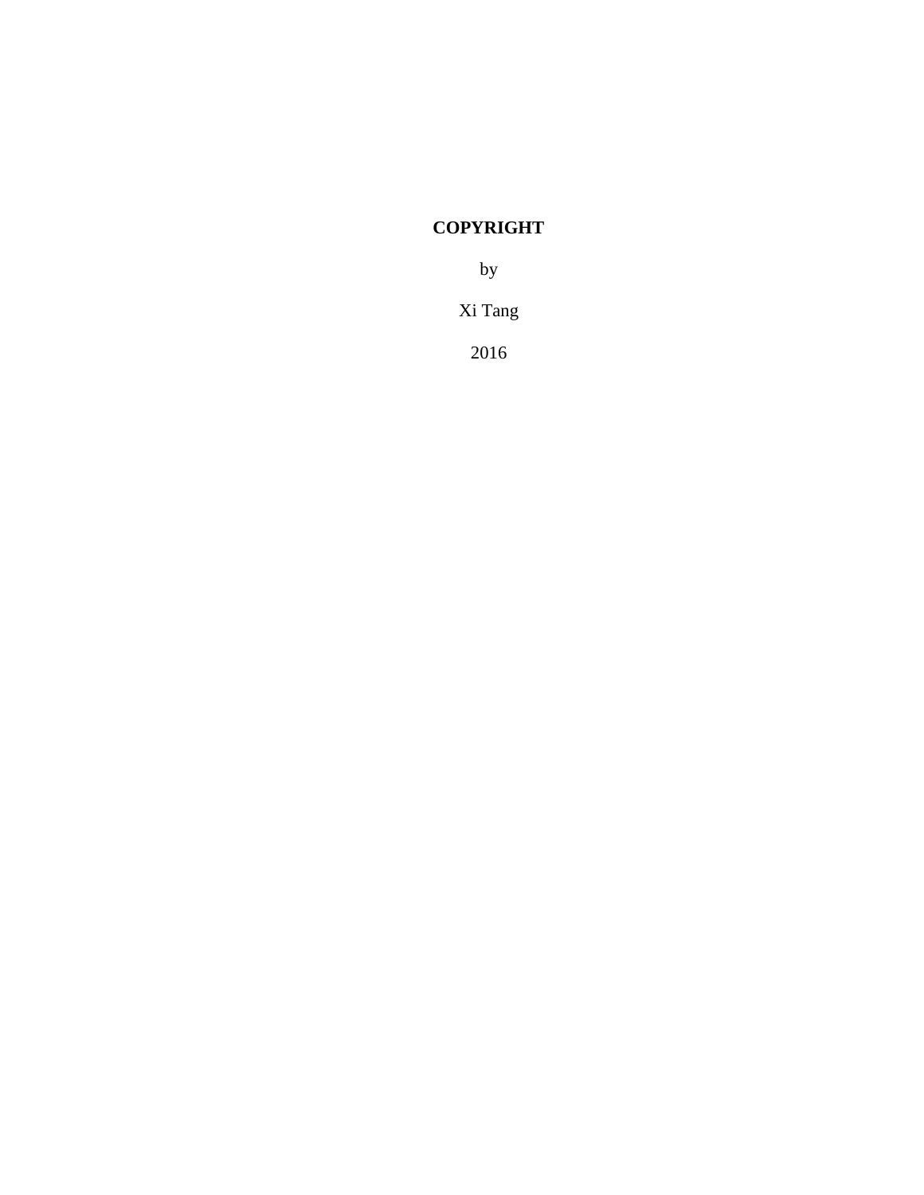**COPYRIGHT**

by

Xi Tang

2016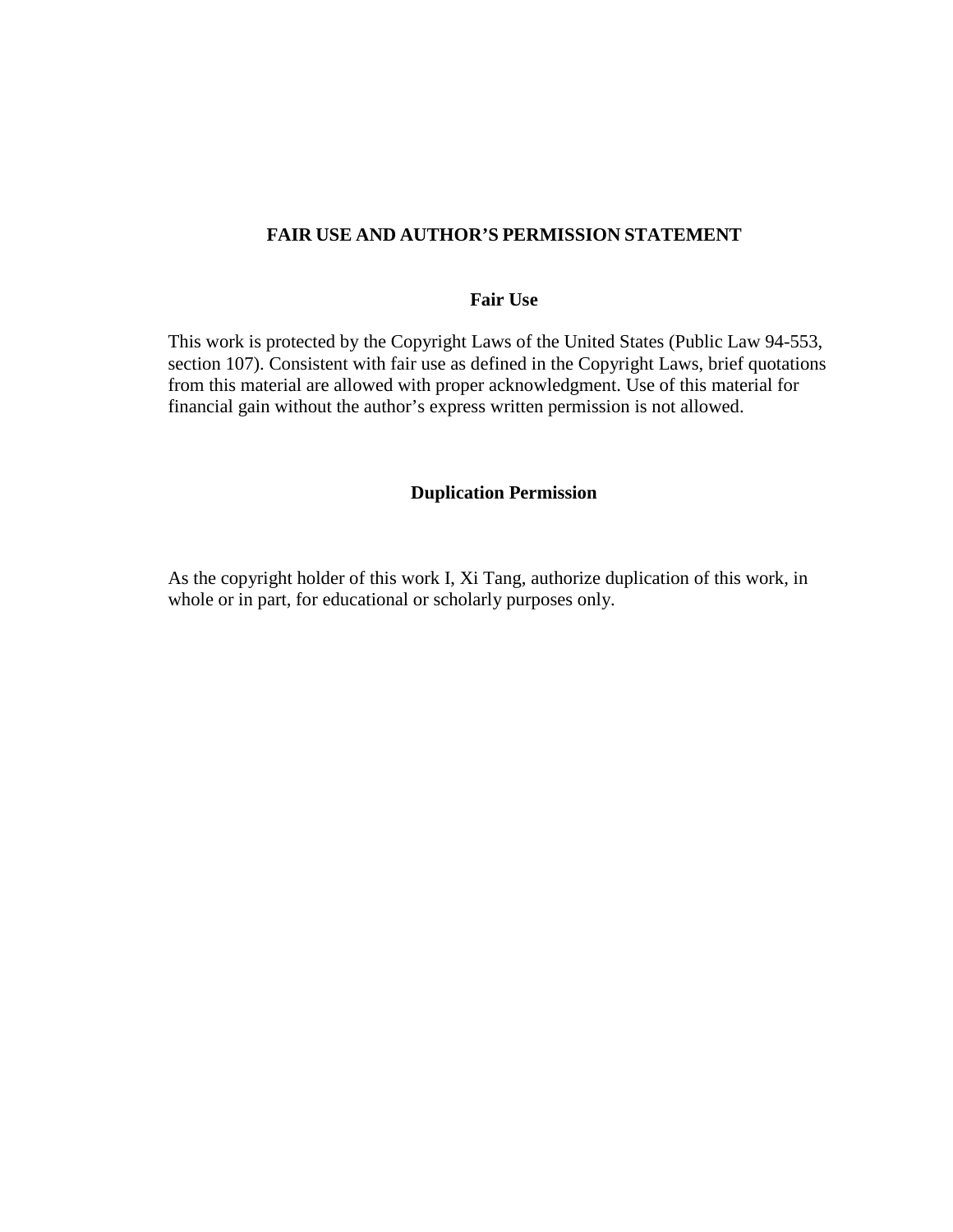# FAIR USE AND AUTHOR'S PERMISSION STATEMENT

## Fair Use

This work is protected by the Copyright Laws of the United States (Public Law 94-553, section 107). Consistent with fair use as defined in the Copyright Laws, brief quotations from this material are allowed with proper acknowledgment. Use of this material for financial gain without the author's express written permission is not allowed.

## Duplication Permission

As the copyright holder of this work I, Xi Tang, authorize duplication of this work, in whole or in part, for educational or scholarly purposes only.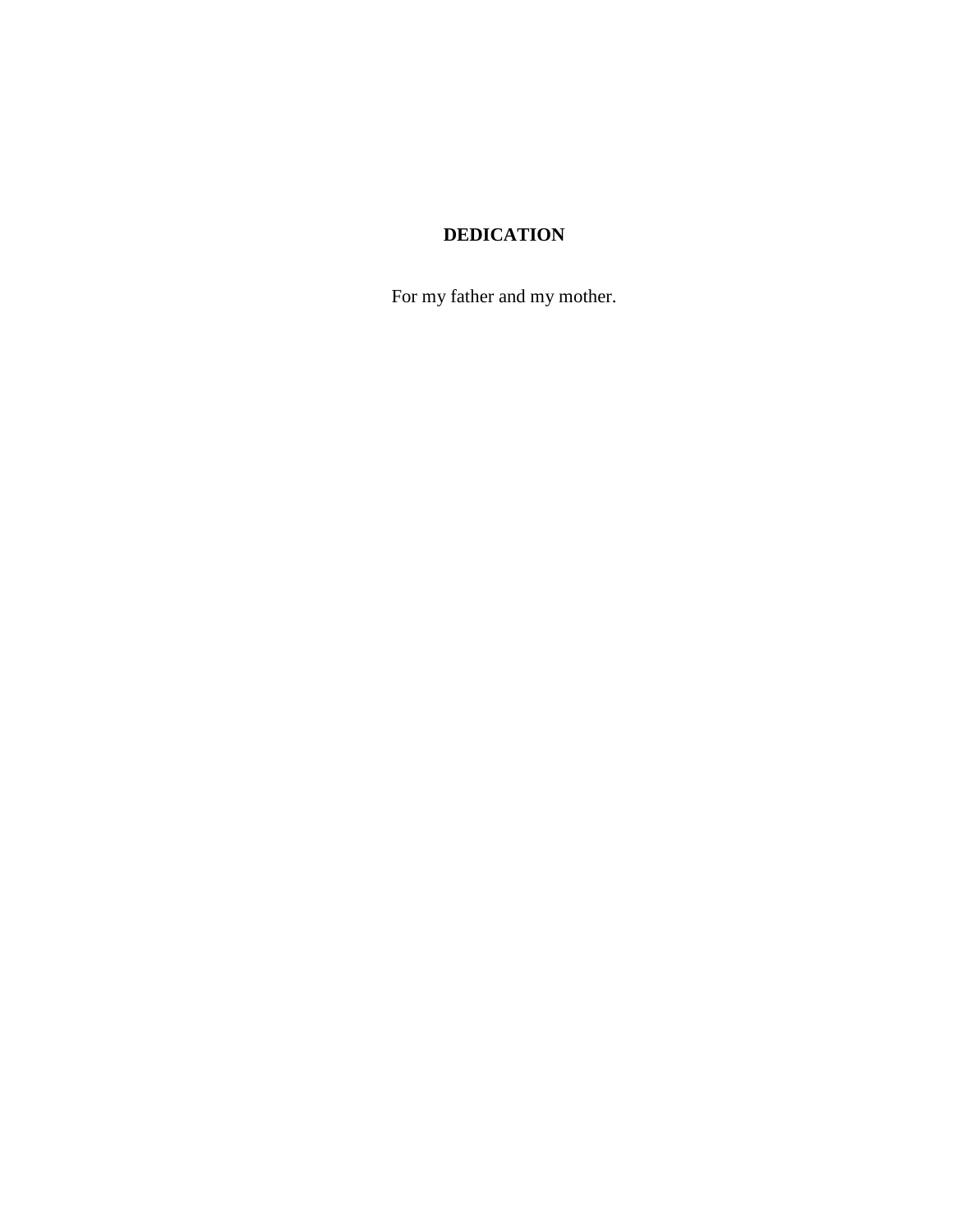# DEDICATION

For my father and my mother.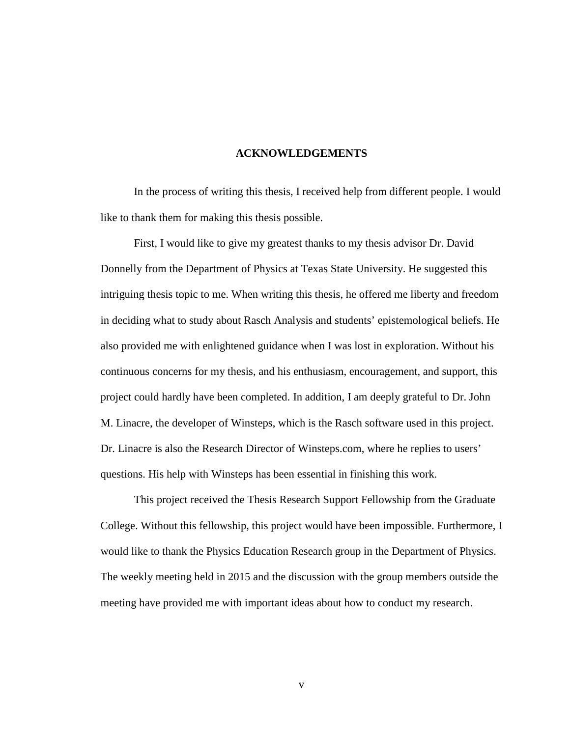## ACKNOWLEDGEMENTS

In the process of writing this thesis, I received help from different people. I would like to thank them for making this thesis possible.

First, I would like to give my greatest thanks to my thesis advisor Dr. David Donnelly from the Department of Physics at Texas State University. He suggested this intriguing thesis topic to me. When writing this thesis, he offered me liberty and freedom in deciding what to study about Rasch Analysis and students' epistemological beliefs. He also provided me with enlightened guidance when I was lost in exploration. Without his continuous concerns for my thesis, and his enthusiasm, encouragement, and support, this project could hardly have been completed. In addition, I am deeply grateful to Dr. John M. Linacre, the developer of Winsteps, which is the Rasch software used in this project. Dr. Linacre is also the Research Director of Winsteps.com, where he replies to users' questions. His help with Winsteps has been essential in finishing this work.

This project received the Thesis Research Support Fellowship from the Graduate College. Without this fellowship, this project would have been impossible. Furthermore, I would like to thank the Physics Education Research group in the Department of Physics. The weekly meeting held in 2015 and the discussion with the group members outside the meeting have provided me with important ideas about how to conduct my research.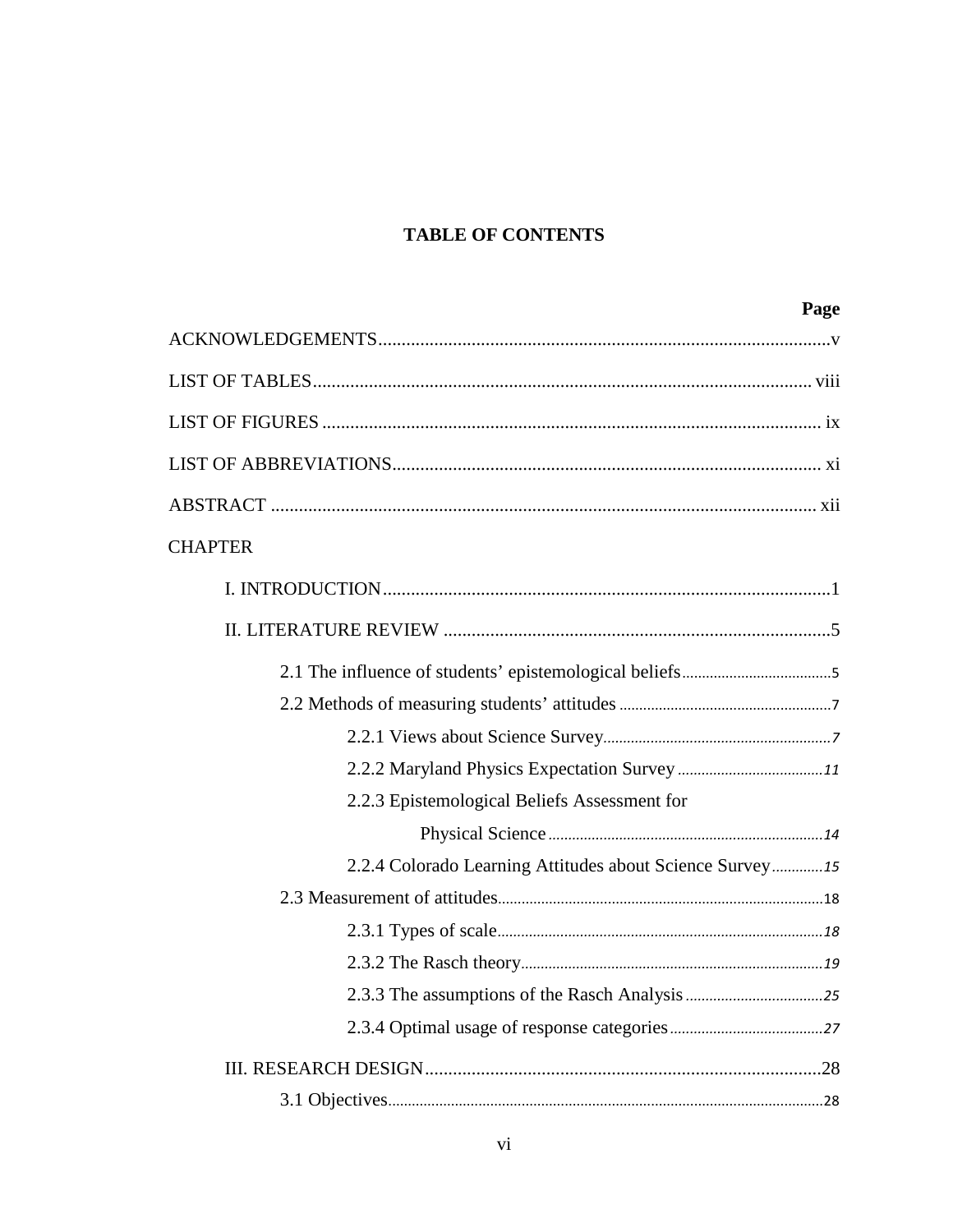# TABLE OF CONTENTS

**Page**

ACKNOWLEDGEMENTS ..... v

LIST OF TABLES ..... viii

LIST OF FIGURES ..... ix

LIST OF ABBREVIATIONS ..... xi

ABSTRACT ..... xii

CHAPTER

- I. INTRODUCTION ..... 1
- II. LITERATURE REVIEW ..... 5
  - 2.1 The influence of students' epistemological beliefs ..... 5
  - 2.2 Methods of measuring students' attitudes ..... 7
    - 2.2.1 Views about Science Survey ..... 7
    - 2.2.2 Maryland Physics Expectation Survey ..... 11
    - 2.2.3 Epistemological Beliefs Assessment for Physical Science ..... 14
    - 2.2.4 Colorado Learning Attitudes about Science Survey ..... 15
  - 2.3 Measurement of attitudes ..... 18
    - 2.3.1 Types of scale ..... 18
    - 2.3.2 The Rasch theory ..... 19
    - 2.3.3 The assumptions of the Rasch Analysis ..... 25
    - 2.3.4 Optimal usage of response categories ..... 27
- III. RESEARCH DESIGN ..... 28
  - 3.1 Objectives ..... 28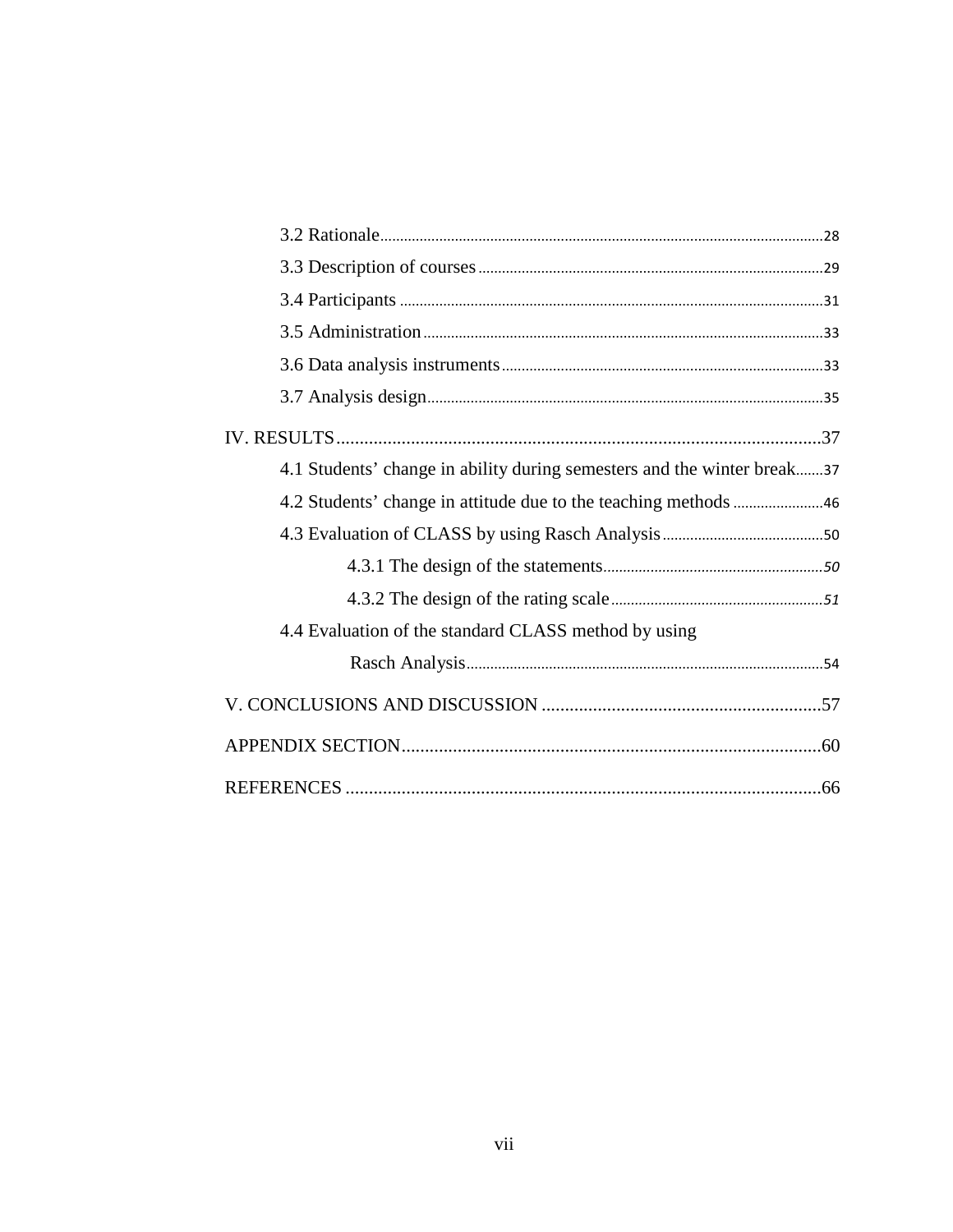3.2 Rationale ........ 28

3.3 Description of courses ........ 29

3.4 Participants ........ 31

3.5 Administration ........ 33

3.6 Data analysis instruments ........ 33

3.7 Analysis design ........ 35

IV. RESULTS ........ 37

4.1 Students' change in ability during semesters and the winter break ........ 37

4.2 Students' change in attitude due to the teaching methods ........ 46

4.3 Evaluation of CLASS by using Rasch Analysis ........ 50

4.3.1 The design of the statements ........ 50

4.3.2 The design of the rating scale ........ 51

4.4 Evaluation of the standard CLASS method by using Rasch Analysis ........ 54

V. CONCLUSIONS AND DISCUSSION ........ 57

APPENDIX SECTION ........ 60

REFERENCES ........ 66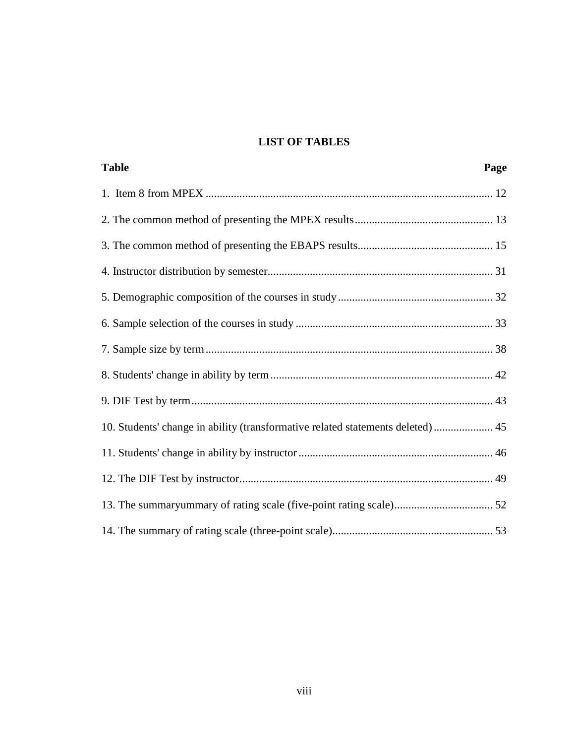# LIST OF TABLES

| Table | Page |
|---|---|
| 1. Item 8 from MPEX | 12 |
| 2. The common method of presenting the MPEX results | 13 |
| 3. The common method of presenting the EBAPS results | 15 |
| 4. Instructor distribution by semester | 31 |
| 5. Demographic composition of the courses in study | 32 |
| 6. Sample selection of the courses in study | 33 |
| 7. Sample size by term | 38 |
| 8. Students' change in ability by term | 42 |
| 9. DIF Test by term | 43 |
| 10. Students' change in ability (transformative related statements deleted) | 45 |
| 11. Students' change in ability by instructor | 46 |
| 12. The DIF Test by instructor | 49 |
| 13. The summaryummary of rating scale (five-point rating scale) | 52 |
| 14. The summary of rating scale (three-point scale) | 53 |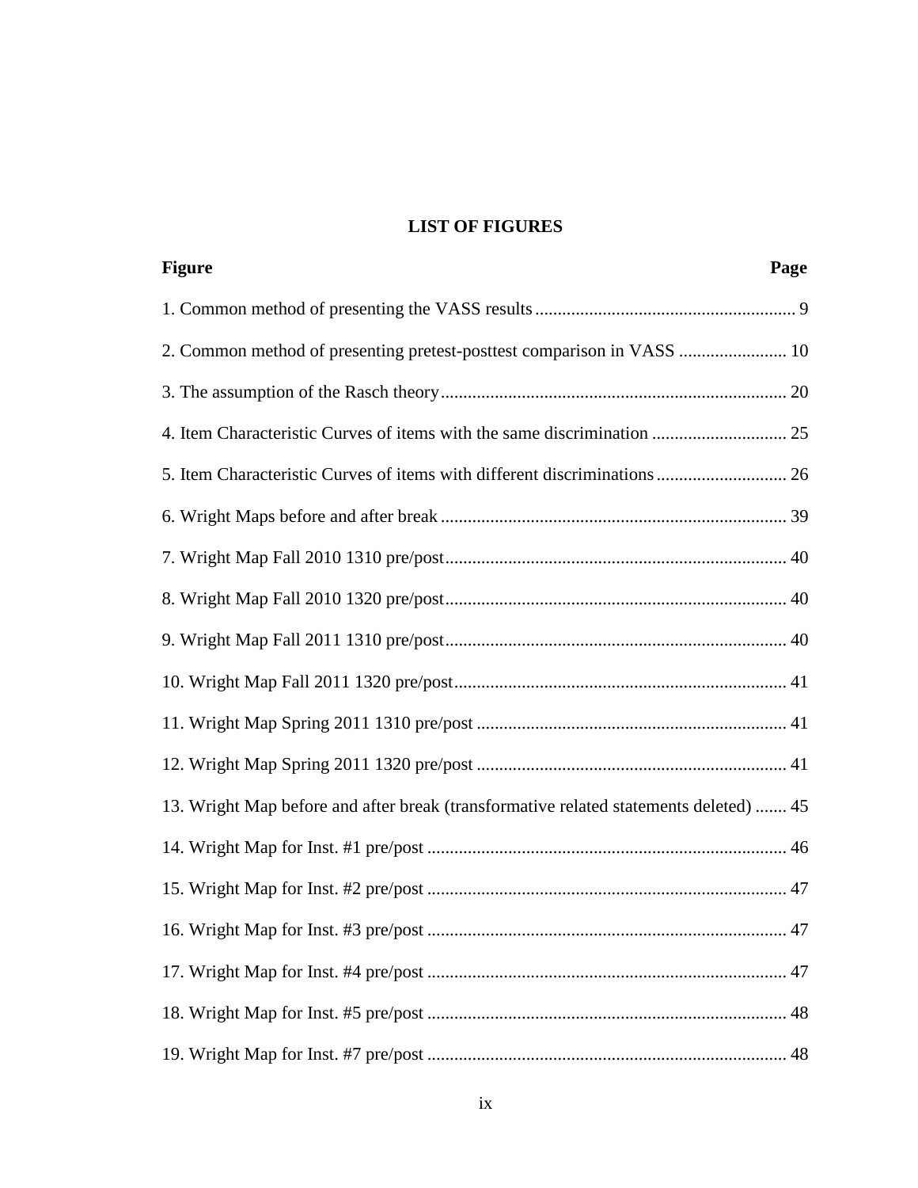# LIST OF FIGURES

| Figure | Page |
|---|---|
| 1. Common method of presenting the VASS results | 9 |
| 2. Common method of presenting pretest-posttest comparison in VASS | 10 |
| 3. The assumption of the Rasch theory | 20 |
| 4. Item Characteristic Curves of items with the same discrimination | 25 |
| 5. Item Characteristic Curves of items with different discriminations | 26 |
| 6. Wright Maps before and after break | 39 |
| 7. Wright Map Fall 2010 1310 pre/post | 40 |
| 8. Wright Map Fall 2010 1320 pre/post | 40 |
| 9. Wright Map Fall 2011 1310 pre/post | 40 |
| 10. Wright Map Fall 2011 1320 pre/post | 41 |
| 11. Wright Map Spring 2011 1310 pre/post | 41 |
| 12. Wright Map Spring 2011 1320 pre/post | 41 |
| 13. Wright Map before and after break (transformative related statements deleted) | 45 |
| 14. Wright Map for Inst. #1 pre/post | 46 |
| 15. Wright Map for Inst. #2 pre/post | 47 |
| 16. Wright Map for Inst. #3 pre/post | 47 |
| 17. Wright Map for Inst. #4 pre/post | 47 |
| 18. Wright Map for Inst. #5 pre/post | 48 |
| 19. Wright Map for Inst. #7 pre/post | 48 |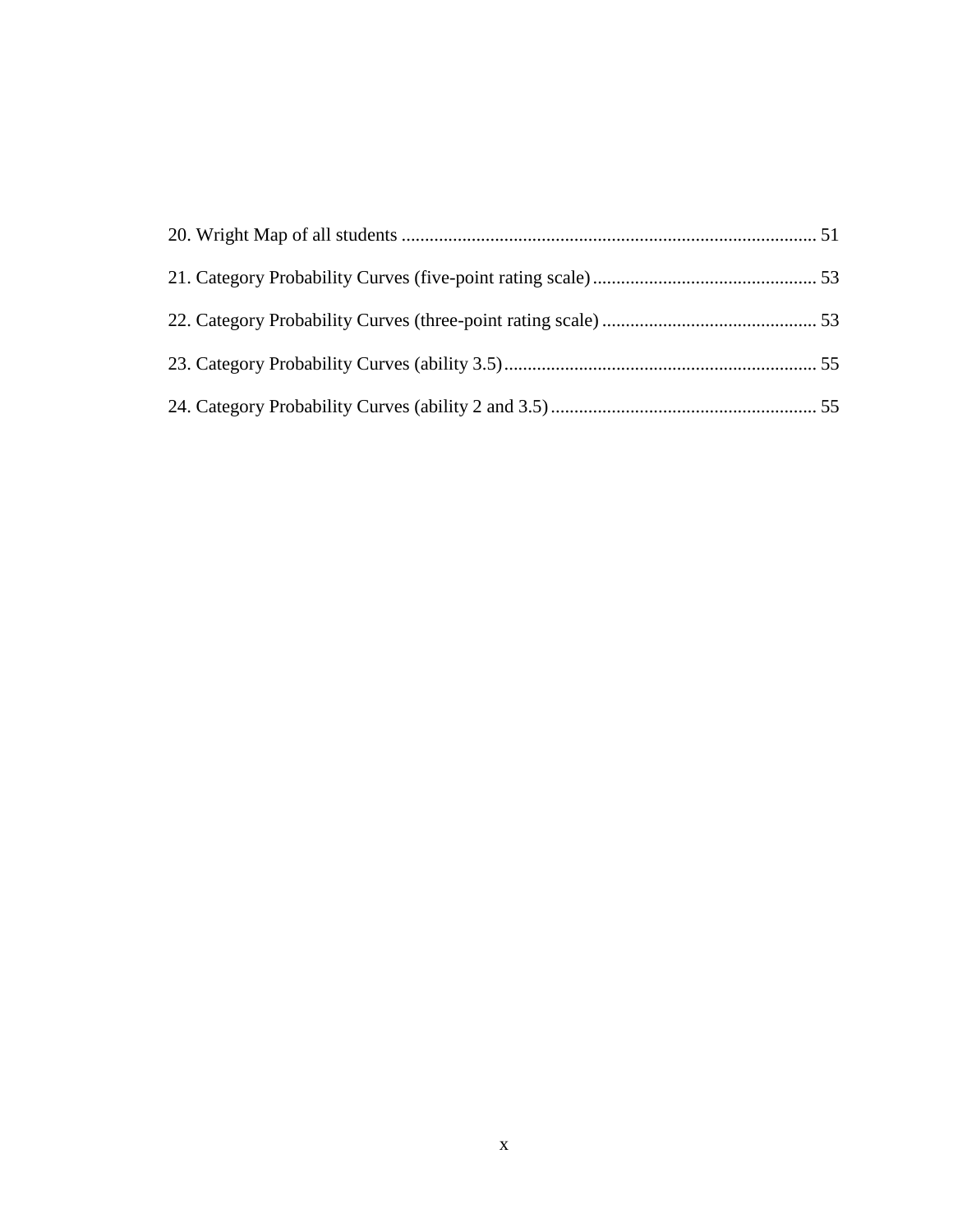20. Wright Map of all students ........................................................................................ 51

21. Category Probability Curves (five-point rating scale) ................................................ 53

22. Category Probability Curves (three-point rating scale) .............................................. 53

23. Category Probability Curves (ability 3.5) ................................................................... 55

24. Category Probability Curves (ability 2 and 3.5) ......................................................... 55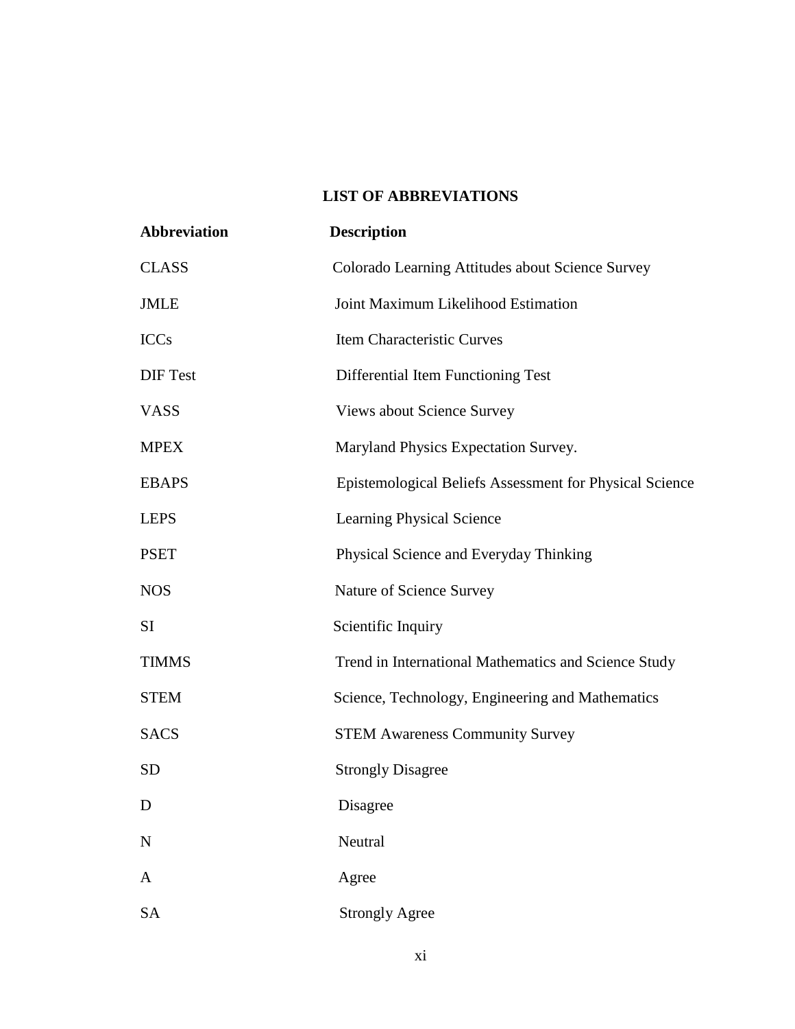## LIST OF ABBREVIATIONS

| Abbreviation | Description |
|---|---|
| CLASS | Colorado Learning Attitudes about Science Survey |
| JMLE | Joint Maximum Likelihood Estimation |
| ICCs | Item Characteristic Curves |
| DIF Test | Differential Item Functioning Test |
| VASS | Views about Science Survey |
| MPEX | Maryland Physics Expectation Survey. |
| EBAPS | Epistemological Beliefs Assessment for Physical Science |
| LEPS | Learning Physical Science |
| PSET | Physical Science and Everyday Thinking |
| NOS | Nature of Science Survey |
| SI | Scientific Inquiry |
| TIMMS | Trend in International Mathematics and Science Study |
| STEM | Science, Technology, Engineering and Mathematics |
| SACS | STEM Awareness Community Survey |
| SD | Strongly Disagree |
| D | Disagree |
| N | Neutral |
| A | Agree |
| SA | Strongly Agree |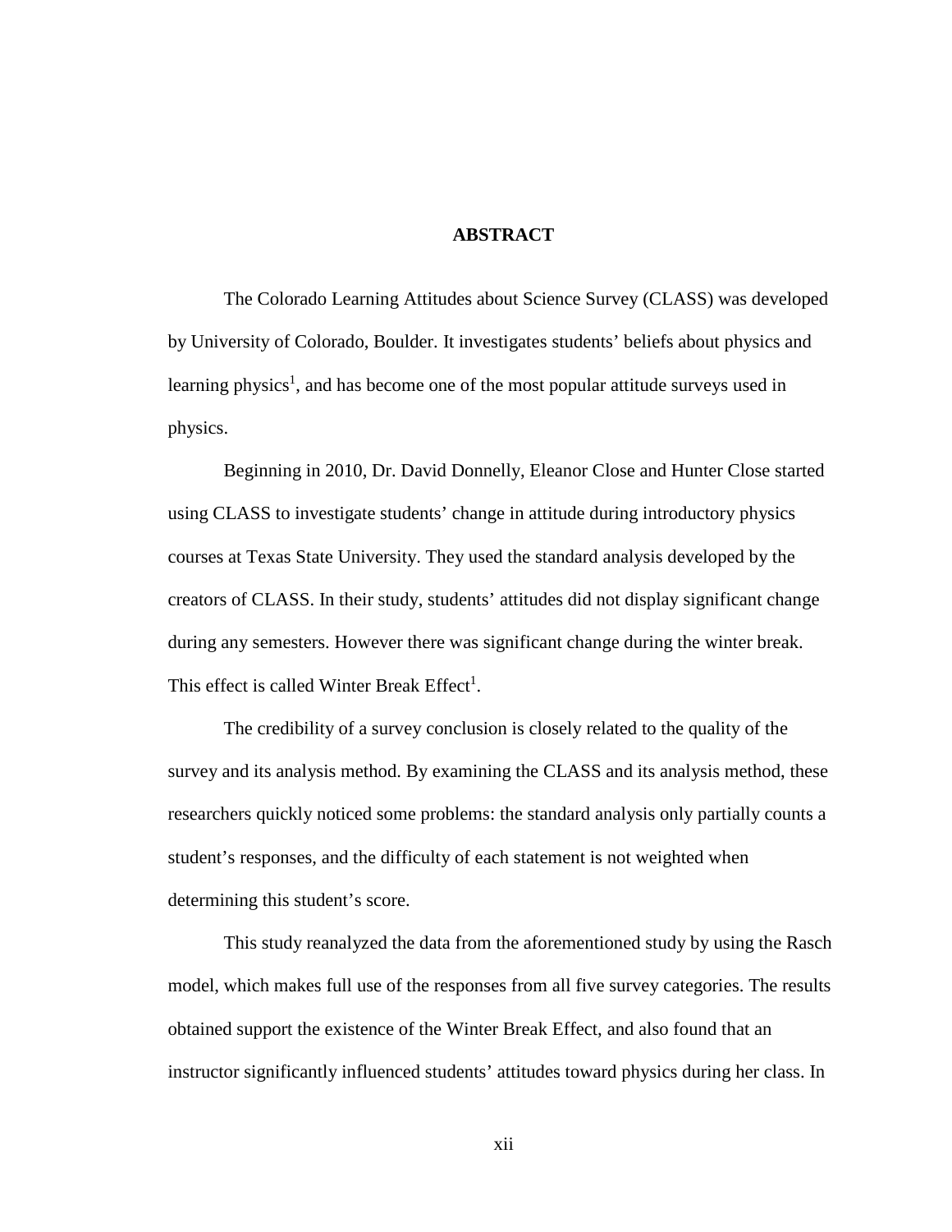# ABSTRACT

The Colorado Learning Attitudes about Science Survey (CLASS) was developed by University of Colorado, Boulder. It investigates students' beliefs about physics and learning physics[1], and has become one of the most popular attitude surveys used in physics.

Beginning in 2010, Dr. David Donnelly, Eleanor Close and Hunter Close started using CLASS to investigate students' change in attitude during introductory physics courses at Texas State University. They used the standard analysis developed by the creators of CLASS. In their study, students' attitudes did not display significant change during any semesters. However there was significant change during the winter break. This effect is called Winter Break Effect[1].

The credibility of a survey conclusion is closely related to the quality of the survey and its analysis method. By examining the CLASS and its analysis method, these researchers quickly noticed some problems: the standard analysis only partially counts a student's responses, and the difficulty of each statement is not weighted when determining this student's score.

This study reanalyzed the data from the aforementioned study by using the Rasch model, which makes full use of the responses from all five survey categories. The results obtained support the existence of the Winter Break Effect, and also found that an instructor significantly influenced students' attitudes toward physics during her class. In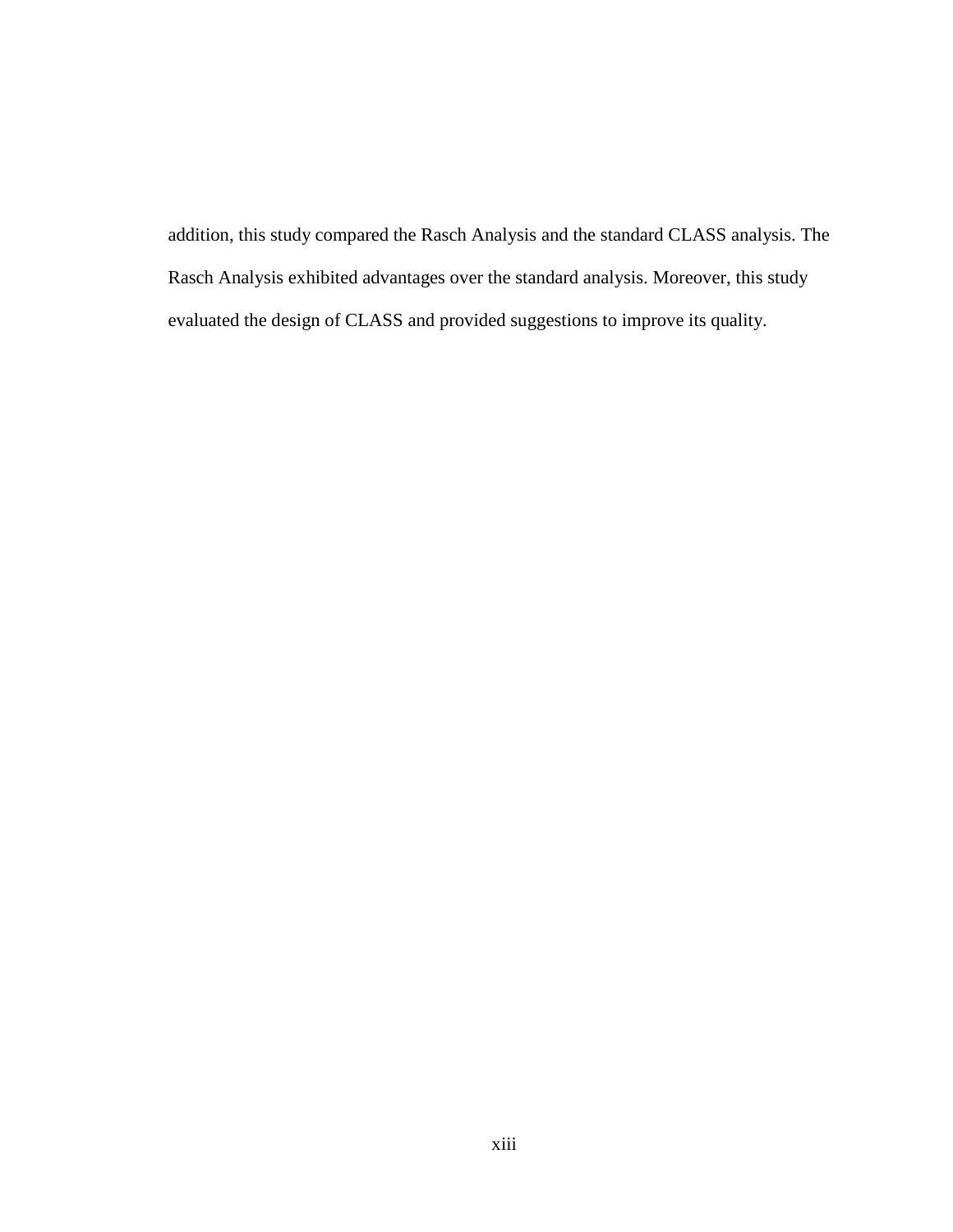addition, this study compared the Rasch Analysis and the standard CLASS analysis. The Rasch Analysis exhibited advantages over the standard analysis. Moreover, this study evaluated the design of CLASS and provided suggestions to improve its quality.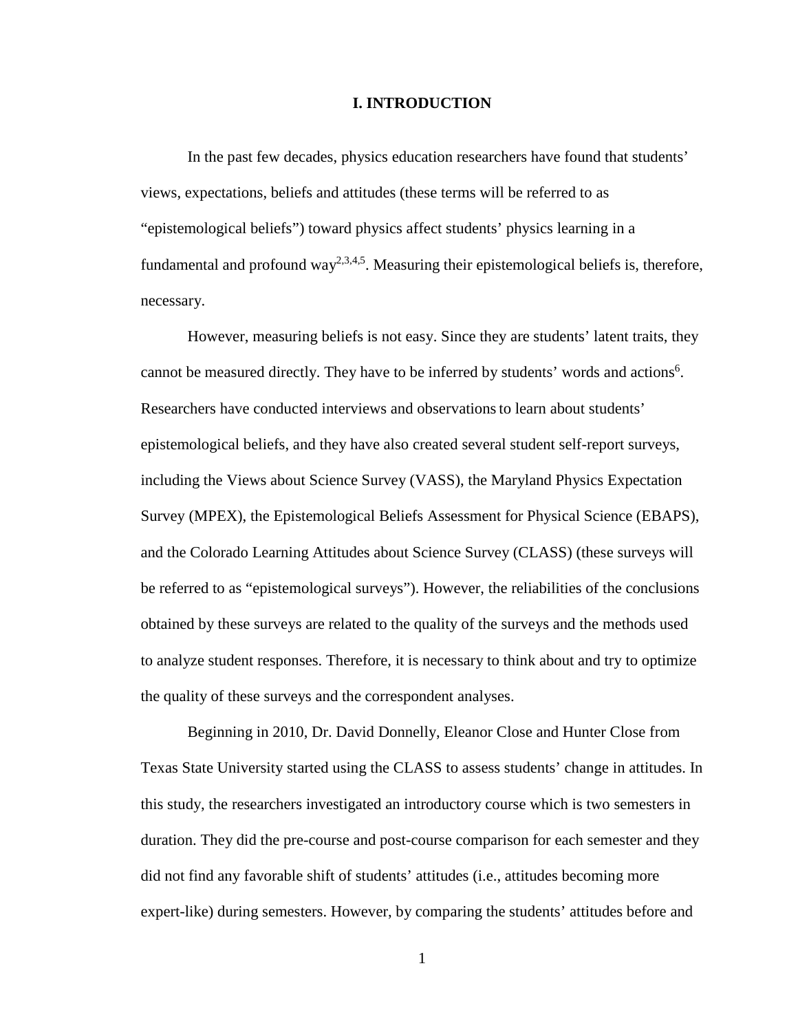# I. INTRODUCTION

In the past few decades, physics education researchers have found that students' views, expectations, beliefs and attitudes (these terms will be referred to as "epistemological beliefs") toward physics affect students' physics learning in a fundamental and profound way[2,3,4,5]. Measuring their epistemological beliefs is, therefore, necessary.

However, measuring beliefs is not easy. Since they are students' latent traits, they cannot be measured directly. They have to be inferred by students' words and actions[6]. Researchers have conducted interviews and observations to learn about students' epistemological beliefs, and they have also created several student self-report surveys, including the Views about Science Survey (VASS), the Maryland Physics Expectation Survey (MPEX), the Epistemological Beliefs Assessment for Physical Science (EBAPS), and the Colorado Learning Attitudes about Science Survey (CLASS) (these surveys will be referred to as "epistemological surveys"). However, the reliabilities of the conclusions obtained by these surveys are related to the quality of the surveys and the methods used to analyze student responses. Therefore, it is necessary to think about and try to optimize the quality of these surveys and the correspondent analyses.

Beginning in 2010, Dr. David Donnelly, Eleanor Close and Hunter Close from Texas State University started using the CLASS to assess students' change in attitudes. In this study, the researchers investigated an introductory course which is two semesters in duration. They did the pre-course and post-course comparison for each semester and they did not find any favorable shift of students' attitudes (i.e., attitudes becoming more expert-like) during semesters. However, by comparing the students' attitudes before and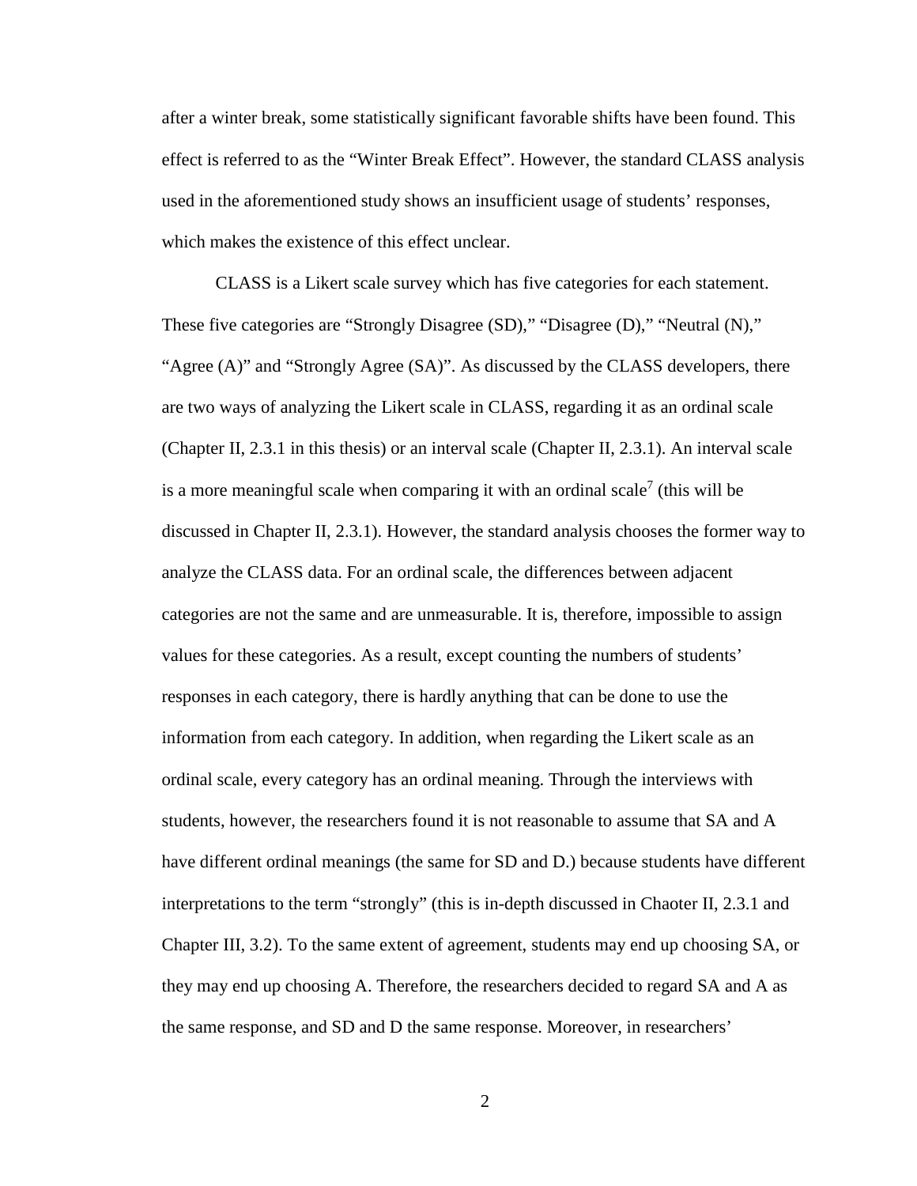after a winter break, some statistically significant favorable shifts have been found. This effect is referred to as the "Winter Break Effect". However, the standard CLASS analysis used in the aforementioned study shows an insufficient usage of students' responses, which makes the existence of this effect unclear.

CLASS is a Likert scale survey which has five categories for each statement. These five categories are "Strongly Disagree (SD)," "Disagree (D)," "Neutral (N)," "Agree (A)" and "Strongly Agree (SA)". As discussed by the CLASS developers, there are two ways of analyzing the Likert scale in CLASS, regarding it as an ordinal scale (Chapter II, 2.3.1 in this thesis) or an interval scale (Chapter II, 2.3.1). An interval scale is a more meaningful scale when comparing it with an ordinal scale[7] (this will be discussed in Chapter II, 2.3.1). However, the standard analysis chooses the former way to analyze the CLASS data. For an ordinal scale, the differences between adjacent categories are not the same and are unmeasurable. It is, therefore, impossible to assign values for these categories. As a result, except counting the numbers of students' responses in each category, there is hardly anything that can be done to use the information from each category. In addition, when regarding the Likert scale as an ordinal scale, every category has an ordinal meaning. Through the interviews with students, however, the researchers found it is not reasonable to assume that SA and A have different ordinal meanings (the same for SD and D.) because students have different interpretations to the term "strongly" (this is in-depth discussed in Chaoter II, 2.3.1 and Chapter III, 3.2). To the same extent of agreement, students may end up choosing SA, or they may end up choosing A. Therefore, the researchers decided to regard SA and A as the same response, and SD and D the same response. Moreover, in researchers'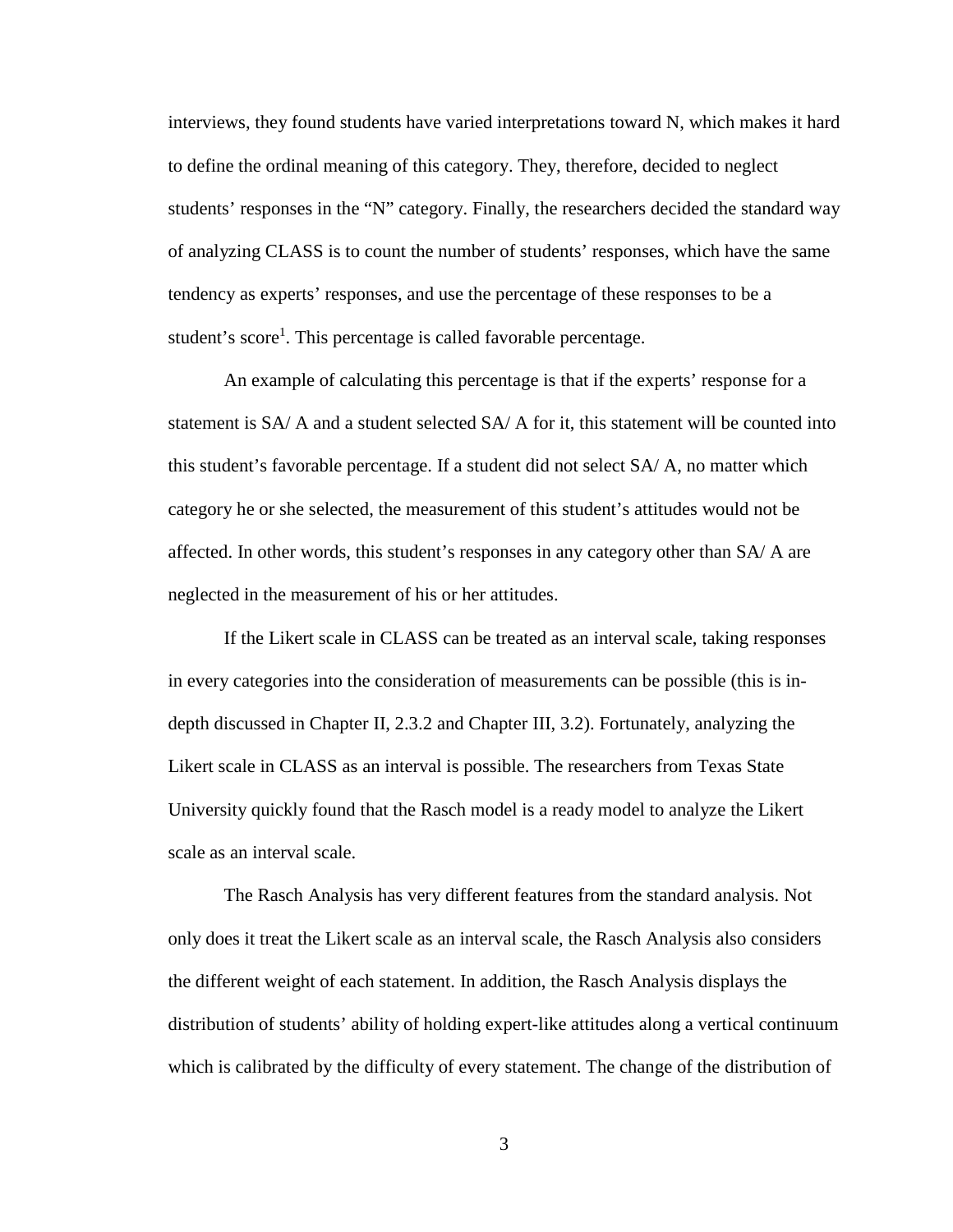interviews, they found students have varied interpretations toward N, which makes it hard to define the ordinal meaning of this category. They, therefore, decided to neglect students' responses in the "N" category. Finally, the researchers decided the standard way of analyzing CLASS is to count the number of students' responses, which have the same tendency as experts' responses, and use the percentage of these responses to be a student's score[1]. This percentage is called favorable percentage.

An example of calculating this percentage is that if the experts' response for a statement is SA/ A and a student selected SA/ A for it, this statement will be counted into this student's favorable percentage. If a student did not select SA/ A, no matter which category he or she selected, the measurement of this student's attitudes would not be affected. In other words, this student's responses in any category other than SA/ A are neglected in the measurement of his or her attitudes.

If the Likert scale in CLASS can be treated as an interval scale, taking responses in every categories into the consideration of measurements can be possible (this is in-depth discussed in Chapter II, 2.3.2 and Chapter III, 3.2). Fortunately, analyzing the Likert scale in CLASS as an interval is possible. The researchers from Texas State University quickly found that the Rasch model is a ready model to analyze the Likert scale as an interval scale.

The Rasch Analysis has very different features from the standard analysis. Not only does it treat the Likert scale as an interval scale, the Rasch Analysis also considers the different weight of each statement. In addition, the Rasch Analysis displays the distribution of students' ability of holding expert-like attitudes along a vertical continuum which is calibrated by the difficulty of every statement. The change of the distribution of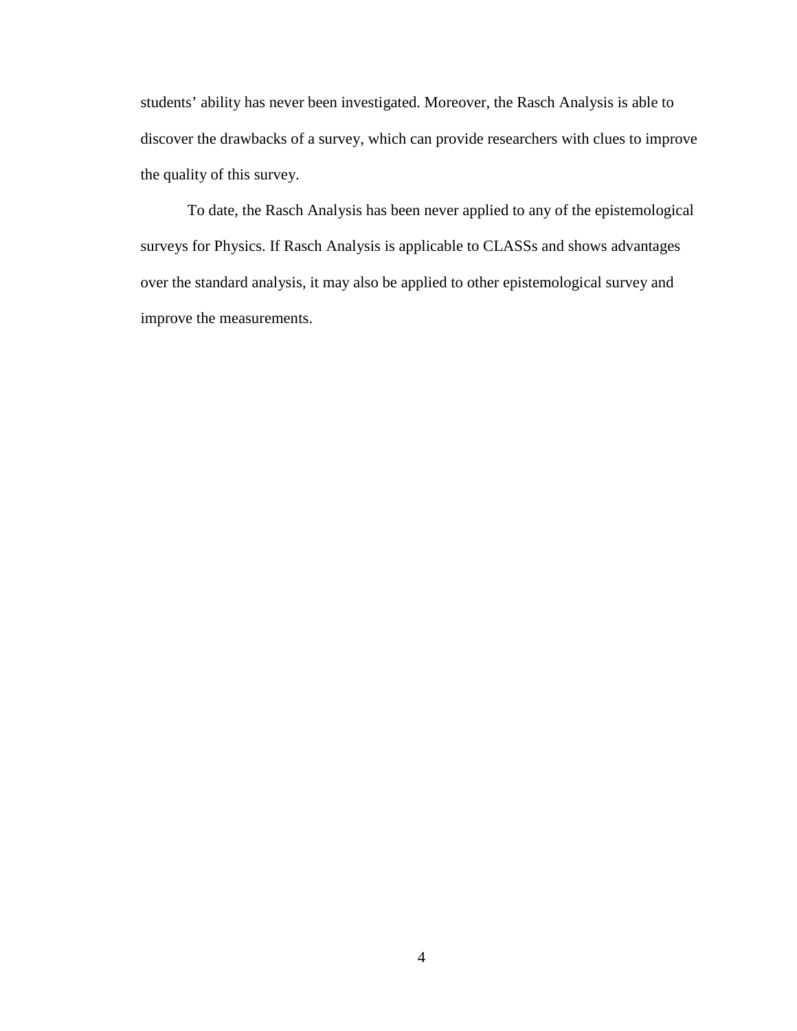students' ability has never been investigated. Moreover, the Rasch Analysis is able to discover the drawbacks of a survey, which can provide researchers with clues to improve the quality of this survey.

To date, the Rasch Analysis has been never applied to any of the epistemological surveys for Physics. If Rasch Analysis is applicable to CLASSs and shows advantages over the standard analysis, it may also be applied to other epistemological survey and improve the measurements.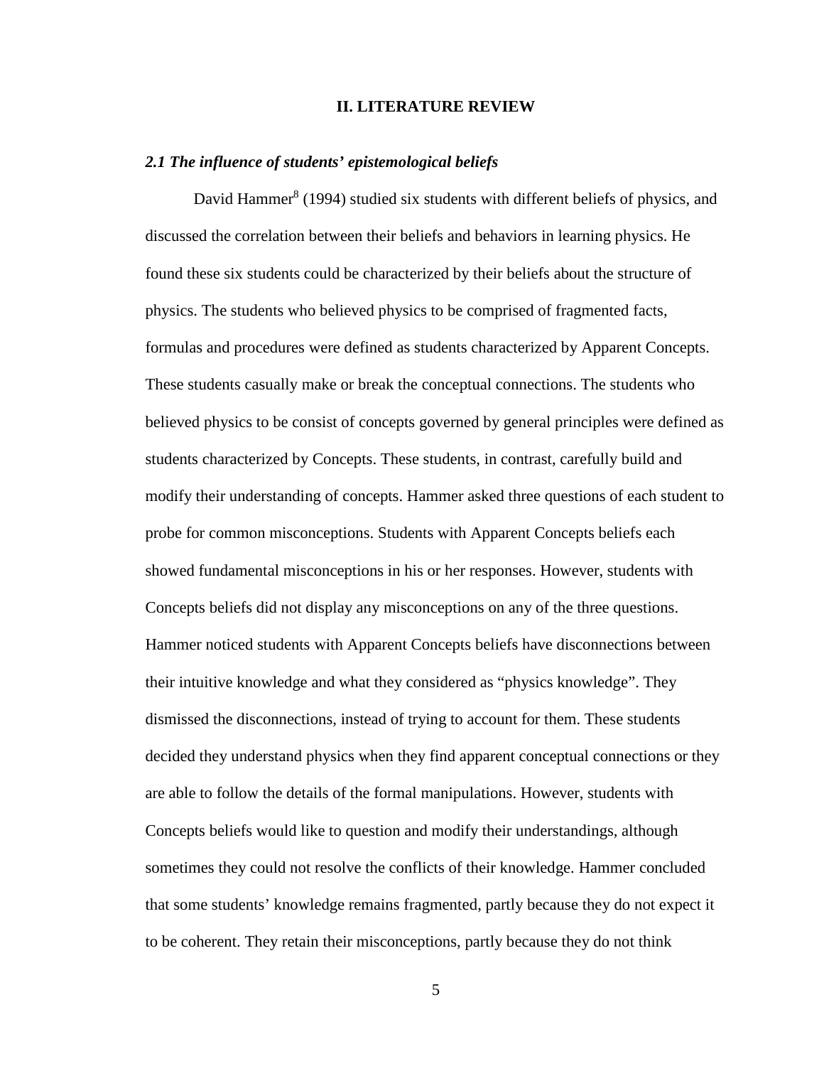## II. LITERATURE REVIEW

### *2.1 The influence of students' epistemological beliefs*

David Hammer[8] (1994) studied six students with different beliefs of physics, and discussed the correlation between their beliefs and behaviors in learning physics. He found these six students could be characterized by their beliefs about the structure of physics. The students who believed physics to be comprised of fragmented facts, formulas and procedures were defined as students characterized by Apparent Concepts. These students casually make or break the conceptual connections. The students who believed physics to be consist of concepts governed by general principles were defined as students characterized by Concepts. These students, in contrast, carefully build and modify their understanding of concepts. Hammer asked three questions of each student to probe for common misconceptions. Students with Apparent Concepts beliefs each showed fundamental misconceptions in his or her responses. However, students with Concepts beliefs did not display any misconceptions on any of the three questions. Hammer noticed students with Apparent Concepts beliefs have disconnections between their intuitive knowledge and what they considered as "physics knowledge". They dismissed the disconnections, instead of trying to account for them. These students decided they understand physics when they find apparent conceptual connections or they are able to follow the details of the formal manipulations. However, students with Concepts beliefs would like to question and modify their understandings, although sometimes they could not resolve the conflicts of their knowledge. Hammer concluded that some students' knowledge remains fragmented, partly because they do not expect it to be coherent. They retain their misconceptions, partly because they do not think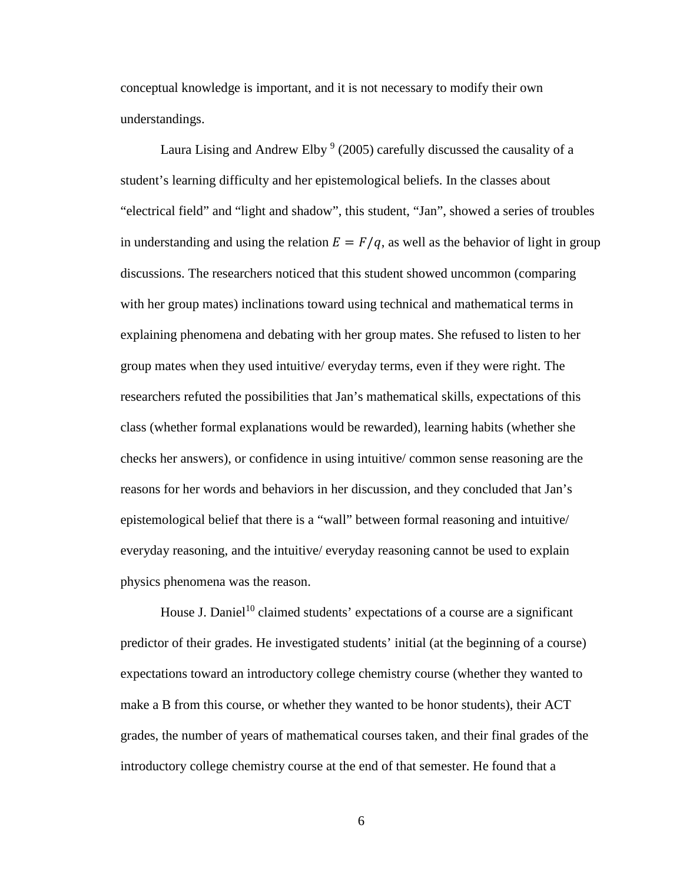conceptual knowledge is important, and it is not necessary to modify their own understandings.

Laura Lising and Andrew Elby [9] (2005) carefully discussed the causality of a student's learning difficulty and her epistemological beliefs. In the classes about "electrical field" and "light and shadow", this student, "Jan", showed a series of troubles in understanding and using the relation $E = F/q$, as well as the behavior of light in group discussions. The researchers noticed that this student showed uncommon (comparing with her group mates) inclinations toward using technical and mathematical terms in explaining phenomena and debating with her group mates. She refused to listen to her group mates when they used intuitive/ everyday terms, even if they were right. The researchers refuted the possibilities that Jan's mathematical skills, expectations of this class (whether formal explanations would be rewarded), learning habits (whether she checks her answers), or confidence in using intuitive/ common sense reasoning are the reasons for her words and behaviors in her discussion, and they concluded that Jan's epistemological belief that there is a "wall" between formal reasoning and intuitive/ everyday reasoning, and the intuitive/ everyday reasoning cannot be used to explain physics phenomena was the reason.

House J. Daniel[10] claimed students' expectations of a course are a significant predictor of their grades. He investigated students' initial (at the beginning of a course) expectations toward an introductory college chemistry course (whether they wanted to make a B from this course, or whether they wanted to be honor students), their ACT grades, the number of years of mathematical courses taken, and their final grades of the introductory college chemistry course at the end of that semester. He found that a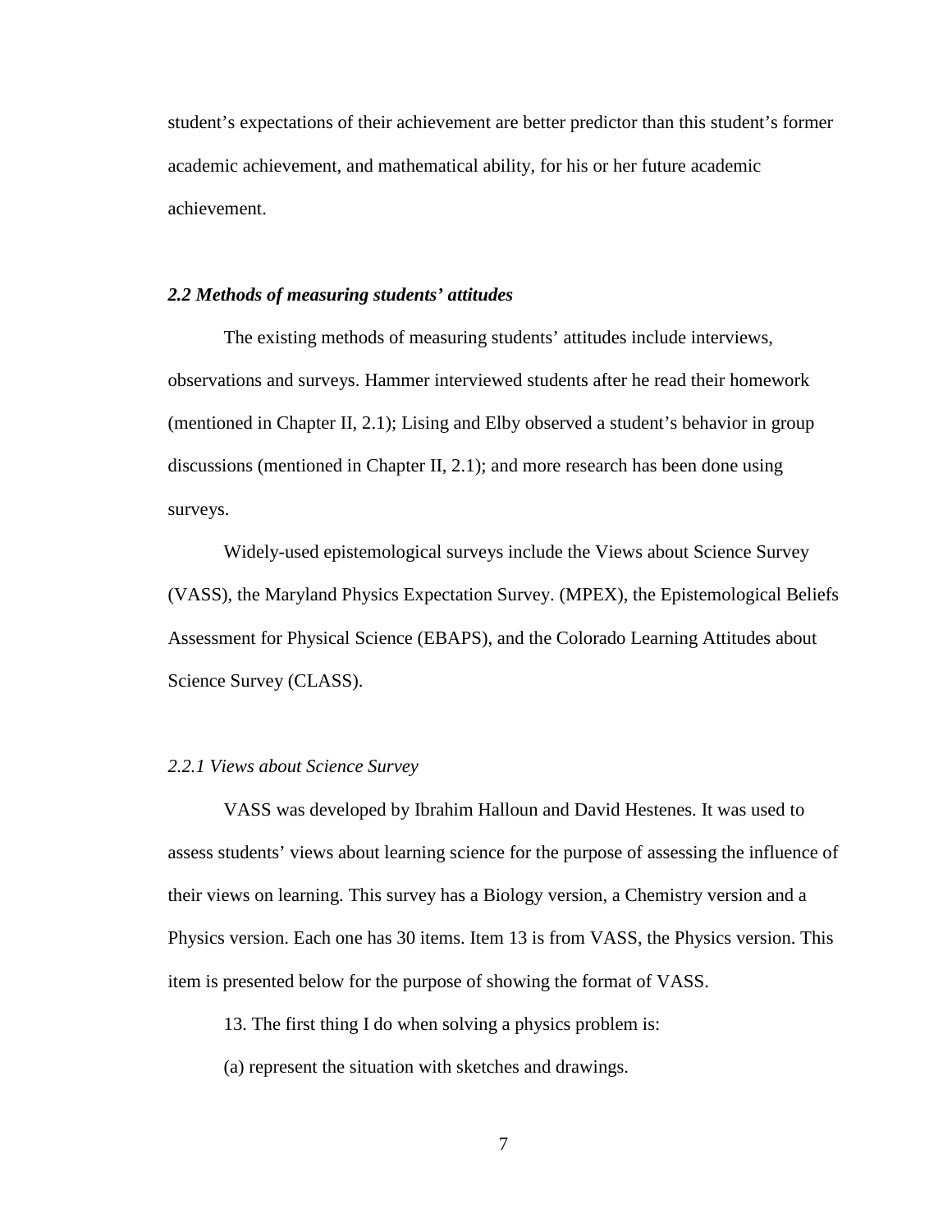student's expectations of their achievement are better predictor than this student's former academic achievement, and mathematical ability, for his or her future academic achievement.

### *2.2 Methods of measuring students' attitudes*

The existing methods of measuring students' attitudes include interviews, observations and surveys. Hammer interviewed students after he read their homework (mentioned in Chapter II, 2.1); Lising and Elby observed a student's behavior in group discussions (mentioned in Chapter II, 2.1); and more research has been done using surveys.

Widely-used epistemological surveys include the Views about Science Survey (VASS), the Maryland Physics Expectation Survey. (MPEX), the Epistemological Beliefs Assessment for Physical Science (EBAPS), and the Colorado Learning Attitudes about Science Survey (CLASS).

#### *2.2.1 Views about Science Survey*

VASS was developed by Ibrahim Halloun and David Hestenes. It was used to assess students' views about learning science for the purpose of assessing the influence of their views on learning. This survey has a Biology version, a Chemistry version and a Physics version. Each one has 30 items. Item 13 is from VASS, the Physics version. This item is presented below for the purpose of showing the format of VASS.

13. The first thing I do when solving a physics problem is:

(a) represent the situation with sketches and drawings.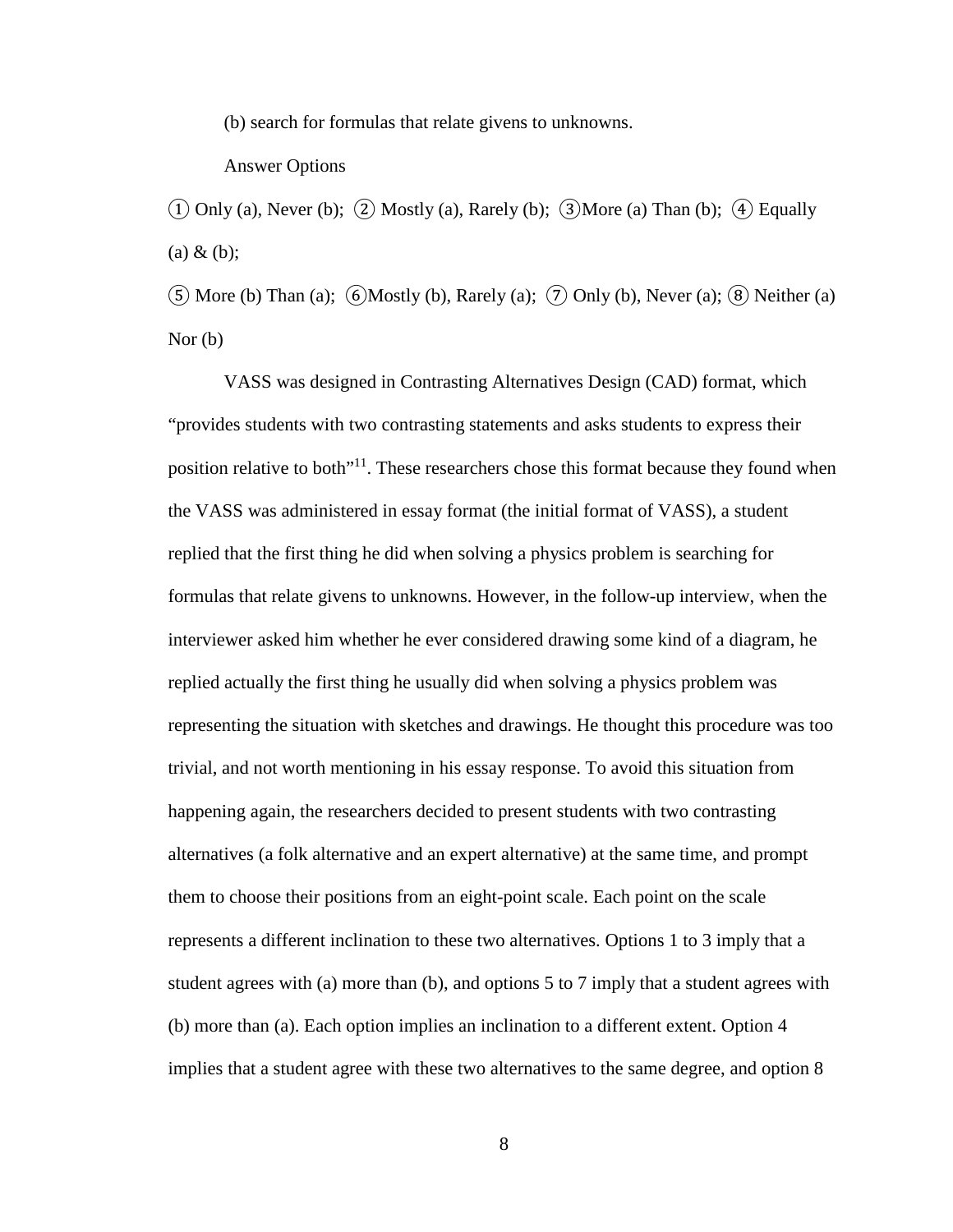(b) search for formulas that relate givens to unknowns.

Answer Options

① Only (a), Never (b); ② Mostly (a), Rarely (b); ③More (a) Than (b); ④ Equally (a) & (b);

⑤ More (b) Than (a); ⑥Mostly (b), Rarely (a); ⑦ Only (b), Never (a); ⑧ Neither (a) Nor (b)

VASS was designed in Contrasting Alternatives Design (CAD) format, which "provides students with two contrasting statements and asks students to express their position relative to both"[11]. These researchers chose this format because they found when the VASS was administered in essay format (the initial format of VASS), a student replied that the first thing he did when solving a physics problem is searching for formulas that relate givens to unknowns. However, in the follow-up interview, when the interviewer asked him whether he ever considered drawing some kind of a diagram, he replied actually the first thing he usually did when solving a physics problem was representing the situation with sketches and drawings. He thought this procedure was too trivial, and not worth mentioning in his essay response. To avoid this situation from happening again, the researchers decided to present students with two contrasting alternatives (a folk alternative and an expert alternative) at the same time, and prompt them to choose their positions from an eight-point scale. Each point on the scale represents a different inclination to these two alternatives. Options 1 to 3 imply that a student agrees with (a) more than (b), and options 5 to 7 imply that a student agrees with (b) more than (a). Each option implies an inclination to a different extent. Option 4 implies that a student agree with these two alternatives to the same degree, and option 8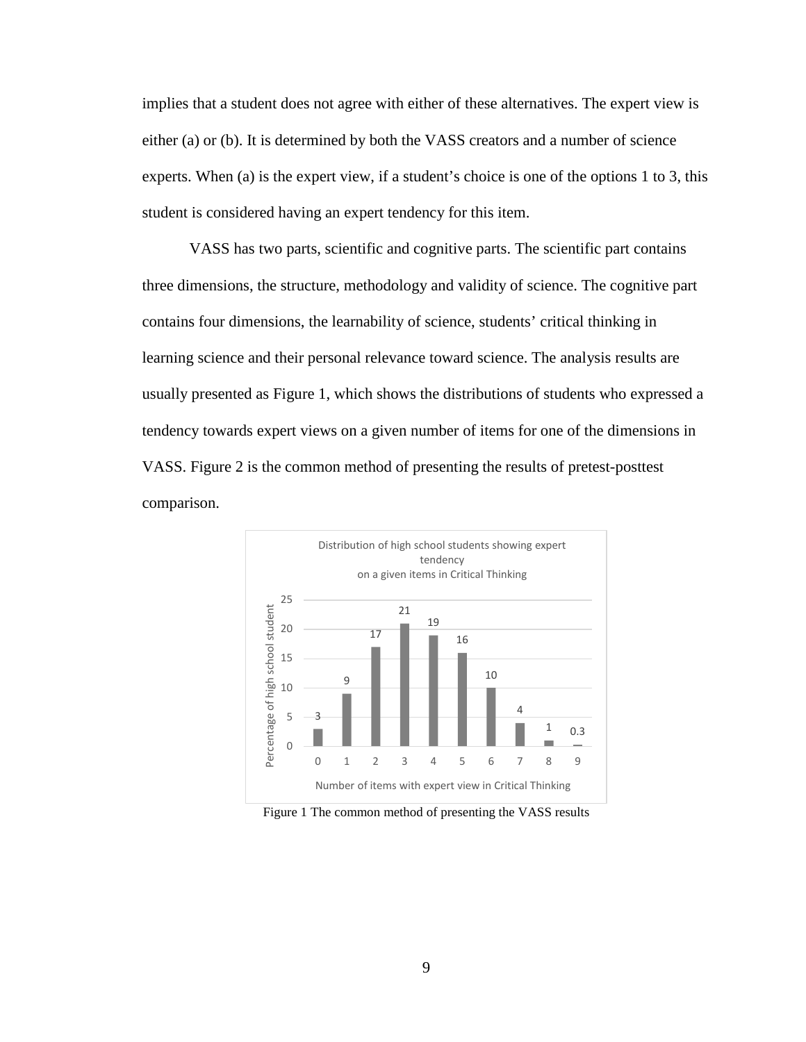implies that a student does not agree with either of these alternatives. The expert view is either (a) or (b). It is determined by both the VASS creators and a number of science experts. When (a) is the expert view, if a student's choice is one of the options 1 to 3, this student is considered having an expert tendency for this item.

VASS has two parts, scientific and cognitive parts. The scientific part contains three dimensions, the structure, methodology and validity of science. The cognitive part contains four dimensions, the learnability of science, students' critical thinking in learning science and their personal relevance toward science. The analysis results are usually presented as Figure 1, which shows the distributions of students who expressed a tendency towards expert views on a given number of items for one of the dimensions in VASS. Figure 2 is the common method of presenting the results of pretest-posttest comparison.

Distribution of high school students showing expert tendency on a given items in Critical Thinking

| Number of items with expert view in Critical Thinking | 0 | 1 | 2 | 3 | 4 | 5 | 6 | 7 | 8 | 9 |
|---|---|---|---|---|---|---|---|---|---|---|
| Percentage of high school student | 3 | 9 | 17 | 21 | 19 | 16 | 10 | 4 | 1 | 0.3 |

Figure 1 The common method of presenting the VASS results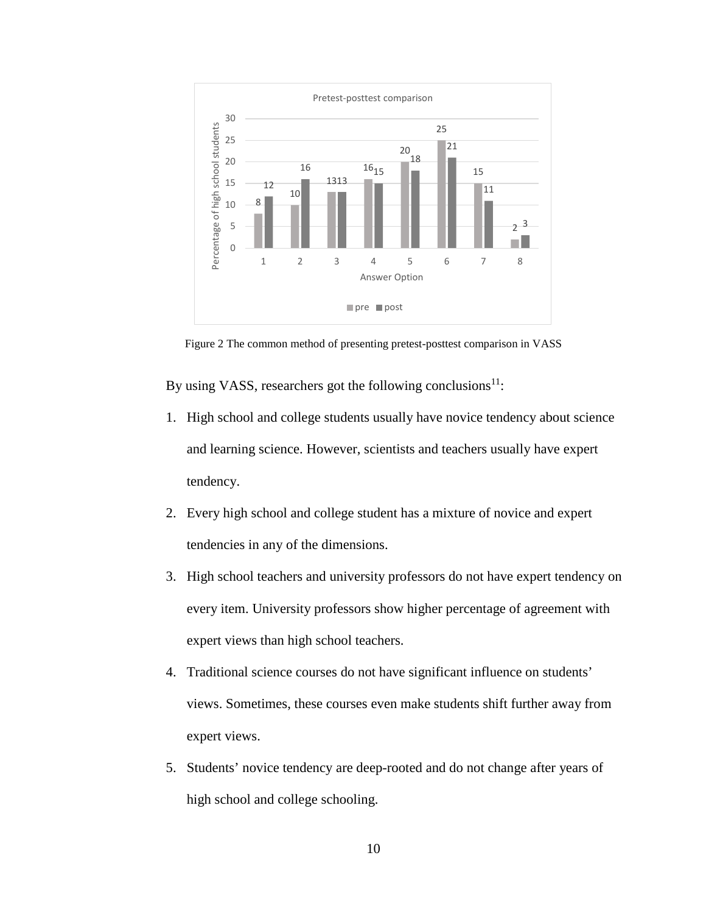Figure 2 The common method of presenting pretest-posttest comparison in VASS

By using VASS, researchers got the following conclusions[11]:

1. High school and college students usually have novice tendency about science and learning science. However, scientists and teachers usually have expert tendency.
2. Every high school and college student has a mixture of novice and expert tendencies in any of the dimensions.
3. High school teachers and university professors do not have expert tendency on every item. University professors show higher percentage of agreement with expert views than high school teachers.
4. Traditional science courses do not have significant influence on students' views. Sometimes, these courses even make students shift further away from expert views.
5. Students' novice tendency are deep-rooted and do not change after years of high school and college schooling.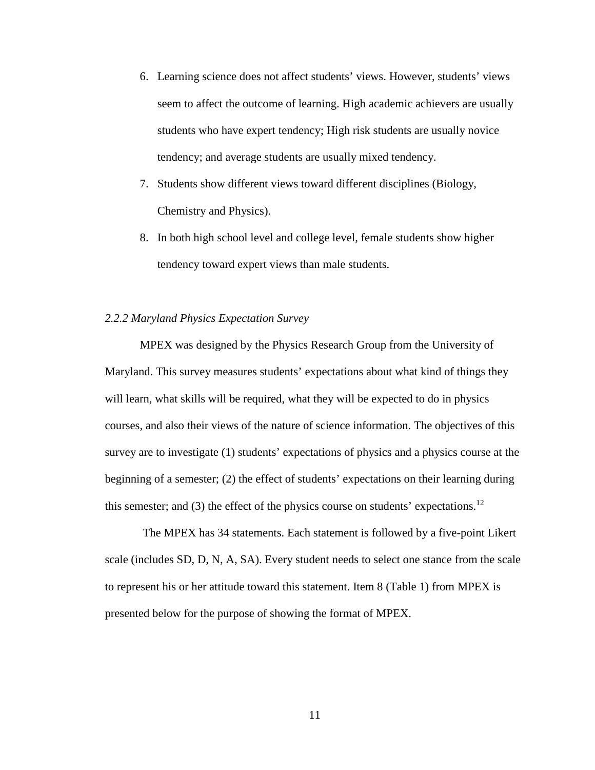6. Learning science does not affect students' views. However, students' views seem to affect the outcome of learning. High academic achievers are usually students who have expert tendency; High risk students are usually novice tendency; and average students are usually mixed tendency.
7. Students show different views toward different disciplines (Biology, Chemistry and Physics).
8. In both high school level and college level, female students show higher tendency toward expert views than male students.

### *2.2.2 Maryland Physics Expectation Survey*

MPEX was designed by the Physics Research Group from the University of Maryland. This survey measures students' expectations about what kind of things they will learn, what skills will be required, what they will be expected to do in physics courses, and also their views of the nature of science information. The objectives of this survey are to investigate (1) students' expectations of physics and a physics course at the beginning of a semester; (2) the effect of students' expectations on their learning during this semester; and (3) the effect of the physics course on students' expectations.[12]

The MPEX has 34 statements. Each statement is followed by a five-point Likert scale (includes SD, D, N, A, SA). Every student needs to select one stance from the scale to represent his or her attitude toward this statement. Item 8 (Table 1) from MPEX is presented below for the purpose of showing the format of MPEX.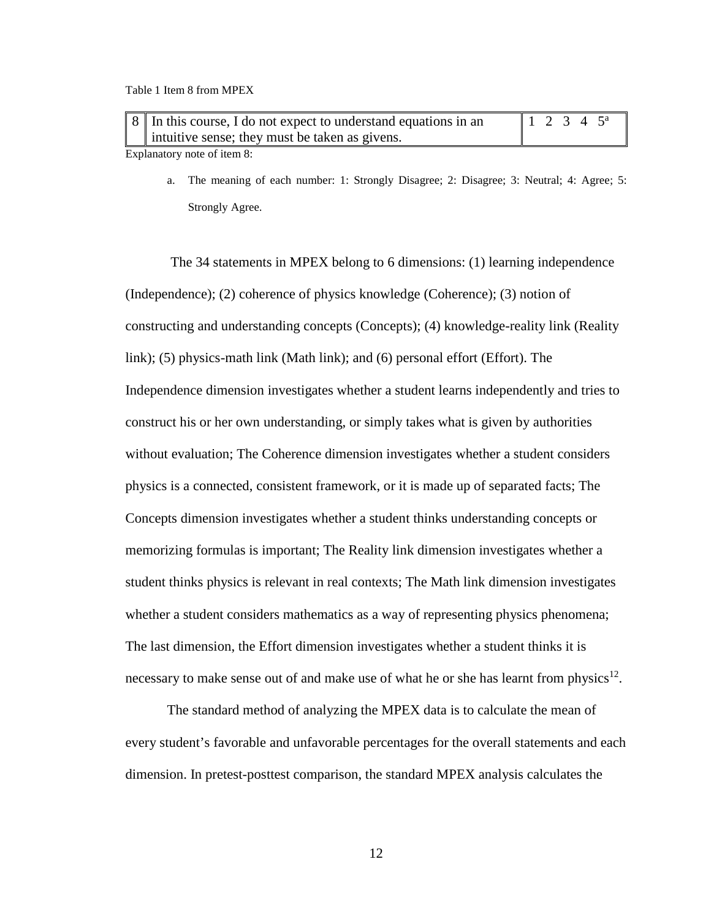Table 1 Item 8 from MPEX

| 8 | In this course, I do not expect to understand equations in an intuitive sense; they must be taken as givens. | 1 2 3 4 5[a] |
|---|---|---|

Explanatory note of item 8:

a. The meaning of each number: 1: Strongly Disagree; 2: Disagree; 3: Neutral; 4: Agree; 5: Strongly Agree.

The 34 statements in MPEX belong to 6 dimensions: (1) learning independence (Independence); (2) coherence of physics knowledge (Coherence); (3) notion of constructing and understanding concepts (Concepts); (4) knowledge-reality link (Reality link); (5) physics-math link (Math link); and (6) personal effort (Effort). The Independence dimension investigates whether a student learns independently and tries to construct his or her own understanding, or simply takes what is given by authorities without evaluation; The Coherence dimension investigates whether a student considers physics is a connected, consistent framework, or it is made up of separated facts; The Concepts dimension investigates whether a student thinks understanding concepts or memorizing formulas is important; The Reality link dimension investigates whether a student thinks physics is relevant in real contexts; The Math link dimension investigates whether a student considers mathematics as a way of representing physics phenomena; The last dimension, the Effort dimension investigates whether a student thinks it is necessary to make sense out of and make use of what he or she has learnt from physics[12].

The standard method of analyzing the MPEX data is to calculate the mean of every student's favorable and unfavorable percentages for the overall statements and each dimension. In pretest-posttest comparison, the standard MPEX analysis calculates the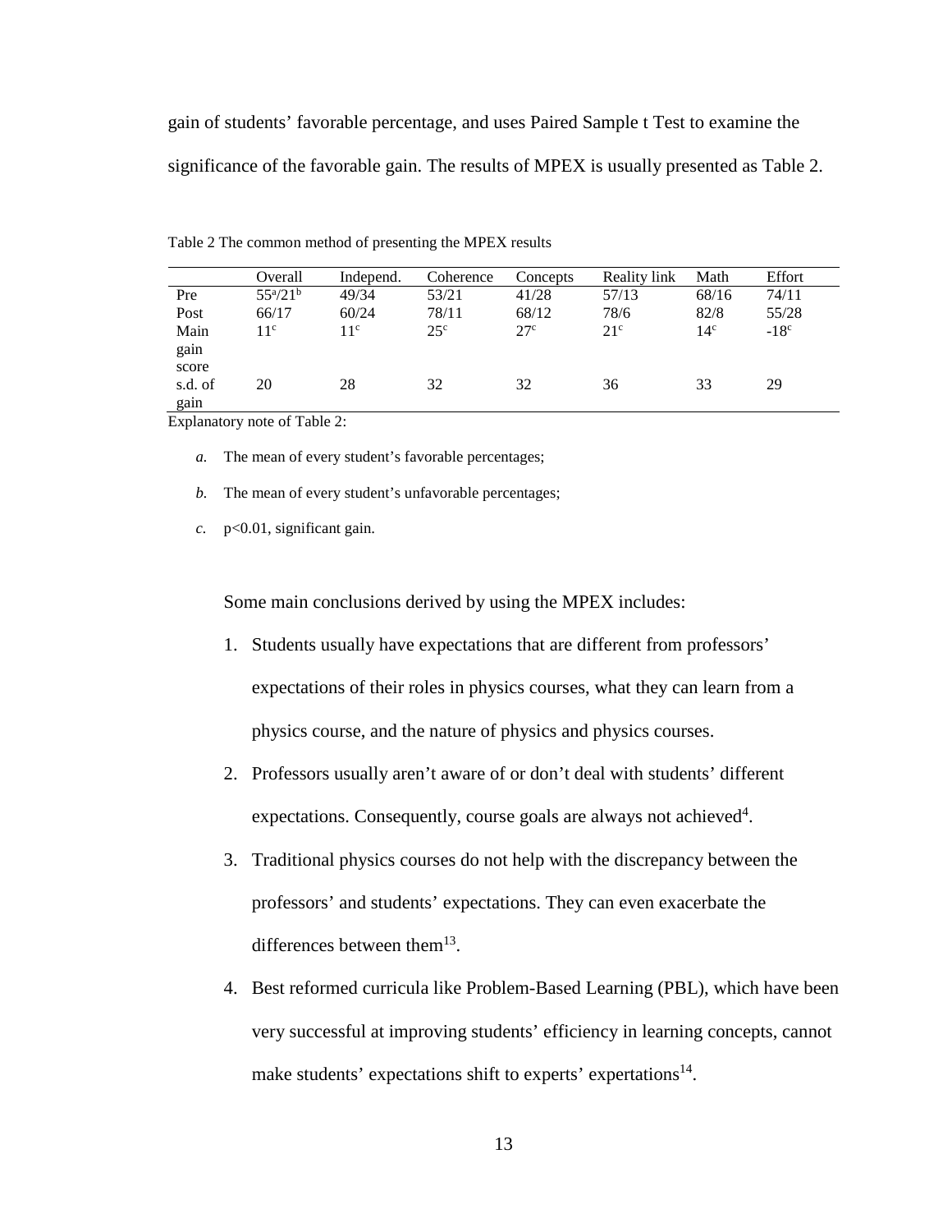gain of students' favorable percentage, and uses Paired Sample t Test to examine the significance of the favorable gain. The results of MPEX is usually presented as Table 2.

Table 2 The common method of presenting the MPEX results

| | Overall | Independ. | Coherence | Concepts | Reality link | Math | Effort |
|---|---|---|---|---|---|---|---|
| Pre | 55[a]/21[b] | 49/34 | 53/21 | 41/28 | 57/13 | 68/16 | 74/11 |
| Post | 66/17 | 60/24 | 78/11 | 68/12 | 78/6 | 82/8 | 55/28 |
| Main gain score | 11[c] | 11[c] | 25[c] | 27[c] | 21[c] | 14[c] | -18[c] |
| s.d. of gain | 20 | 28 | 32 | 32 | 36 | 33 | 29 |

Explanatory note of Table 2:

*a.* The mean of every student's favorable percentages;

*b.* The mean of every student's unfavorable percentages;

*c.* $p<0.01$, significant gain.

Some main conclusions derived by using the MPEX includes:

1. Students usually have expectations that are different from professors' expectations of their roles in physics courses, what they can learn from a physics course, and the nature of physics and physics courses.
2. Professors usually aren't aware of or don't deal with students' different expectations. Consequently, course goals are always not achieved[4].
3. Traditional physics courses do not help with the discrepancy between the professors' and students' expectations. They can even exacerbate the differences between them[13].
4. Best reformed curricula like Problem-Based Learning (PBL), which have been very successful at improving students' efficiency in learning concepts, cannot make students' expectations shift to experts' expertations[14].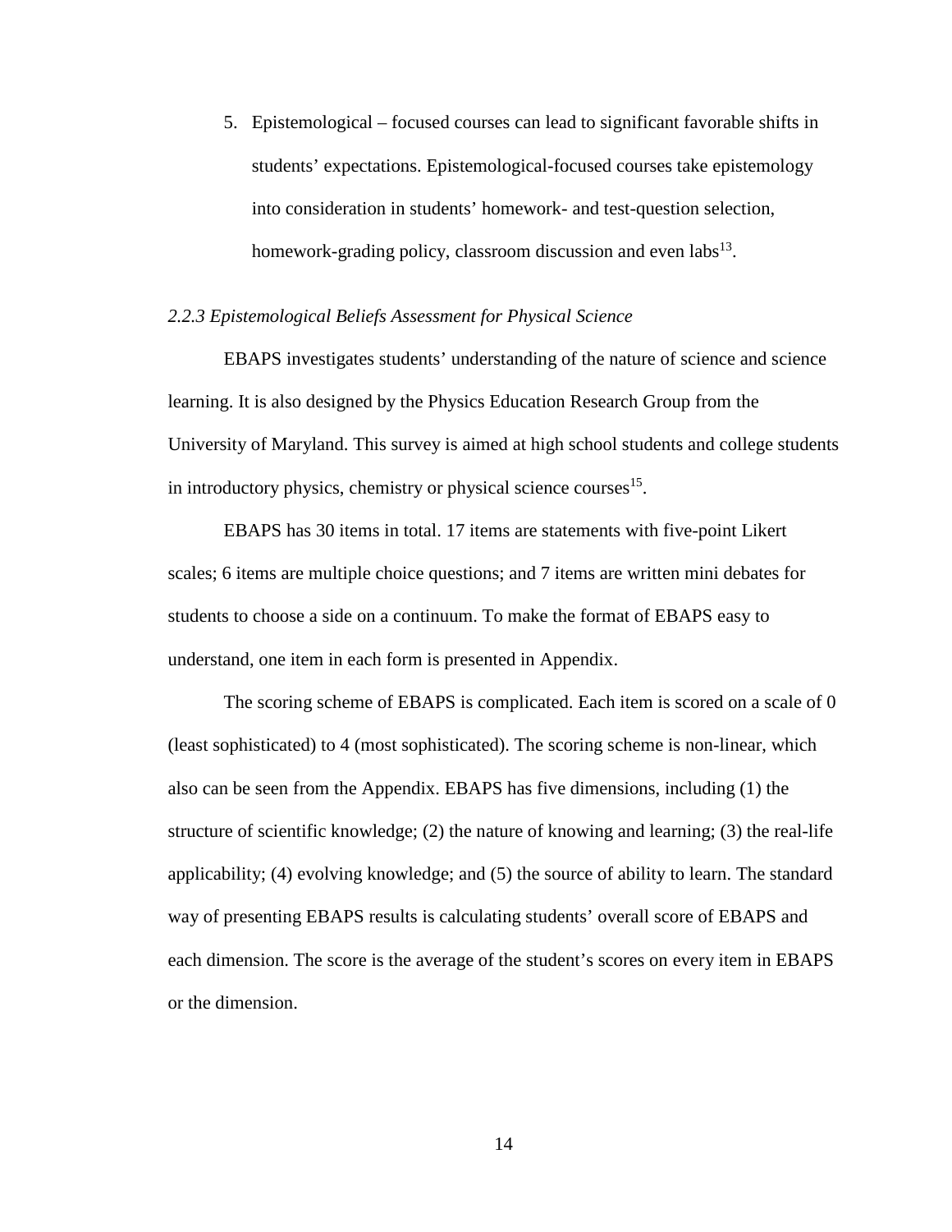5. Epistemological – focused courses can lead to significant favorable shifts in students' expectations. Epistemological-focused courses take epistemology into consideration in students' homework- and test-question selection, homework-grading policy, classroom discussion and even labs[13].

### *2.2.3 Epistemological Beliefs Assessment for Physical Science*

EBAPS investigates students' understanding of the nature of science and science learning. It is also designed by the Physics Education Research Group from the University of Maryland. This survey is aimed at high school students and college students in introductory physics, chemistry or physical science courses[15].

EBAPS has 30 items in total. 17 items are statements with five-point Likert scales; 6 items are multiple choice questions; and 7 items are written mini debates for students to choose a side on a continuum. To make the format of EBAPS easy to understand, one item in each form is presented in Appendix.

The scoring scheme of EBAPS is complicated. Each item is scored on a scale of 0 (least sophisticated) to 4 (most sophisticated). The scoring scheme is non-linear, which also can be seen from the Appendix. EBAPS has five dimensions, including (1) the structure of scientific knowledge; (2) the nature of knowing and learning; (3) the real-life applicability; (4) evolving knowledge; and (5) the source of ability to learn. The standard way of presenting EBAPS results is calculating students' overall score of EBAPS and each dimension. The score is the average of the student's scores on every item in EBAPS or the dimension.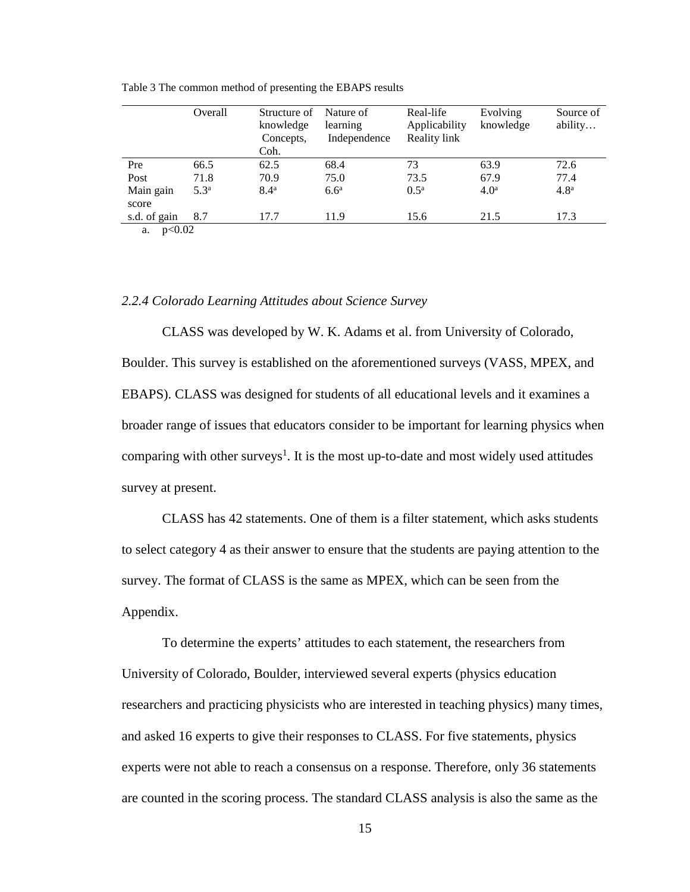Table 3 The common method of presenting the EBAPS results

| | Overall | Structure of knowledge Concepts, Coh. | Nature of learning Independence | Real-life Applicability Reality link | Evolving knowledge | Source of ability… |
|---|---|---|---|---|---|---|
| Pre | 66.5 | 62.5 | 68.4 | 73 | 63.9 | 72.6 |
| Post | 71.8 | 70.9 | 75.0 | 73.5 | 67.9 | 77.4 |
| Main gain score | 5.3[a] | 8.4[a] | 6.6[a] | 0.5[a] | 4.0[a] | 4.8[a] |
| s.d. of gain | 8.7 | 17.7 | 11.9 | 15.6 | 21.5 | 17.3 |

a. $p<0.02$

### *2.2.4 Colorado Learning Attitudes about Science Survey*

CLASS was developed by W. K. Adams et al. from University of Colorado, Boulder. This survey is established on the aforementioned surveys (VASS, MPEX, and EBAPS). CLASS was designed for students of all educational levels and it examines a broader range of issues that educators consider to be important for learning physics when comparing with other surveys[1]. It is the most up-to-date and most widely used attitudes survey at present.

CLASS has 42 statements. One of them is a filter statement, which asks students to select category 4 as their answer to ensure that the students are paying attention to the survey. The format of CLASS is the same as MPEX, which can be seen from the Appendix.

To determine the experts' attitudes to each statement, the researchers from University of Colorado, Boulder, interviewed several experts (physics education researchers and practicing physicists who are interested in teaching physics) many times, and asked 16 experts to give their responses to CLASS. For five statements, physics experts were not able to reach a consensus on a response. Therefore, only 36 statements are counted in the scoring process. The standard CLASS analysis is also the same as the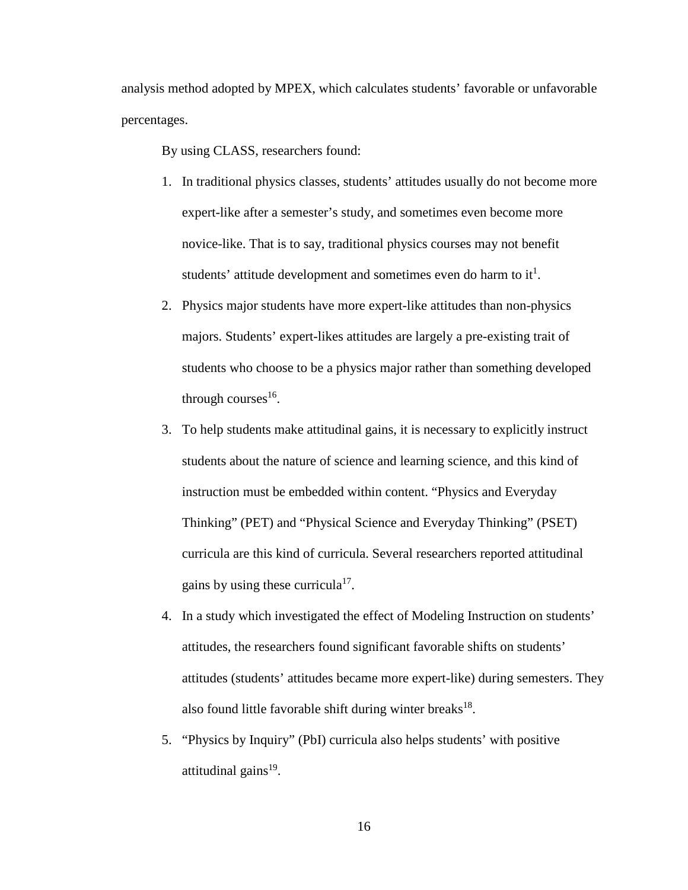analysis method adopted by MPEX, which calculates students' favorable or unfavorable percentages.

By using CLASS, researchers found:

1. In traditional physics classes, students' attitudes usually do not become more expert-like after a semester's study, and sometimes even become more novice-like. That is to say, traditional physics courses may not benefit students' attitude development and sometimes even do harm to it[1].
2. Physics major students have more expert-like attitudes than non-physics majors. Students' expert-likes attitudes are largely a pre-existing trait of students who choose to be a physics major rather than something developed through courses[16].
3. To help students make attitudinal gains, it is necessary to explicitly instruct students about the nature of science and learning science, and this kind of instruction must be embedded within content. "Physics and Everyday Thinking" (PET) and "Physical Science and Everyday Thinking" (PSET) curricula are this kind of curricula. Several researchers reported attitudinal gains by using these curricula[17].
4. In a study which investigated the effect of Modeling Instruction on students' attitudes, the researchers found significant favorable shifts on students' attitudes (students' attitudes became more expert-like) during semesters. They also found little favorable shift during winter breaks[18].
5. "Physics by Inquiry" (PbI) curricula also helps students' with positive attitudinal gains[19].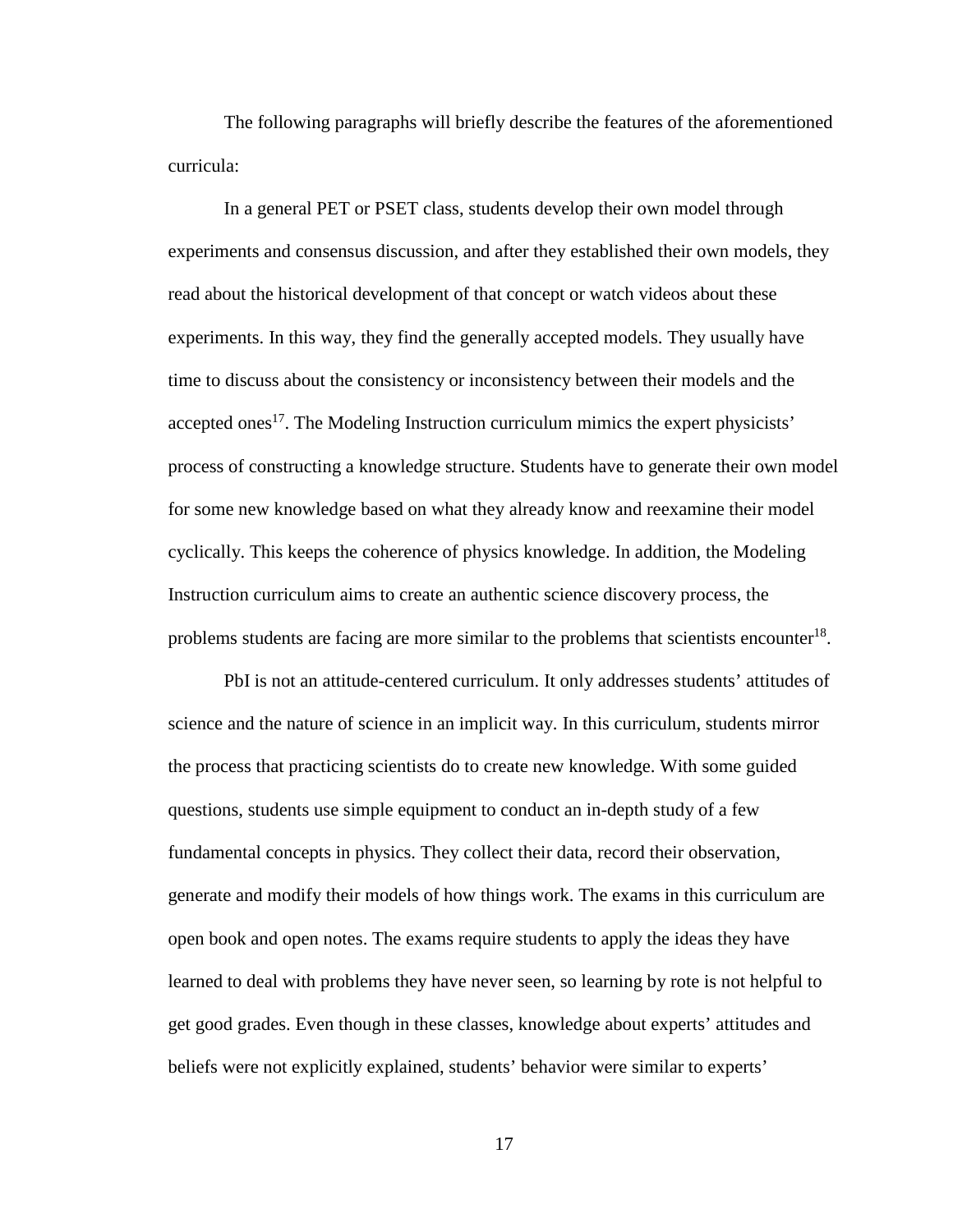The following paragraphs will briefly describe the features of the aforementioned curricula:

In a general PET or PSET class, students develop their own model through experiments and consensus discussion, and after they established their own models, they read about the historical development of that concept or watch videos about these experiments. In this way, they find the generally accepted models. They usually have time to discuss about the consistency or inconsistency between their models and the accepted ones[17]. The Modeling Instruction curriculum mimics the expert physicists' process of constructing a knowledge structure. Students have to generate their own model for some new knowledge based on what they already know and reexamine their model cyclically. This keeps the coherence of physics knowledge. In addition, the Modeling Instruction curriculum aims to create an authentic science discovery process, the problems students are facing are more similar to the problems that scientists encounter[18].

PbI is not an attitude-centered curriculum. It only addresses students' attitudes of science and the nature of science in an implicit way. In this curriculum, students mirror the process that practicing scientists do to create new knowledge. With some guided questions, students use simple equipment to conduct an in-depth study of a few fundamental concepts in physics. They collect their data, record their observation, generate and modify their models of how things work. The exams in this curriculum are open book and open notes. The exams require students to apply the ideas they have learned to deal with problems they have never seen, so learning by rote is not helpful to get good grades. Even though in these classes, knowledge about experts' attitudes and beliefs were not explicitly explained, students' behavior were similar to experts'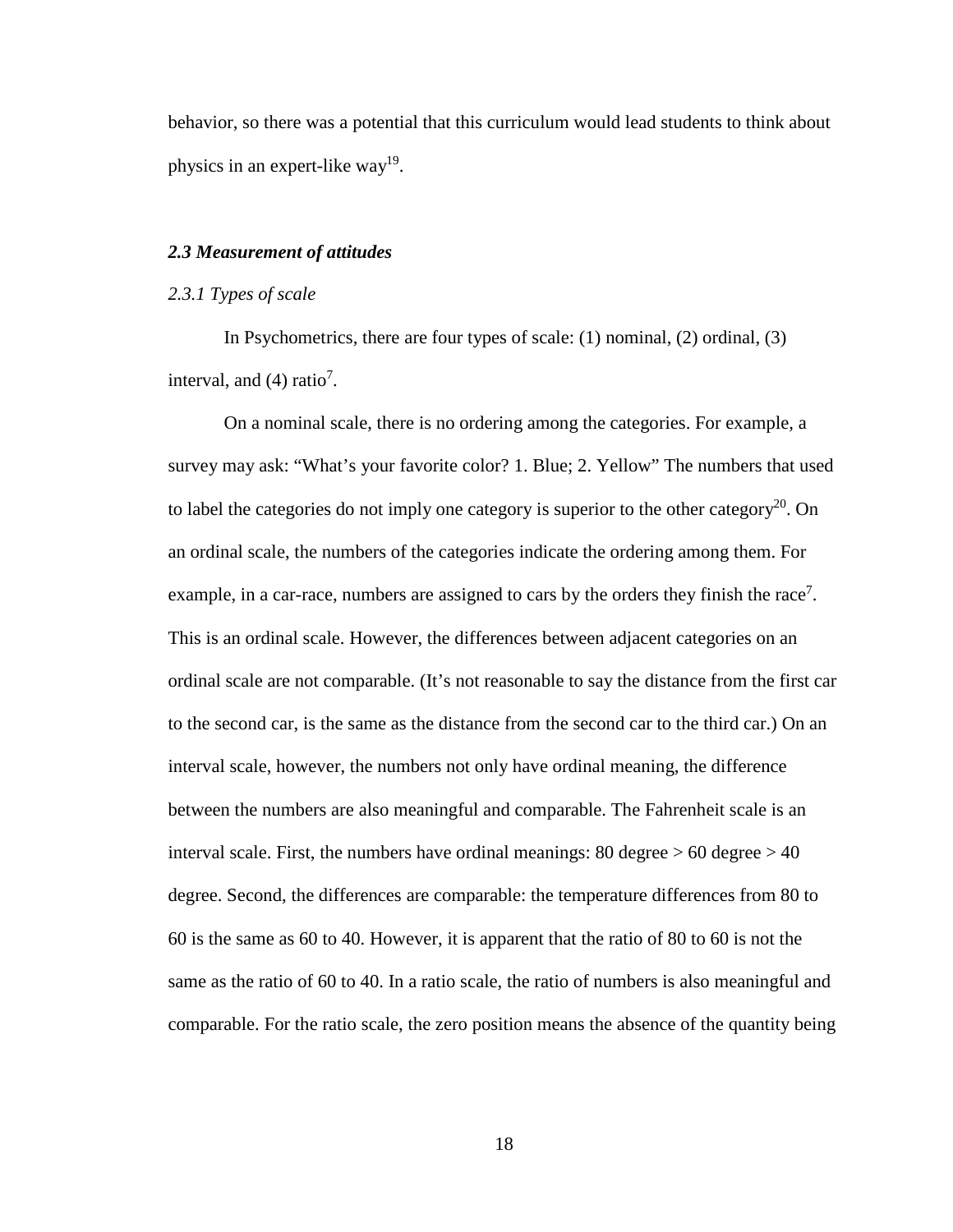behavior, so there was a potential that this curriculum would lead students to think about physics in an expert-like way[19].

### *2.3 Measurement of attitudes*

#### *2.3.1 Types of scale*

In Psychometrics, there are four types of scale: (1) nominal, (2) ordinal, (3) interval, and (4) ratio[7].

On a nominal scale, there is no ordering among the categories. For example, a survey may ask: "What's your favorite color? 1. Blue; 2. Yellow" The numbers that used to label the categories do not imply one category is superior to the other category[20]. On an ordinal scale, the numbers of the categories indicate the ordering among them. For example, in a car-race, numbers are assigned to cars by the orders they finish the race[7]. This is an ordinal scale. However, the differences between adjacent categories on an ordinal scale are not comparable. (It's not reasonable to say the distance from the first car to the second car, is the same as the distance from the second car to the third car.) On an interval scale, however, the numbers not only have ordinal meaning, the difference between the numbers are also meaningful and comparable. The Fahrenheit scale is an interval scale. First, the numbers have ordinal meanings: 80 degree > 60 degree > 40 degree. Second, the differences are comparable: the temperature differences from 80 to 60 is the same as 60 to 40. However, it is apparent that the ratio of 80 to 60 is not the same as the ratio of 60 to 40. In a ratio scale, the ratio of numbers is also meaningful and comparable. For the ratio scale, the zero position means the absence of the quantity being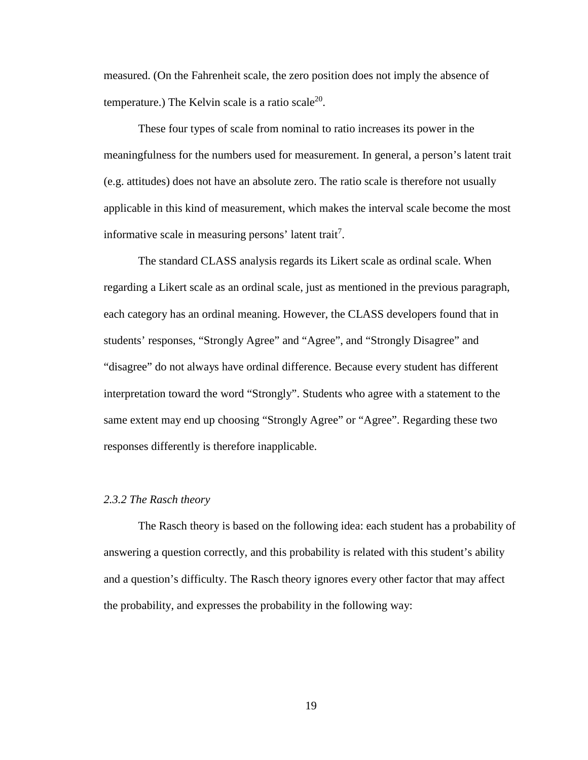measured. (On the Fahrenheit scale, the zero position does not imply the absence of temperature.) The Kelvin scale is a ratio scale[20].

These four types of scale from nominal to ratio increases its power in the meaningfulness for the numbers used for measurement. In general, a person's latent trait (e.g. attitudes) does not have an absolute zero. The ratio scale is therefore not usually applicable in this kind of measurement, which makes the interval scale become the most informative scale in measuring persons' latent trait[7].

The standard CLASS analysis regards its Likert scale as ordinal scale. When regarding a Likert scale as an ordinal scale, just as mentioned in the previous paragraph, each category has an ordinal meaning. However, the CLASS developers found that in students' responses, "Strongly Agree" and "Agree", and "Strongly Disagree" and "disagree" do not always have ordinal difference. Because every student has different interpretation toward the word "Strongly". Students who agree with a statement to the same extent may end up choosing "Strongly Agree" or "Agree". Regarding these two responses differently is therefore inapplicable.

### *2.3.2 The Rasch theory*

The Rasch theory is based on the following idea: each student has a probability of answering a question correctly, and this probability is related with this student's ability and a question's difficulty. The Rasch theory ignores every other factor that may affect the probability, and expresses the probability in the following way: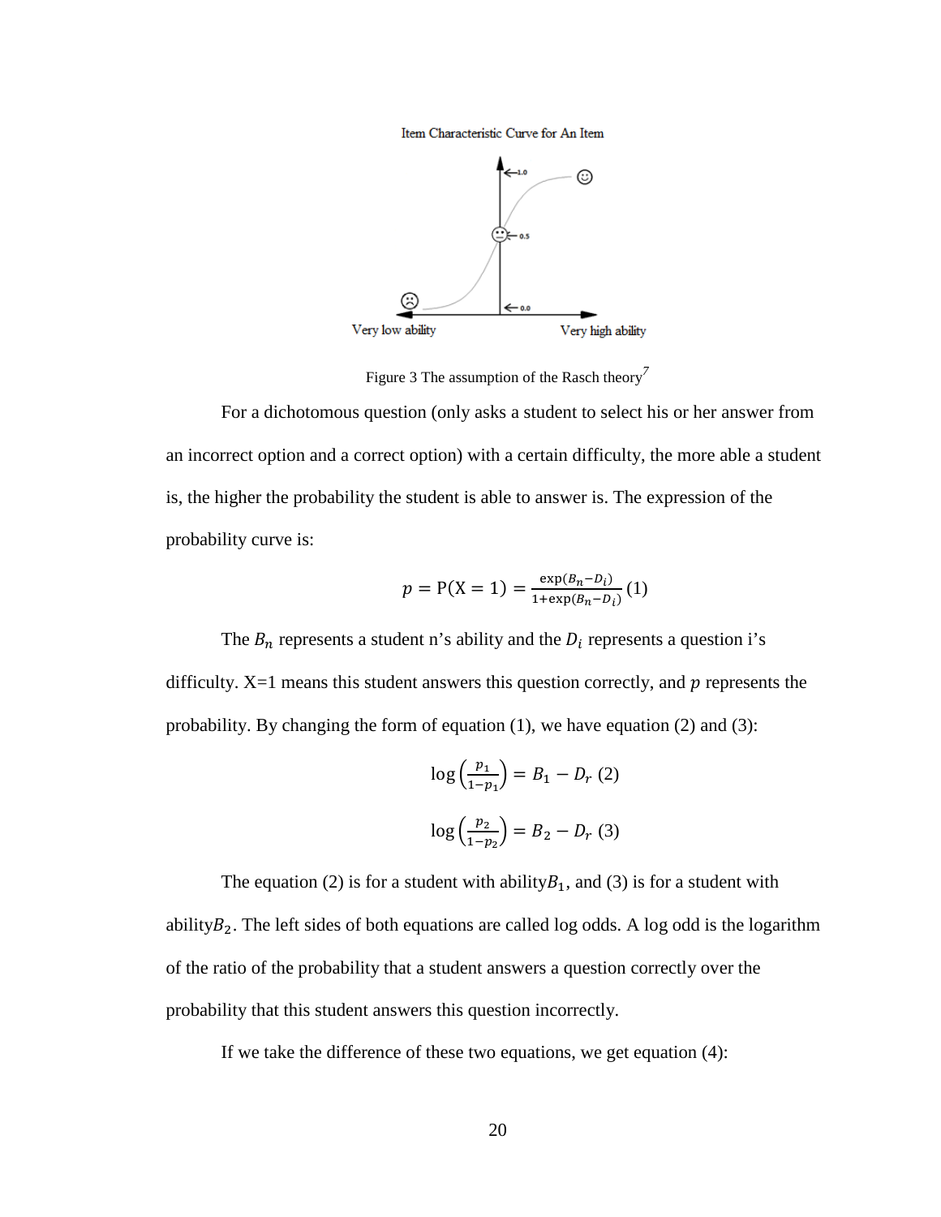Figure 3 The assumption of the Rasch theory[7]

For a dichotomous question (only asks a student to select his or her answer from an incorrect option and a correct option) with a certain difficulty, the more able a student is, the higher the probability the student is able to answer is. The expression of the probability curve is:

$$p = \mathrm{P}(\mathrm{X} = 1) = \frac{\exp(B_n - D_i)}{1 + \exp(B_n - D_i)} \; (1)$$

The $B_n$ represents a student n's ability and the $D_i$ represents a question i's difficulty. X=1 means this student answers this question correctly, and $p$ represents the probability. By changing the form of equation (1), we have equation (2) and (3):

$$\log\left(\frac{p_1}{1-p_1}\right) = B_1 - D_r \; (2)$$

$$\log\left(\frac{p_2}{1-p_2}\right) = B_2 - D_r \; (3)$$

The equation (2) is for a student with ability$B_1$, and (3) is for a student with ability$B_2$. The left sides of both equations are called log odds. A log odd is the logarithm of the ratio of the probability that a student answers a question correctly over the probability that this student answers this question incorrectly.

If we take the difference of these two equations, we get equation (4):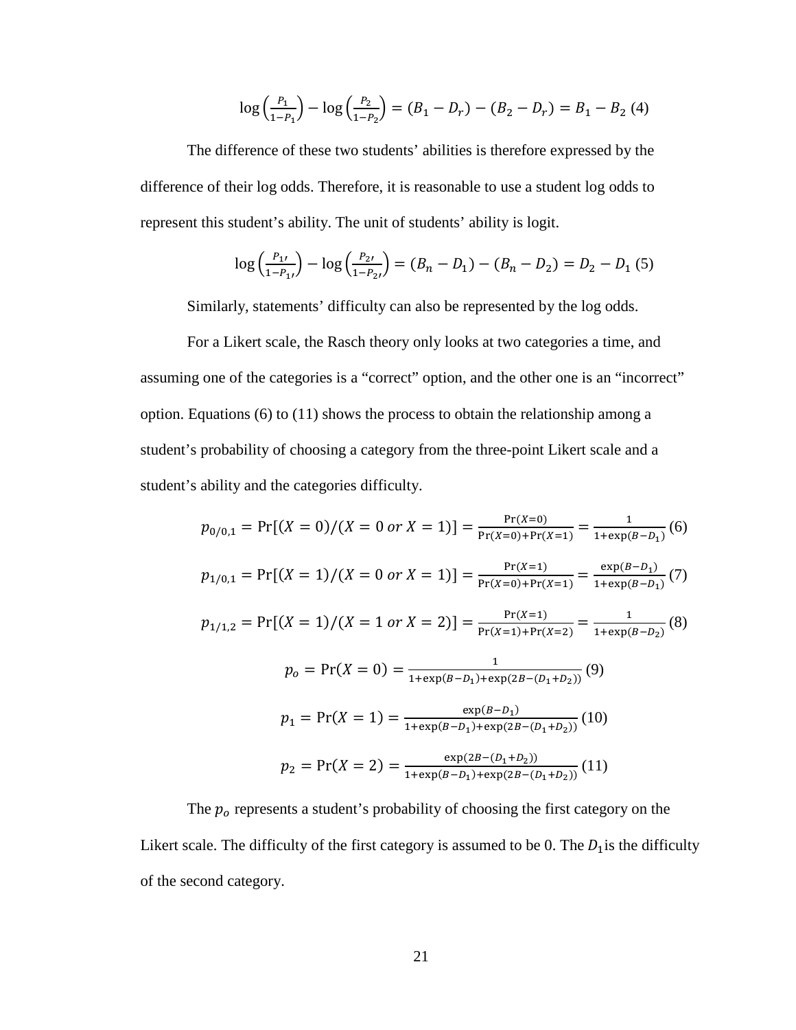$$\log\left(\frac{P_1}{1-P_1}\right) - \log\left(\frac{P_2}{1-P_2}\right) = (B_1 - D_r) - (B_2 - D_r) = B_1 - B_2 \text{ (4)}$$

The difference of these two students' abilities is therefore expressed by the difference of their log odds. Therefore, it is reasonable to use a student log odds to represent this student's ability. The unit of students' ability is logit.

$$\log\left(\frac{P_{1'}}{1-P_{1'}}\right) - \log\left(\frac{P_{2'}}{1-P_{2'}}\right) = (B_n - D_1) - (B_n - D_2) = D_2 - D_1 \text{ (5)}$$

Similarly, statements' difficulty can also be represented by the log odds.

For a Likert scale, the Rasch theory only looks at two categories a time, and assuming one of the categories is a "correct" option, and the other one is an "incorrect" option. Equations (6) to (11) shows the process to obtain the relationship among a student's probability of choosing a category from the three-point Likert scale and a student's ability and the categories difficulty.

$$p_{0/0,1} = \Pr[(X=0)/(X=0 \text{ } or \text{ } X=1)] = \frac{\Pr(X=0)}{\Pr(X=0)+\Pr(X=1)} = \frac{1}{1+\exp(B-D_1)} \text{ (6)}$$

$$p_{1/0,1} = \Pr[(X=1)/(X=0 \text{ } or \text{ } X=1)] = \frac{\Pr(X=1)}{\Pr(X=0)+\Pr(X=1)} = \frac{\exp(B-D_1)}{1+\exp(B-D_1)} \text{ (7)}$$

$$p_{1/1,2} = \Pr[(X=1)/(X=1 \text{ } or \text{ } X=2)] = \frac{\Pr(X=1)}{\Pr(X=1)+\Pr(X=2)} = \frac{1}{1+\exp(B-D_2)} \text{ (8)}$$

$$p_o = \Pr(X=0) = \frac{1}{1+\exp(B-D_1)+\exp(2B-(D_1+D_2))} \text{ (9)}$$

$$p_1 = \Pr(X=1) = \frac{\exp(B-D_1)}{1+\exp(B-D_1)+\exp(2B-(D_1+D_2))} \text{ (10)}$$

$$p_2 = \Pr(X=2) = \frac{\exp(2B-(D_1+D_2))}{1+\exp(B-D_1)+\exp(2B-(D_1+D_2))} \text{ (11)}$$

The $p_o$ represents a student's probability of choosing the first category on the Likert scale. The difficulty of the first category is assumed to be 0. The $D_1$ is the difficulty of the second category.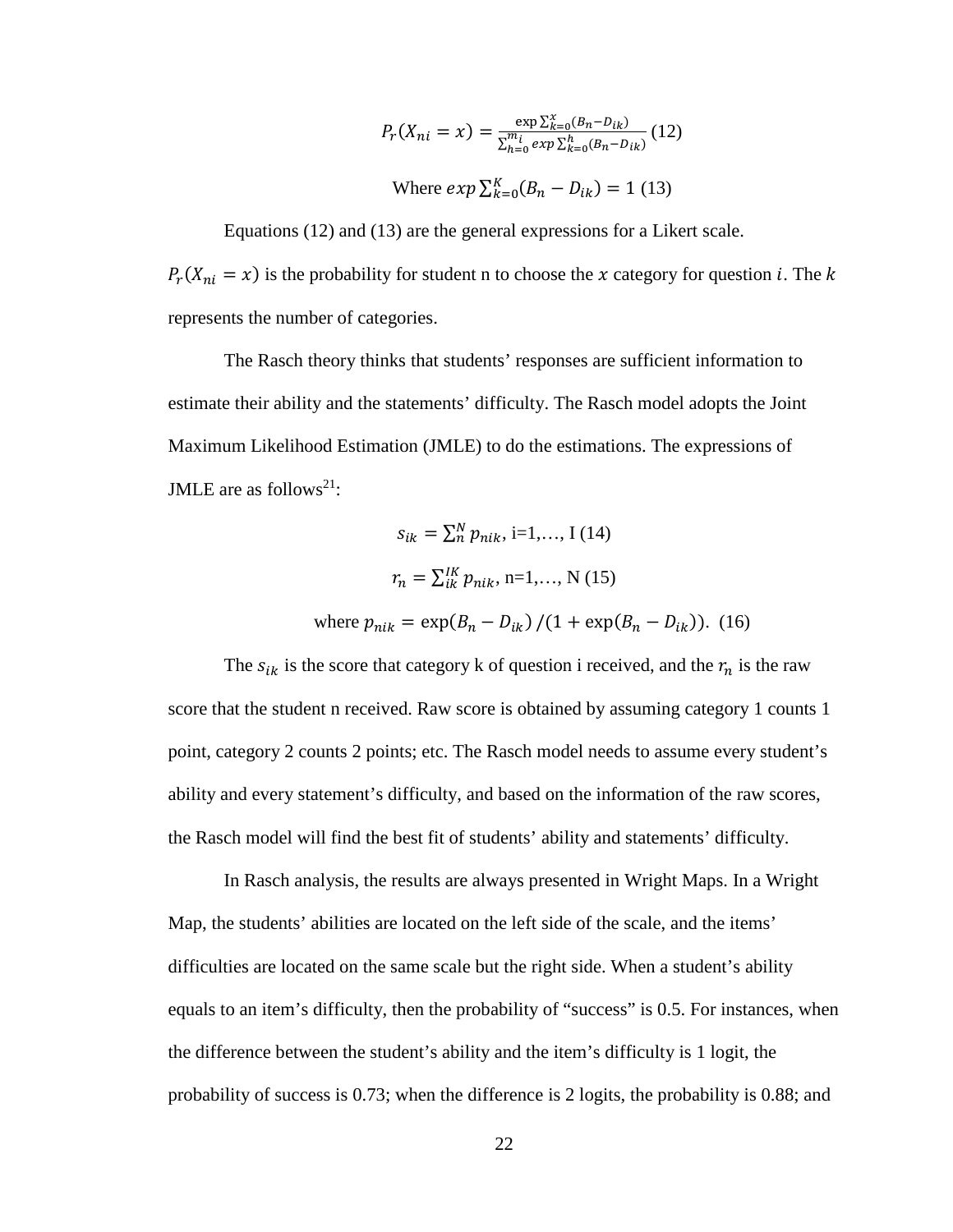$$P_r(X_{ni} = x) = \frac{\exp \sum_{k=0}^{x}(B_n - D_{ik})}{\sum_{h=0}^{m_i} exp \sum_{k=0}^{h}(B_n - D_{ik})} \quad (12)$$

$$\text{Where } exp \sum_{k=0}^{K}(B_n - D_{ik}) = 1 \quad (13)$$

Equations (12) and (13) are the general expressions for a Likert scale. $P_r(X_{ni} = x)$ is the probability for student n to choose the $x$ category for question $i$. The $k$ represents the number of categories.

The Rasch theory thinks that students' responses are sufficient information to estimate their ability and the statements' difficulty. The Rasch model adopts the Joint Maximum Likelihood Estimation (JMLE) to do the estimations. The expressions of JMLE are as follows[21]:

$$s_{ik} = \sum_{n}^{N} p_{nik}, \text{ i=1,…, I} \quad (14)$$

$$r_n = \sum_{ik}^{IK} p_{nik}, \text{ n=1,…, N} \quad (15)$$

$$\text{where } p_{nik} = \exp(B_n - D_{ik}) / (1 + \exp(B_n - D_{ik})). \quad (16)$$

The $s_{ik}$ is the score that category k of question i received, and the $r_n$ is the raw score that the student n received. Raw score is obtained by assuming category 1 counts 1 point, category 2 counts 2 points; etc. The Rasch model needs to assume every student's ability and every statement's difficulty, and based on the information of the raw scores, the Rasch model will find the best fit of students' ability and statements' difficulty.

In Rasch analysis, the results are always presented in Wright Maps. In a Wright Map, the students' abilities are located on the left side of the scale, and the items' difficulties are located on the same scale but the right side. When a student's ability equals to an item's difficulty, then the probability of "success" is 0.5. For instances, when the difference between the student's ability and the item's difficulty is 1 logit, the probability of success is 0.73; when the difference is 2 logits, the probability is 0.88; and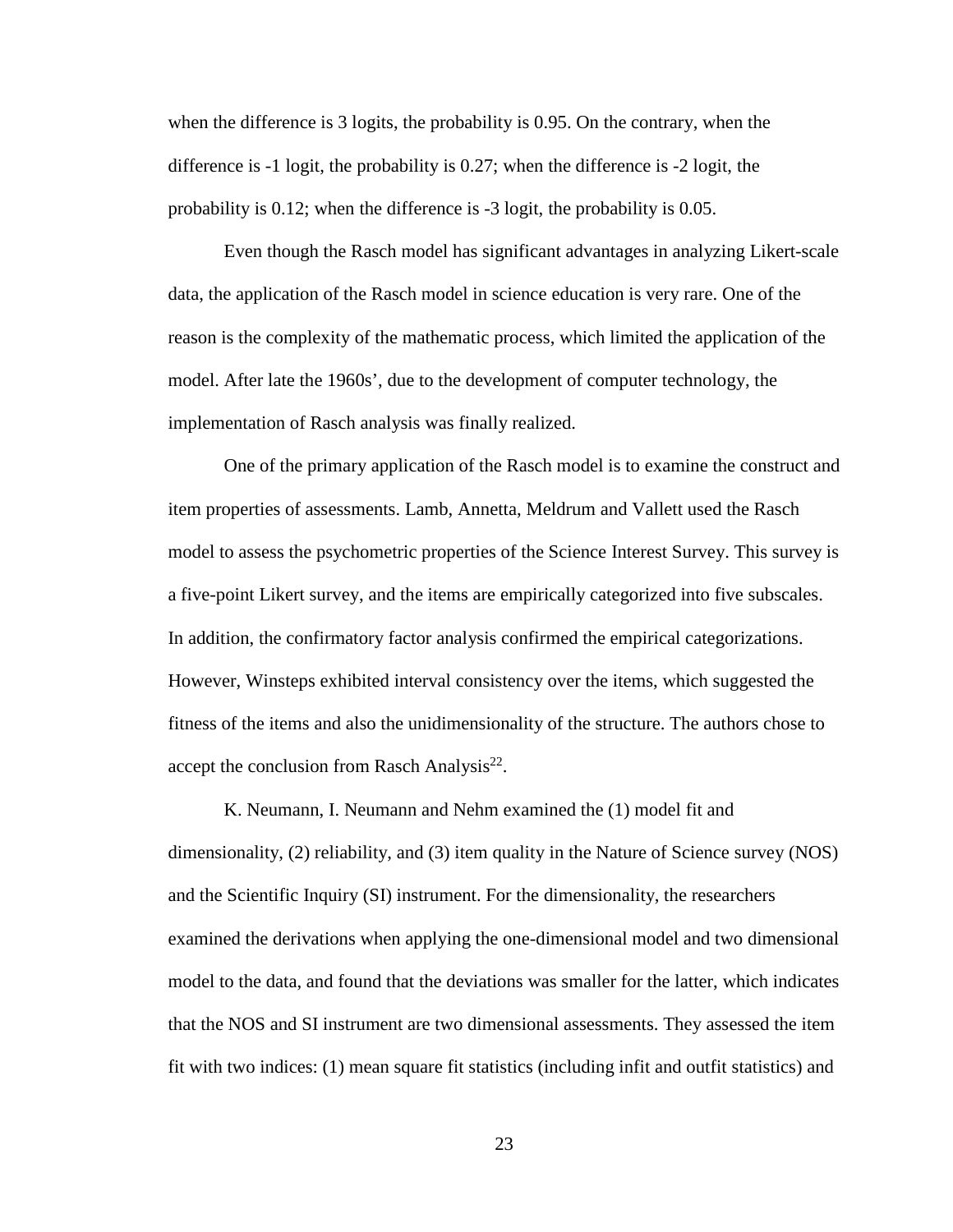when the difference is 3 logits, the probability is 0.95. On the contrary, when the difference is -1 logit, the probability is 0.27; when the difference is -2 logit, the probability is 0.12; when the difference is -3 logit, the probability is 0.05.

Even though the Rasch model has significant advantages in analyzing Likert-scale data, the application of the Rasch model in science education is very rare. One of the reason is the complexity of the mathematic process, which limited the application of the model. After late the 1960s', due to the development of computer technology, the implementation of Rasch analysis was finally realized.

One of the primary application of the Rasch model is to examine the construct and item properties of assessments. Lamb, Annetta, Meldrum and Vallett used the Rasch model to assess the psychometric properties of the Science Interest Survey. This survey is a five-point Likert survey, and the items are empirically categorized into five subscales. In addition, the confirmatory factor analysis confirmed the empirical categorizations. However, Winsteps exhibited interval consistency over the items, which suggested the fitness of the items and also the unidimensionality of the structure. The authors chose to accept the conclusion from Rasch Analysis[22].

K. Neumann, I. Neumann and Nehm examined the (1) model fit and dimensionality, (2) reliability, and (3) item quality in the Nature of Science survey (NOS) and the Scientific Inquiry (SI) instrument. For the dimensionality, the researchers examined the derivations when applying the one-dimensional model and two dimensional model to the data, and found that the deviations was smaller for the latter, which indicates that the NOS and SI instrument are two dimensional assessments. They assessed the item fit with two indices: (1) mean square fit statistics (including infit and outfit statistics) and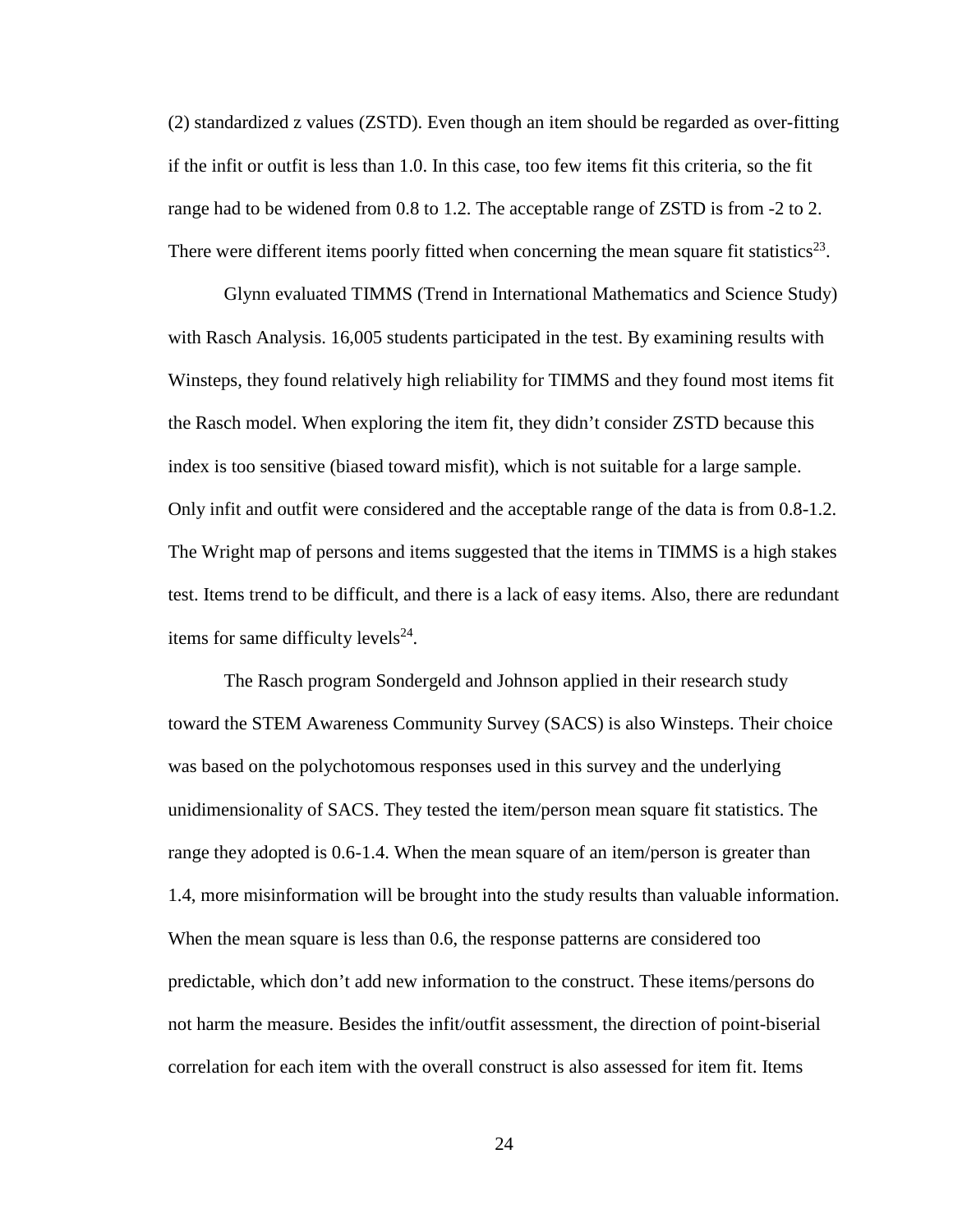(2) standardized z values (ZSTD). Even though an item should be regarded as over-fitting if the infit or outfit is less than 1.0. In this case, too few items fit this criteria, so the fit range had to be widened from 0.8 to 1.2. The acceptable range of ZSTD is from -2 to 2. There were different items poorly fitted when concerning the mean square fit statistics[23].

Glynn evaluated TIMMS (Trend in International Mathematics and Science Study) with Rasch Analysis. 16,005 students participated in the test. By examining results with Winsteps, they found relatively high reliability for TIMMS and they found most items fit the Rasch model. When exploring the item fit, they didn't consider ZSTD because this index is too sensitive (biased toward misfit), which is not suitable for a large sample. Only infit and outfit were considered and the acceptable range of the data is from 0.8-1.2. The Wright map of persons and items suggested that the items in TIMMS is a high stakes test. Items trend to be difficult, and there is a lack of easy items. Also, there are redundant items for same difficulty levels[24].

The Rasch program Sondergeld and Johnson applied in their research study toward the STEM Awareness Community Survey (SACS) is also Winsteps. Their choice was based on the polychotomous responses used in this survey and the underlying unidimensionality of SACS. They tested the item/person mean square fit statistics. The range they adopted is 0.6-1.4. When the mean square of an item/person is greater than 1.4, more misinformation will be brought into the study results than valuable information. When the mean square is less than 0.6, the response patterns are considered too predictable, which don't add new information to the construct. These items/persons do not harm the measure. Besides the infit/outfit assessment, the direction of point-biserial correlation for each item with the overall construct is also assessed for item fit. Items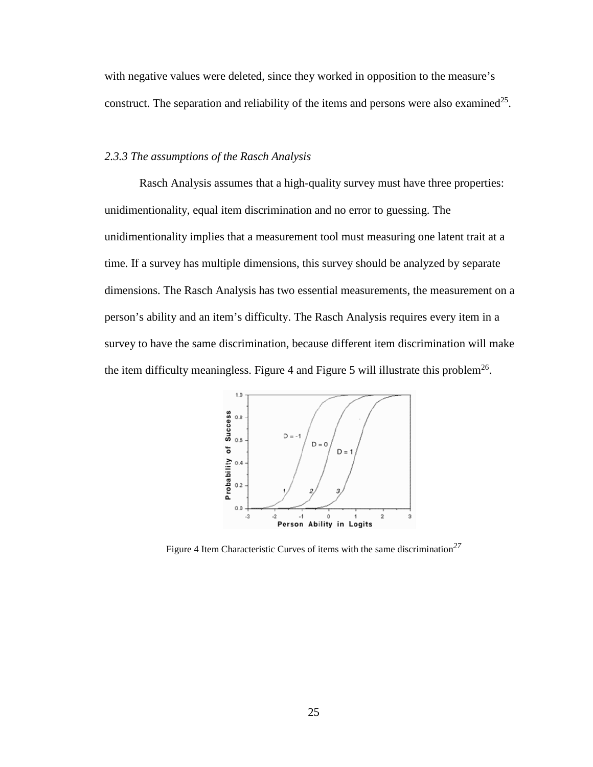with negative values were deleted, since they worked in opposition to the measure's construct. The separation and reliability of the items and persons were also examined[25].

### *2.3.3 The assumptions of the Rasch Analysis*

Rasch Analysis assumes that a high-quality survey must have three properties: unidimentionality, equal item discrimination and no error to guessing. The unidimentionality implies that a measurement tool must measuring one latent trait at a time. If a survey has multiple dimensions, this survey should be analyzed by separate dimensions. The Rasch Analysis has two essential measurements, the measurement on a person's ability and an item's difficulty. The Rasch Analysis requires every item in a survey to have the same discrimination, because different item discrimination will make the item difficulty meaningless. Figure 4 and Figure 5 will illustrate this problem[26].

Figure 4 Item Characteristic Curves of items with the same discrimination[27]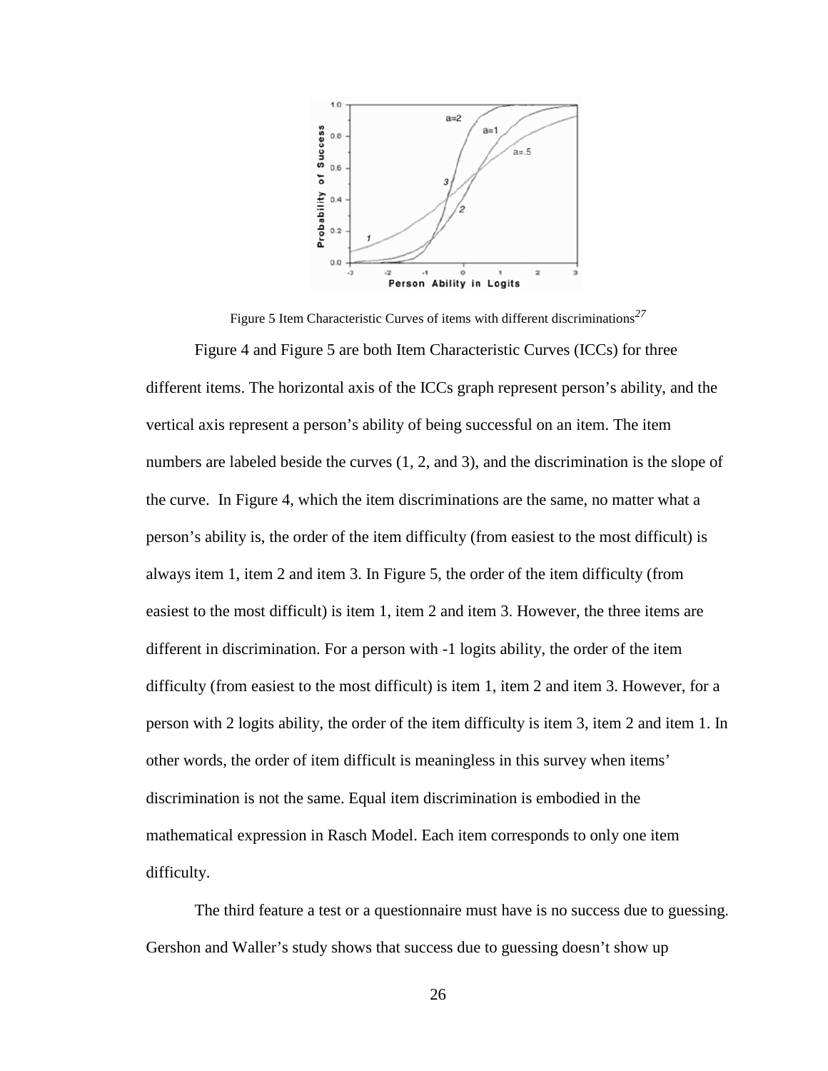Figure 5 Item Characteristic Curves of items with different discriminations[27]

Figure 4 and Figure 5 are both Item Characteristic Curves (ICCs) for three different items. The horizontal axis of the ICCs graph represent person's ability, and the vertical axis represent a person's ability of being successful on an item. The item numbers are labeled beside the curves (1, 2, and 3), and the discrimination is the slope of the curve. In Figure 4, which the item discriminations are the same, no matter what a person's ability is, the order of the item difficulty (from easiest to the most difficult) is always item 1, item 2 and item 3. In Figure 5, the order of the item difficulty (from easiest to the most difficult) is item 1, item 2 and item 3. However, the three items are different in discrimination. For a person with -1 logits ability, the order of the item difficulty (from easiest to the most difficult) is item 1, item 2 and item 3. However, for a person with 2 logits ability, the order of the item difficulty is item 3, item 2 and item 1. In other words, the order of item difficult is meaningless in this survey when items' discrimination is not the same. Equal item discrimination is embodied in the mathematical expression in Rasch Model. Each item corresponds to only one item difficulty.

The third feature a test or a questionnaire must have is no success due to guessing. Gershon and Waller's study shows that success due to guessing doesn't show up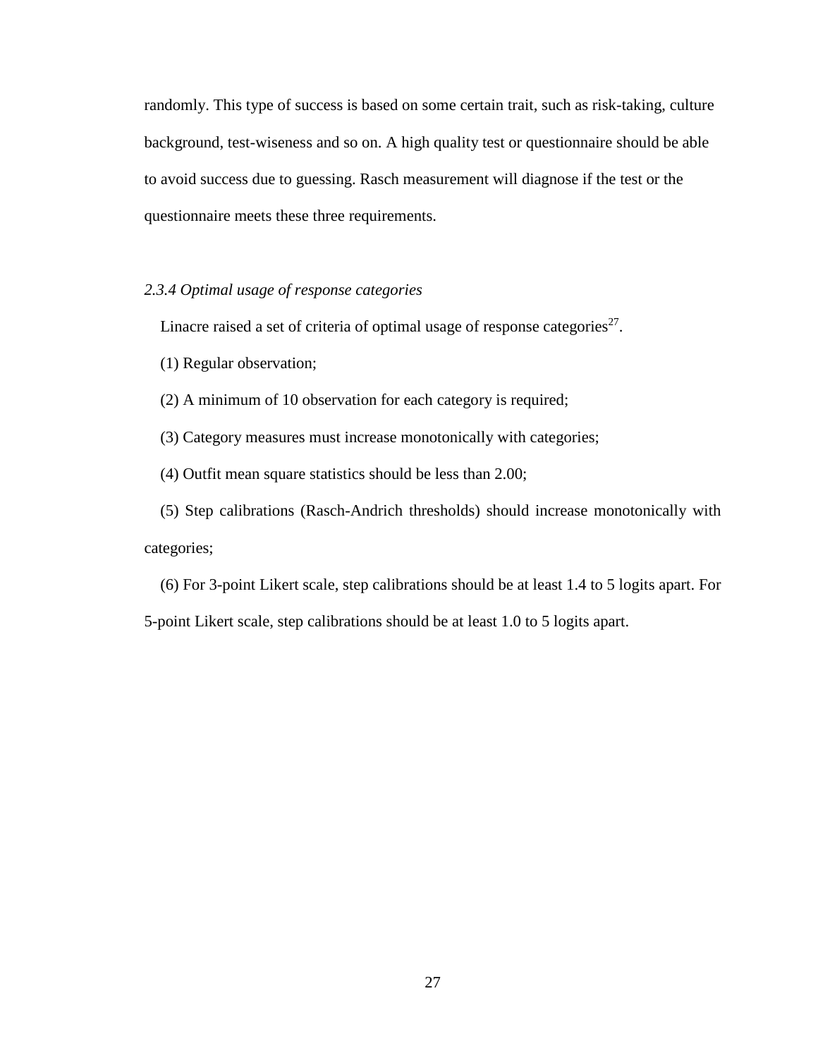randomly. This type of success is based on some certain trait, such as risk-taking, culture background, test-wiseness and so on. A high quality test or questionnaire should be able to avoid success due to guessing. Rasch measurement will diagnose if the test or the questionnaire meets these three requirements.

### *2.3.4 Optimal usage of response categories*

Linacre raised a set of criteria of optimal usage of response categories[27].

(1) Regular observation;

(2) A minimum of 10 observation for each category is required;

(3) Category measures must increase monotonically with categories;

(4) Outfit mean square statistics should be less than 2.00;

(5) Step calibrations (Rasch-Andrich thresholds) should increase monotonically with categories;

(6) For 3-point Likert scale, step calibrations should be at least 1.4 to 5 logits apart. For 5-point Likert scale, step calibrations should be at least 1.0 to 5 logits apart.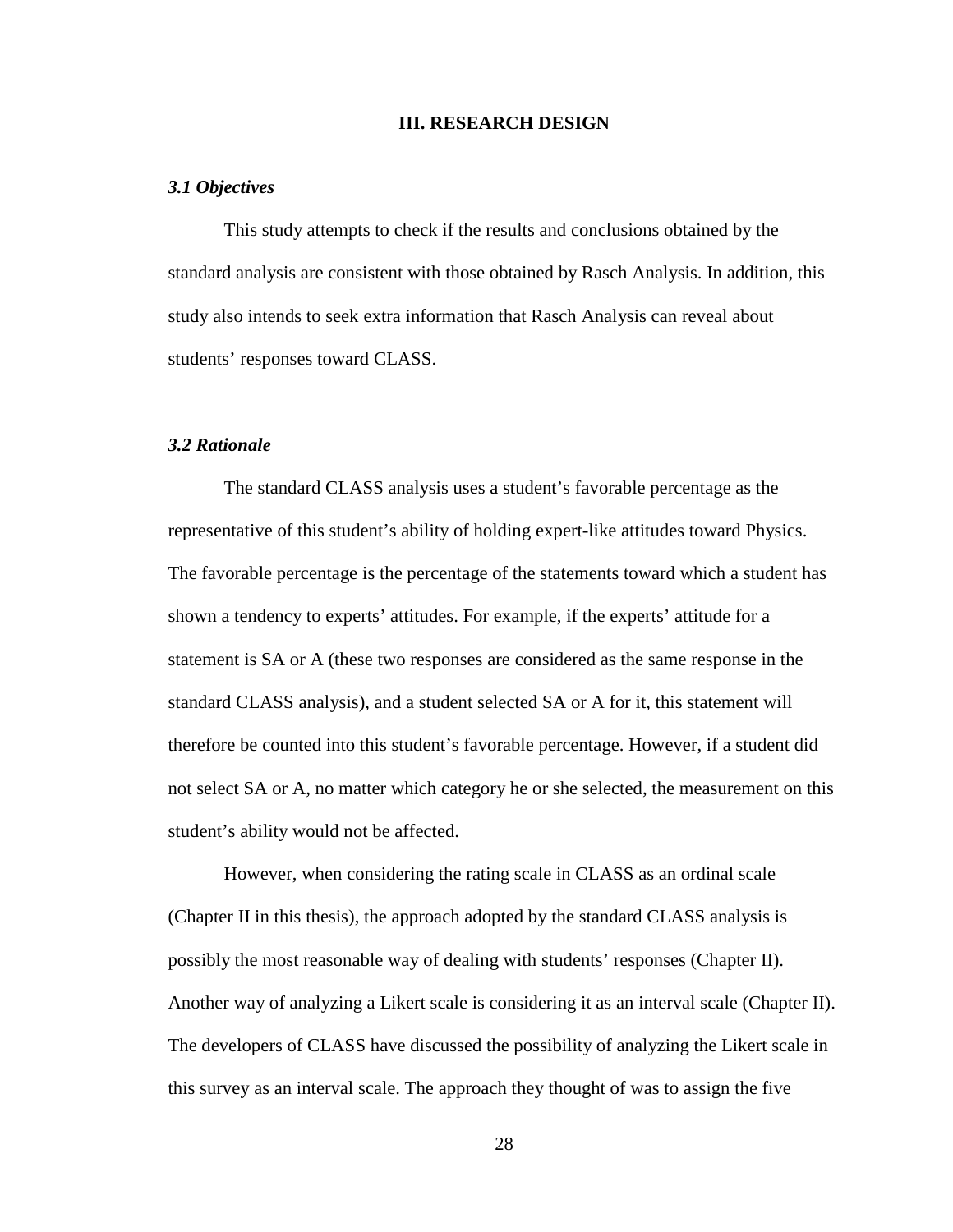# III. RESEARCH DESIGN

### *3.1 Objectives*

This study attempts to check if the results and conclusions obtained by the standard analysis are consistent with those obtained by Rasch Analysis. In addition, this study also intends to seek extra information that Rasch Analysis can reveal about students' responses toward CLASS.

### *3.2 Rationale*

The standard CLASS analysis uses a student's favorable percentage as the representative of this student's ability of holding expert-like attitudes toward Physics. The favorable percentage is the percentage of the statements toward which a student has shown a tendency to experts' attitudes. For example, if the experts' attitude for a statement is SA or A (these two responses are considered as the same response in the standard CLASS analysis), and a student selected SA or A for it, this statement will therefore be counted into this student's favorable percentage. However, if a student did not select SA or A, no matter which category he or she selected, the measurement on this student's ability would not be affected.

However, when considering the rating scale in CLASS as an ordinal scale (Chapter II in this thesis), the approach adopted by the standard CLASS analysis is possibly the most reasonable way of dealing with students' responses (Chapter II). Another way of analyzing a Likert scale is considering it as an interval scale (Chapter II). The developers of CLASS have discussed the possibility of analyzing the Likert scale in this survey as an interval scale. The approach they thought of was to assign the five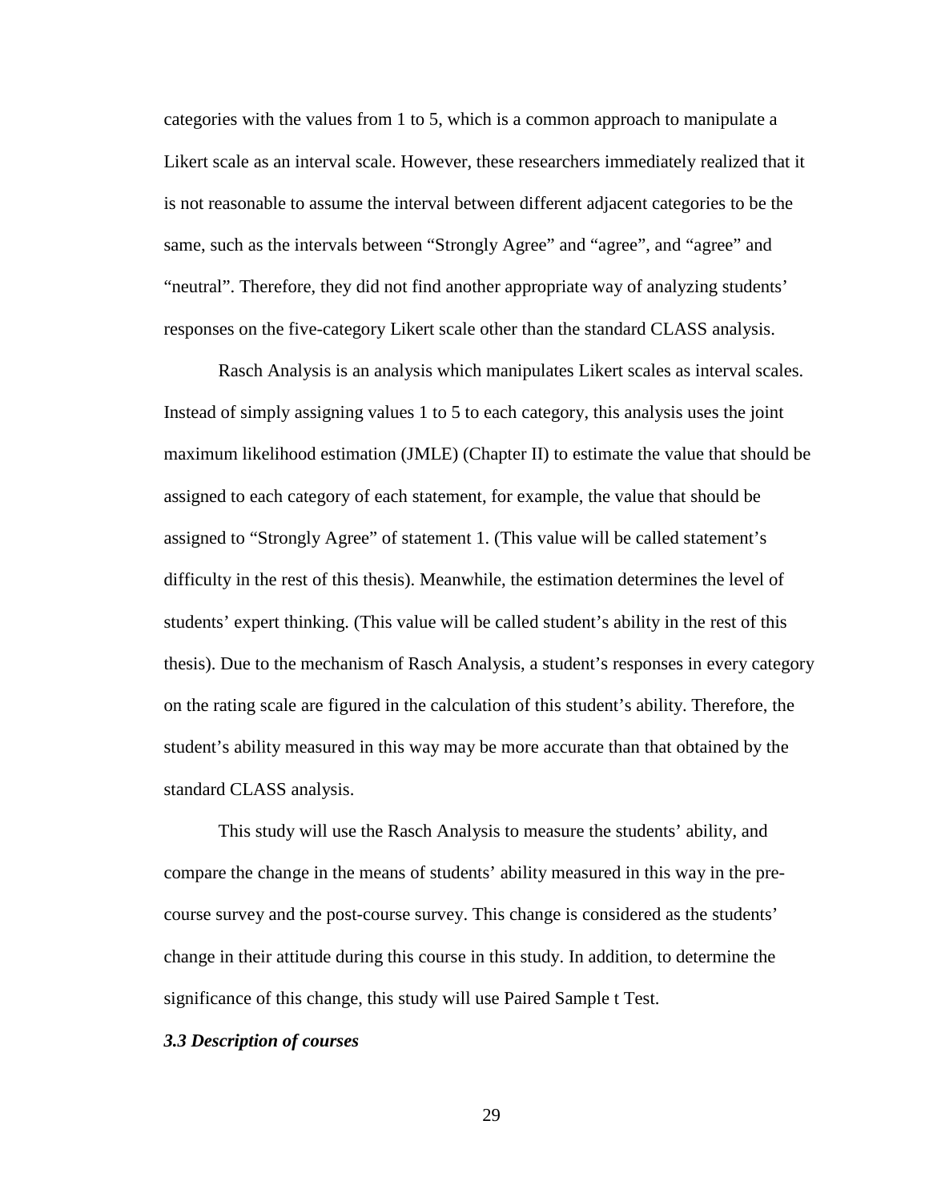categories with the values from 1 to 5, which is a common approach to manipulate a Likert scale as an interval scale. However, these researchers immediately realized that it is not reasonable to assume the interval between different adjacent categories to be the same, such as the intervals between "Strongly Agree" and "agree", and "agree" and "neutral". Therefore, they did not find another appropriate way of analyzing students' responses on the five-category Likert scale other than the standard CLASS analysis.

Rasch Analysis is an analysis which manipulates Likert scales as interval scales. Instead of simply assigning values 1 to 5 to each category, this analysis uses the joint maximum likelihood estimation (JMLE) (Chapter II) to estimate the value that should be assigned to each category of each statement, for example, the value that should be assigned to "Strongly Agree" of statement 1. (This value will be called statement's difficulty in the rest of this thesis). Meanwhile, the estimation determines the level of students' expert thinking. (This value will be called student's ability in the rest of this thesis). Due to the mechanism of Rasch Analysis, a student's responses in every category on the rating scale are figured in the calculation of this student's ability. Therefore, the student's ability measured in this way may be more accurate than that obtained by the standard CLASS analysis.

This study will use the Rasch Analysis to measure the students' ability, and compare the change in the means of students' ability measured in this way in the pre-course survey and the post-course survey. This change is considered as the students' change in their attitude during this course in this study. In addition, to determine the significance of this change, this study will use Paired Sample t Test.

### *3.3 Description of courses*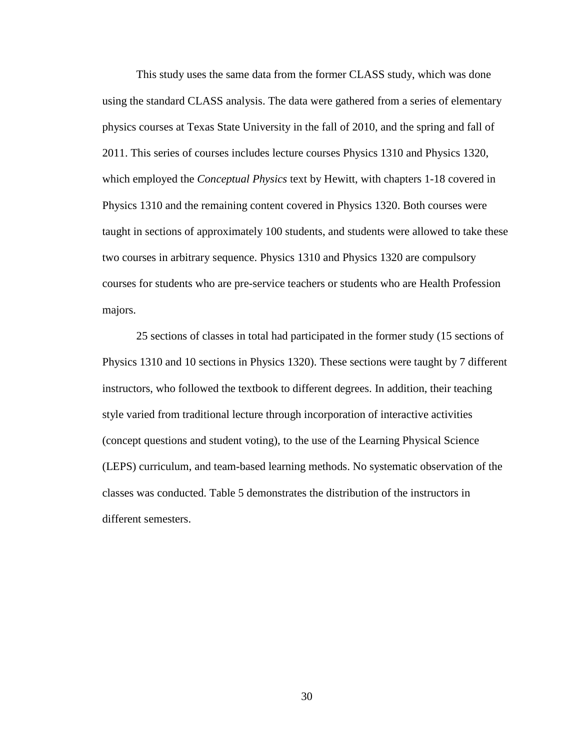This study uses the same data from the former CLASS study, which was done using the standard CLASS analysis. The data were gathered from a series of elementary physics courses at Texas State University in the fall of 2010, and the spring and fall of 2011. This series of courses includes lecture courses Physics 1310 and Physics 1320, which employed the *Conceptual Physics* text by Hewitt, with chapters 1-18 covered in Physics 1310 and the remaining content covered in Physics 1320. Both courses were taught in sections of approximately 100 students, and students were allowed to take these two courses in arbitrary sequence. Physics 1310 and Physics 1320 are compulsory courses for students who are pre-service teachers or students who are Health Profession majors.

25 sections of classes in total had participated in the former study (15 sections of Physics 1310 and 10 sections in Physics 1320). These sections were taught by 7 different instructors, who followed the textbook to different degrees. In addition, their teaching style varied from traditional lecture through incorporation of interactive activities (concept questions and student voting), to the use of the Learning Physical Science (LEPS) curriculum, and team-based learning methods. No systematic observation of the classes was conducted. Table 5 demonstrates the distribution of the instructors in different semesters.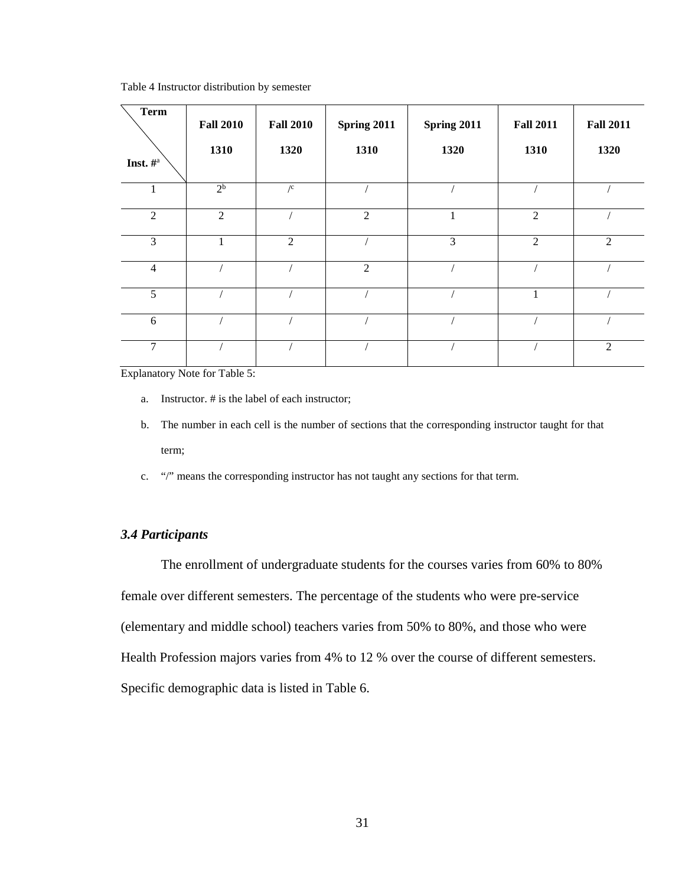Table 4 Instructor distribution by semester

| Term / Inst. #[a] | Fall 2010 1310 | Fall 2010 1320 | Spring 2011 1310 | Spring 2011 1320 | Fall 2011 1310 | Fall 2011 1320 |
|---|---|---|---|---|---|---|
| 1 | 2[b] | /[c] | / | / | / | / |
| 2 | 2 | / | 2 | 1 | 2 | / |
| 3 | 1 | 2 | / | 3 | 2 | 2 |
| 4 | / | / | 2 | / | / | / |
| 5 | / | / | / | / | 1 | / |
| 6 | / | / | / | / | / | / |
| 7 | / | / | / | / | / | 2 |

Explanatory Note for Table 5:

a. Instructor. # is the label of each instructor;

b. The number in each cell is the number of sections that the corresponding instructor taught for that term;

c. "/" means the corresponding instructor has not taught any sections for that term.

### *3.4 Participants*

The enrollment of undergraduate students for the courses varies from 60% to 80% female over different semesters. The percentage of the students who were pre-service (elementary and middle school) teachers varies from 50% to 80%, and those who were Health Profession majors varies from 4% to 12 % over the course of different semesters. Specific demographic data is listed in Table 6.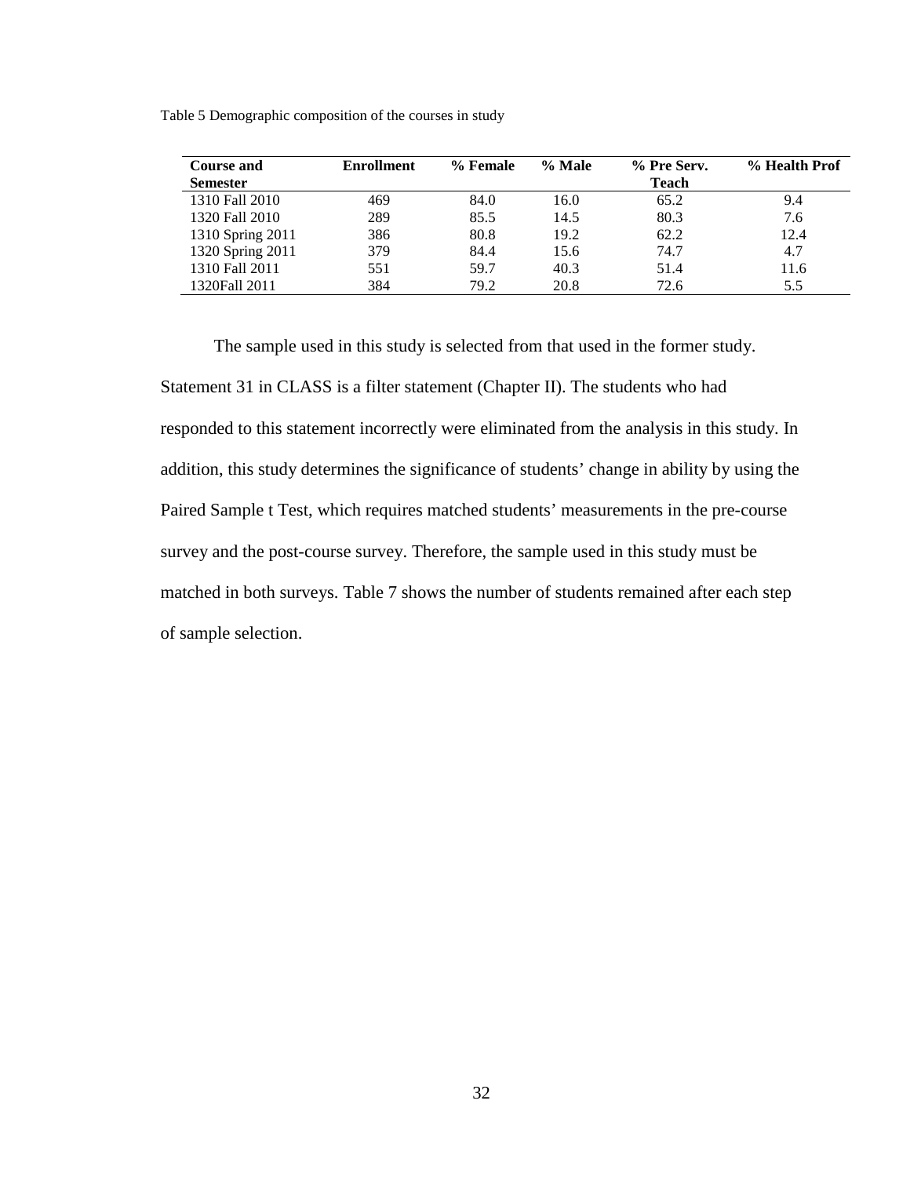Table 5 Demographic composition of the courses in study

| Course and Semester | Enrollment | % Female | % Male | % Pre Serv. Teach | % Health Prof |
|---|---|---|---|---|---|
| 1310 Fall 2010 | 469 | 84.0 | 16.0 | 65.2 | 9.4 |
| 1320 Fall 2010 | 289 | 85.5 | 14.5 | 80.3 | 7.6 |
| 1310 Spring 2011 | 386 | 80.8 | 19.2 | 62.2 | 12.4 |
| 1320 Spring 2011 | 379 | 84.4 | 15.6 | 74.7 | 4.7 |
| 1310 Fall 2011 | 551 | 59.7 | 40.3 | 51.4 | 11.6 |
| 1320Fall 2011 | 384 | 79.2 | 20.8 | 72.6 | 5.5 |

The sample used in this study is selected from that used in the former study. Statement 31 in CLASS is a filter statement (Chapter II). The students who had responded to this statement incorrectly were eliminated from the analysis in this study. In addition, this study determines the significance of students' change in ability by using the Paired Sample t Test, which requires matched students' measurements in the pre-course survey and the post-course survey. Therefore, the sample used in this study must be matched in both surveys. Table 7 shows the number of students remained after each step of sample selection.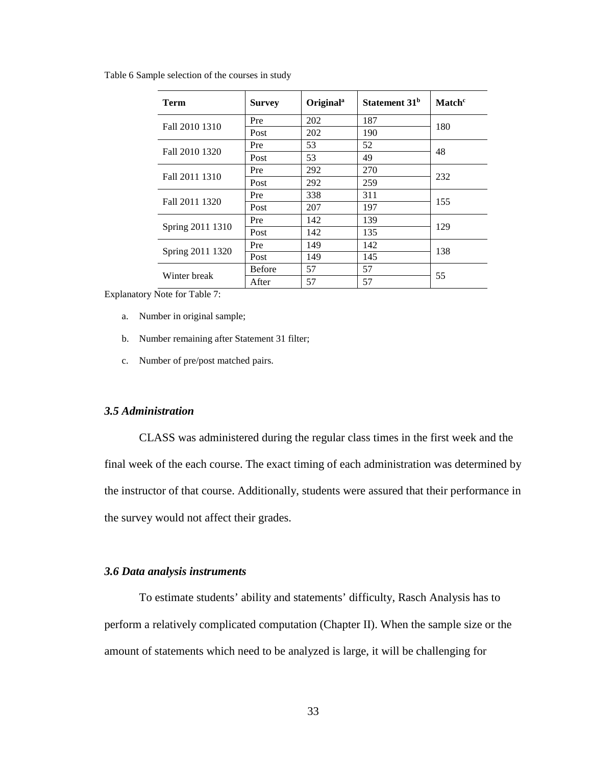Table 6 Sample selection of the courses in study

| Term | Survey | Original[a] | Statement 31[b] | Match[c] |
|---|---|---|---|---|
| Fall 2010 1310 | Pre | 202 | 187 | 180 |
| | Post | 202 | 190 | |
| Fall 2010 1320 | Pre | 53 | 52 | 48 |
| | Post | 53 | 49 | |
| Fall 2011 1310 | Pre | 292 | 270 | 232 |
| | Post | 292 | 259 | |
| Fall 2011 1320 | Pre | 338 | 311 | 155 |
| | Post | 207 | 197 | |
| Spring 2011 1310 | Pre | 142 | 139 | 129 |
| | Post | 142 | 135 | |
| Spring 2011 1320 | Pre | 149 | 142 | 138 |
| | Post | 149 | 145 | |
| Winter break | Before | 57 | 57 | 55 |
| | After | 57 | 57 | |

Explanatory Note for Table 7:

a. Number in original sample;

b. Number remaining after Statement 31 filter;

c. Number of pre/post matched pairs.

### *3.5 Administration*

CLASS was administered during the regular class times in the first week and the final week of the each course. The exact timing of each administration was determined by the instructor of that course. Additionally, students were assured that their performance in the survey would not affect their grades.

### *3.6 Data analysis instruments*

To estimate students' ability and statements' difficulty, Rasch Analysis has to perform a relatively complicated computation (Chapter II). When the sample size or the amount of statements which need to be analyzed is large, it will be challenging for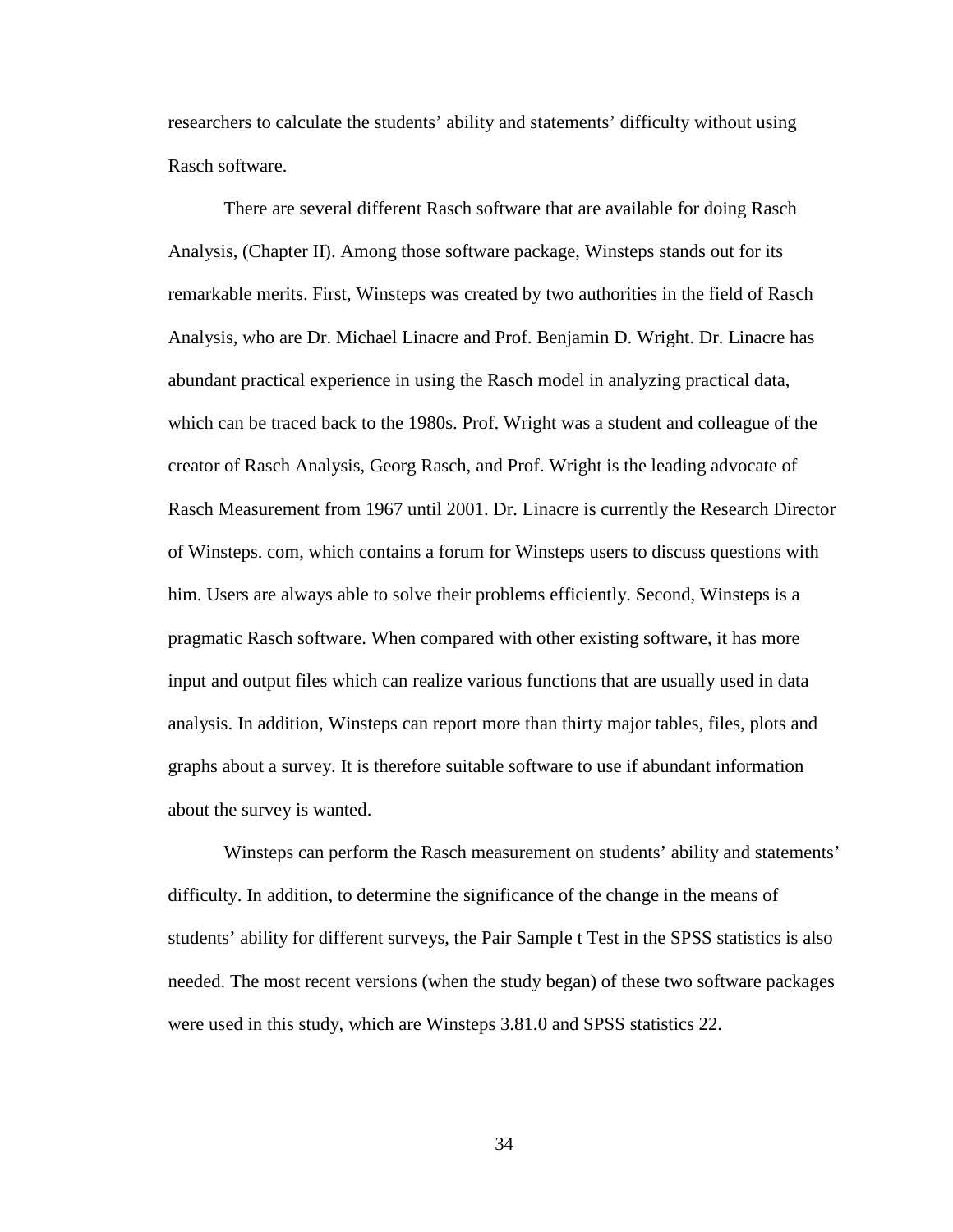researchers to calculate the students' ability and statements' difficulty without using Rasch software.

There are several different Rasch software that are available for doing Rasch Analysis, (Chapter II). Among those software package, Winsteps stands out for its remarkable merits. First, Winsteps was created by two authorities in the field of Rasch Analysis, who are Dr. Michael Linacre and Prof. Benjamin D. Wright. Dr. Linacre has abundant practical experience in using the Rasch model in analyzing practical data, which can be traced back to the 1980s. Prof. Wright was a student and colleague of the creator of Rasch Analysis, Georg Rasch, and Prof. Wright is the leading advocate of Rasch Measurement from 1967 until 2001. Dr. Linacre is currently the Research Director of Winsteps. com, which contains a forum for Winsteps users to discuss questions with him. Users are always able to solve their problems efficiently. Second, Winsteps is a pragmatic Rasch software. When compared with other existing software, it has more input and output files which can realize various functions that are usually used in data analysis. In addition, Winsteps can report more than thirty major tables, files, plots and graphs about a survey. It is therefore suitable software to use if abundant information about the survey is wanted.

Winsteps can perform the Rasch measurement on students' ability and statements' difficulty. In addition, to determine the significance of the change in the means of students' ability for different surveys, the Pair Sample t Test in the SPSS statistics is also needed. The most recent versions (when the study began) of these two software packages were used in this study, which are Winsteps 3.81.0 and SPSS statistics 22.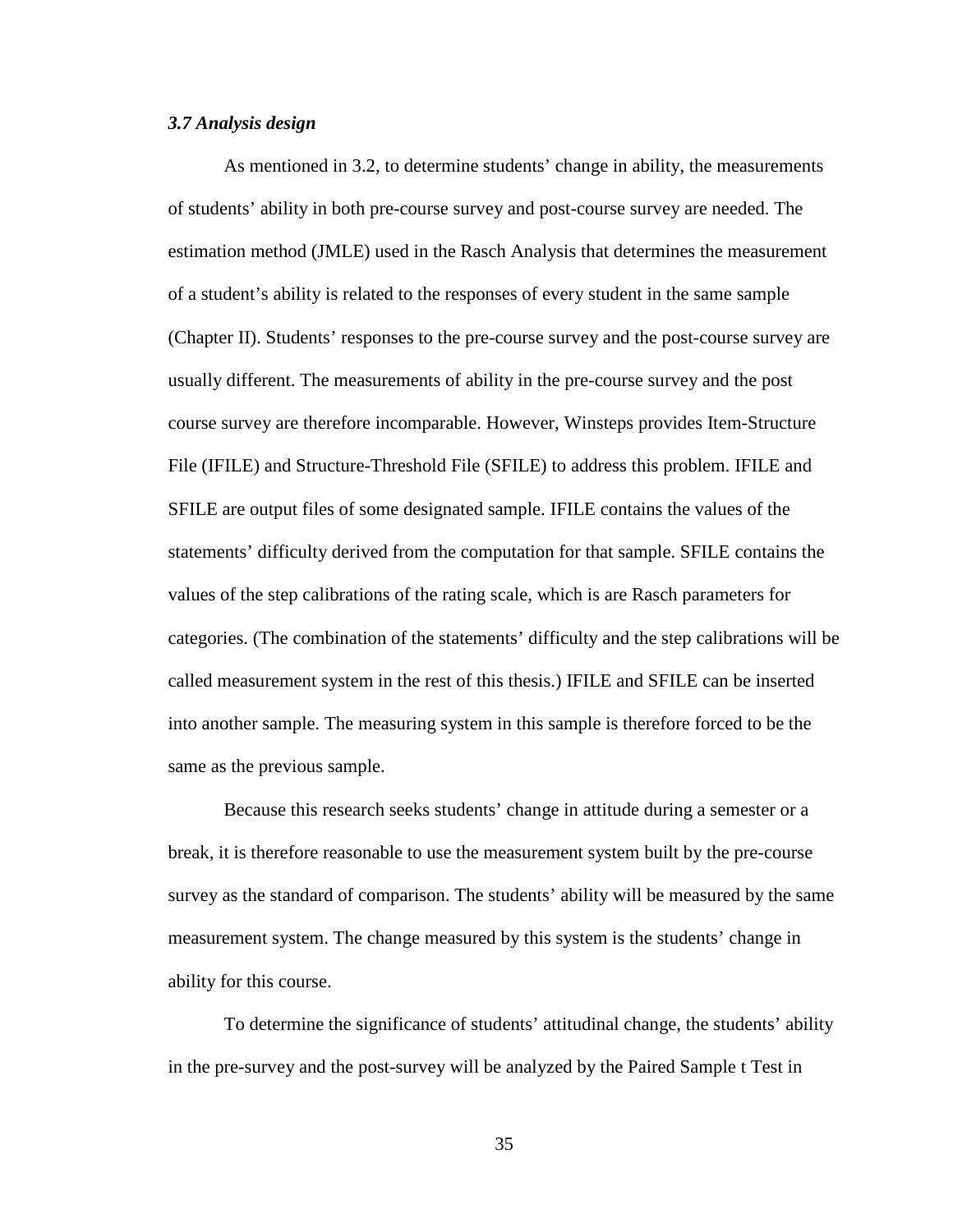### *3.7 Analysis design*

As mentioned in 3.2, to determine students' change in ability, the measurements of students' ability in both pre-course survey and post-course survey are needed. The estimation method (JMLE) used in the Rasch Analysis that determines the measurement of a student's ability is related to the responses of every student in the same sample (Chapter II). Students' responses to the pre-course survey and the post-course survey are usually different. The measurements of ability in the pre-course survey and the post course survey are therefore incomparable. However, Winsteps provides Item-Structure File (IFILE) and Structure-Threshold File (SFILE) to address this problem. IFILE and SFILE are output files of some designated sample. IFILE contains the values of the statements' difficulty derived from the computation for that sample. SFILE contains the values of the step calibrations of the rating scale, which is are Rasch parameters for categories. (The combination of the statements' difficulty and the step calibrations will be called measurement system in the rest of this thesis.) IFILE and SFILE can be inserted into another sample. The measuring system in this sample is therefore forced to be the same as the previous sample.

Because this research seeks students' change in attitude during a semester or a break, it is therefore reasonable to use the measurement system built by the pre-course survey as the standard of comparison. The students' ability will be measured by the same measurement system. The change measured by this system is the students' change in ability for this course.

To determine the significance of students' attitudinal change, the students' ability in the pre-survey and the post-survey will be analyzed by the Paired Sample t Test in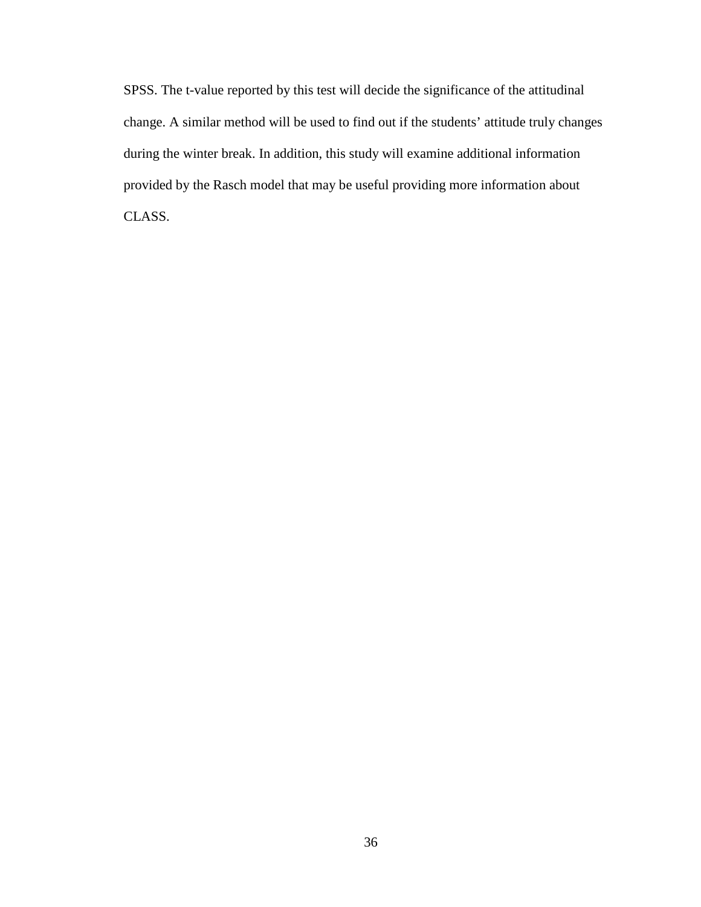SPSS. The t-value reported by this test will decide the significance of the attitudinal change. A similar method will be used to find out if the students' attitude truly changes during the winter break. In addition, this study will examine additional information provided by the Rasch model that may be useful providing more information about CLASS.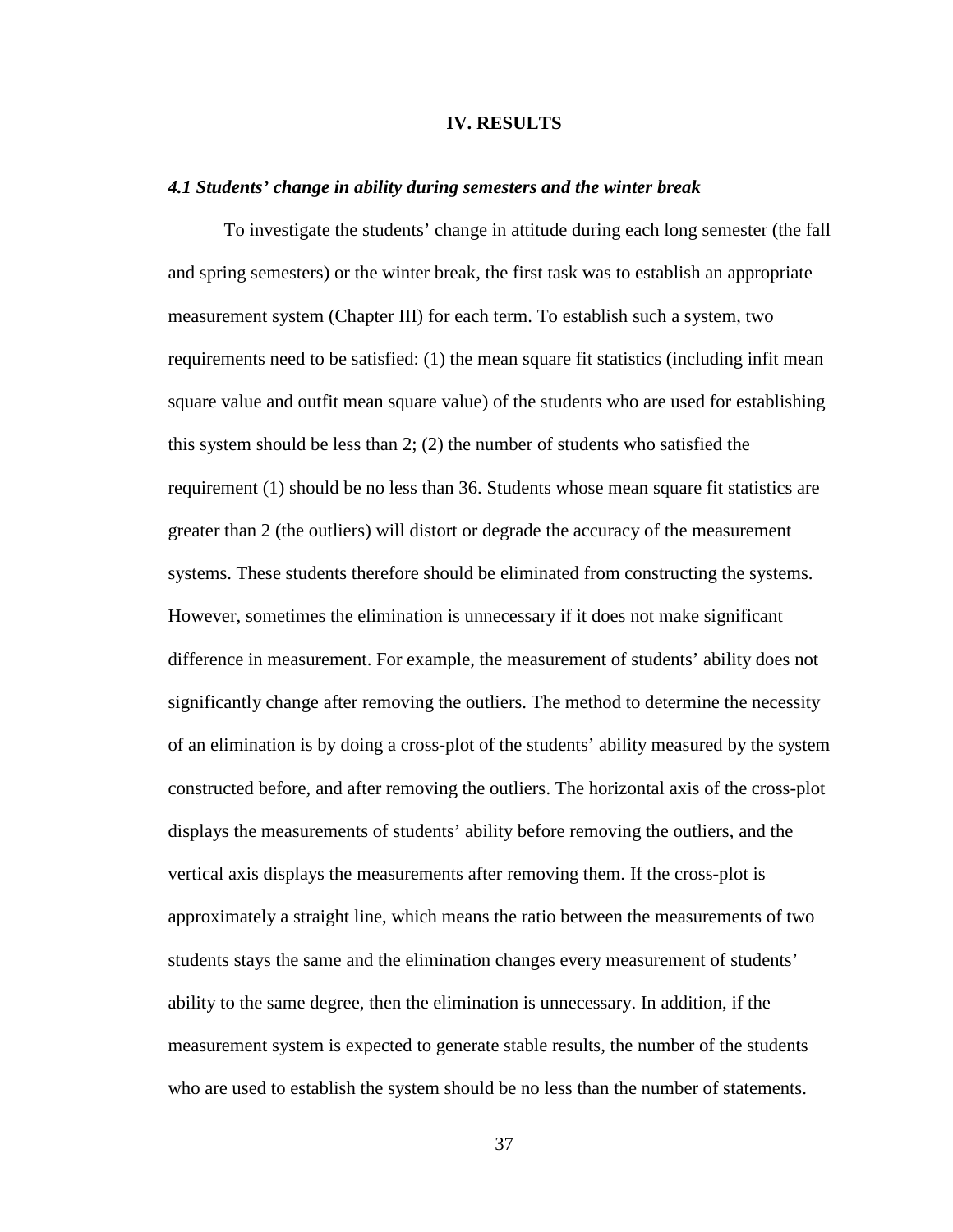# IV. RESULTS

### *4.1 Students' change in ability during semesters and the winter break*

To investigate the students' change in attitude during each long semester (the fall and spring semesters) or the winter break, the first task was to establish an appropriate measurement system (Chapter III) for each term. To establish such a system, two requirements need to be satisfied: (1) the mean square fit statistics (including infit mean square value and outfit mean square value) of the students who are used for establishing this system should be less than 2; (2) the number of students who satisfied the requirement (1) should be no less than 36. Students whose mean square fit statistics are greater than 2 (the outliers) will distort or degrade the accuracy of the measurement systems. These students therefore should be eliminated from constructing the systems. However, sometimes the elimination is unnecessary if it does not make significant difference in measurement. For example, the measurement of students' ability does not significantly change after removing the outliers. The method to determine the necessity of an elimination is by doing a cross-plot of the students' ability measured by the system constructed before, and after removing the outliers. The horizontal axis of the cross-plot displays the measurements of students' ability before removing the outliers, and the vertical axis displays the measurements after removing them. If the cross-plot is approximately a straight line, which means the ratio between the measurements of two students stays the same and the elimination changes every measurement of students' ability to the same degree, then the elimination is unnecessary. In addition, if the measurement system is expected to generate stable results, the number of the students who are used to establish the system should be no less than the number of statements.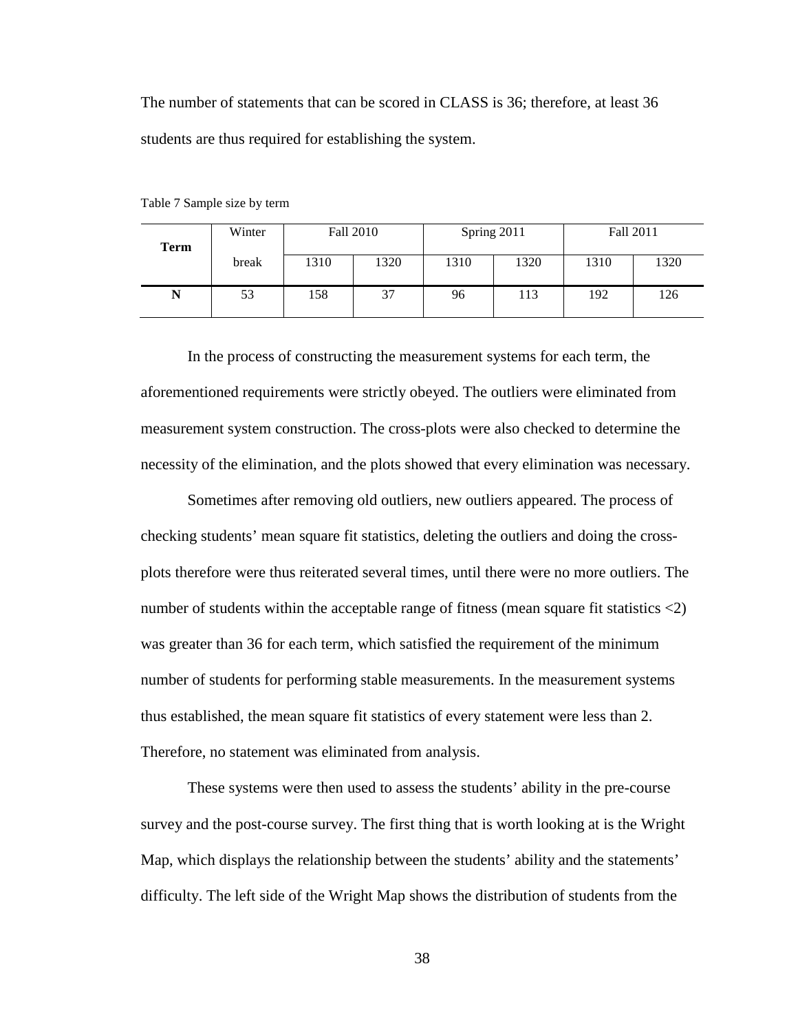The number of statements that can be scored in CLASS is 36; therefore, at least 36 students are thus required for establishing the system.

Table 7 Sample size by term

| Term | Winter break | Fall 2010 | | Spring 2011 | | Fall 2011 | |
|---|---|---|---|---|---|---|---|
| | | 1310 | 1320 | 1310 | 1320 | 1310 | 1320 |
| **N** | 53 | 158 | 37 | 96 | 113 | 192 | 126 |

In the process of constructing the measurement systems for each term, the aforementioned requirements were strictly obeyed. The outliers were eliminated from measurement system construction. The cross-plots were also checked to determine the necessity of the elimination, and the plots showed that every elimination was necessary.

Sometimes after removing old outliers, new outliers appeared. The process of checking students' mean square fit statistics, deleting the outliers and doing the cross-plots therefore were thus reiterated several times, until there were no more outliers. The number of students within the acceptable range of fitness (mean square fit statistics <2) was greater than 36 for each term, which satisfied the requirement of the minimum number of students for performing stable measurements. In the measurement systems thus established, the mean square fit statistics of every statement were less than 2. Therefore, no statement was eliminated from analysis.

These systems were then used to assess the students' ability in the pre-course survey and the post-course survey. The first thing that is worth looking at is the Wright Map, which displays the relationship between the students' ability and the statements' difficulty. The left side of the Wright Map shows the distribution of students from the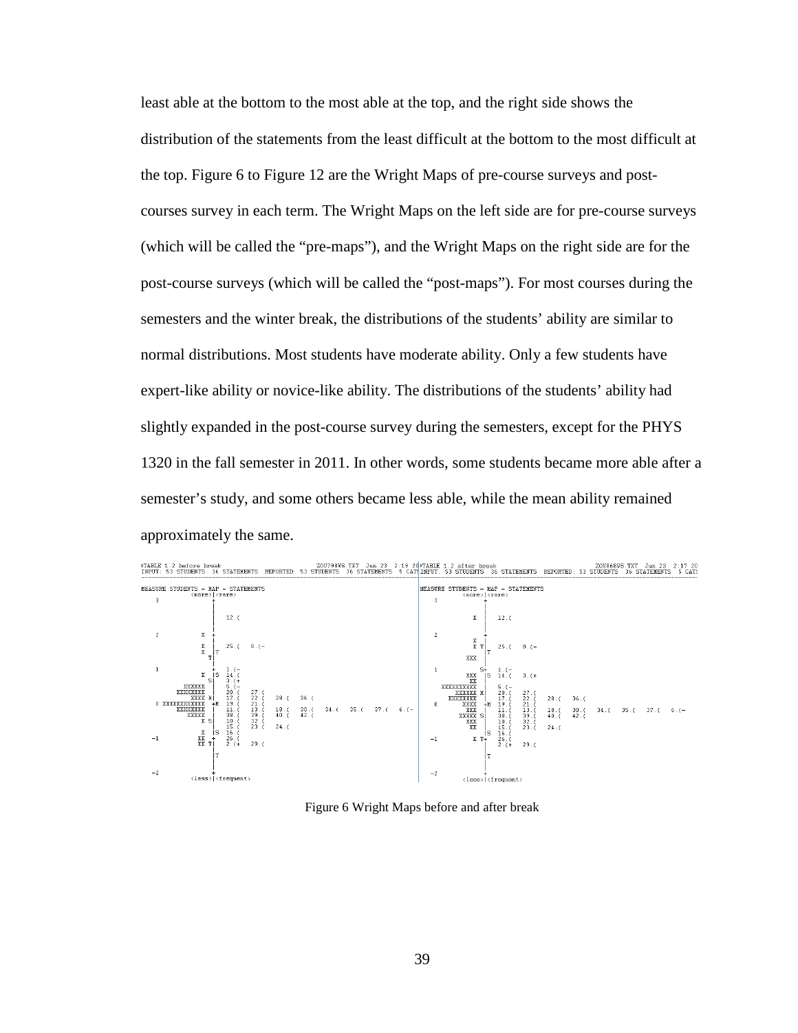least able at the bottom to the most able at the top, and the right side shows the distribution of the statements from the least difficult at the bottom to the most difficult at the top. Figure 6 to Figure 12 are the Wright Maps of pre-course surveys and post-courses survey in each term. The Wright Maps on the left side are for pre-course surveys (which will be called the "pre-maps"), and the Wright Maps on the right side are for the post-course surveys (which will be called the "post-maps"). For most courses during the semesters and the winter break, the distributions of the students' ability are similar to normal distributions. Most students have moderate ability. Only a few students have expert-like ability or novice-like ability. The distributions of the students' ability had slightly expanded in the post-course survey during the semesters, except for the PHYS 1320 in the fall semester in 2011. In other words, some students became more able after a semester's study, and some others became less able, while the mean ability remained approximately the same.

Figure 6 Wright Maps before and after break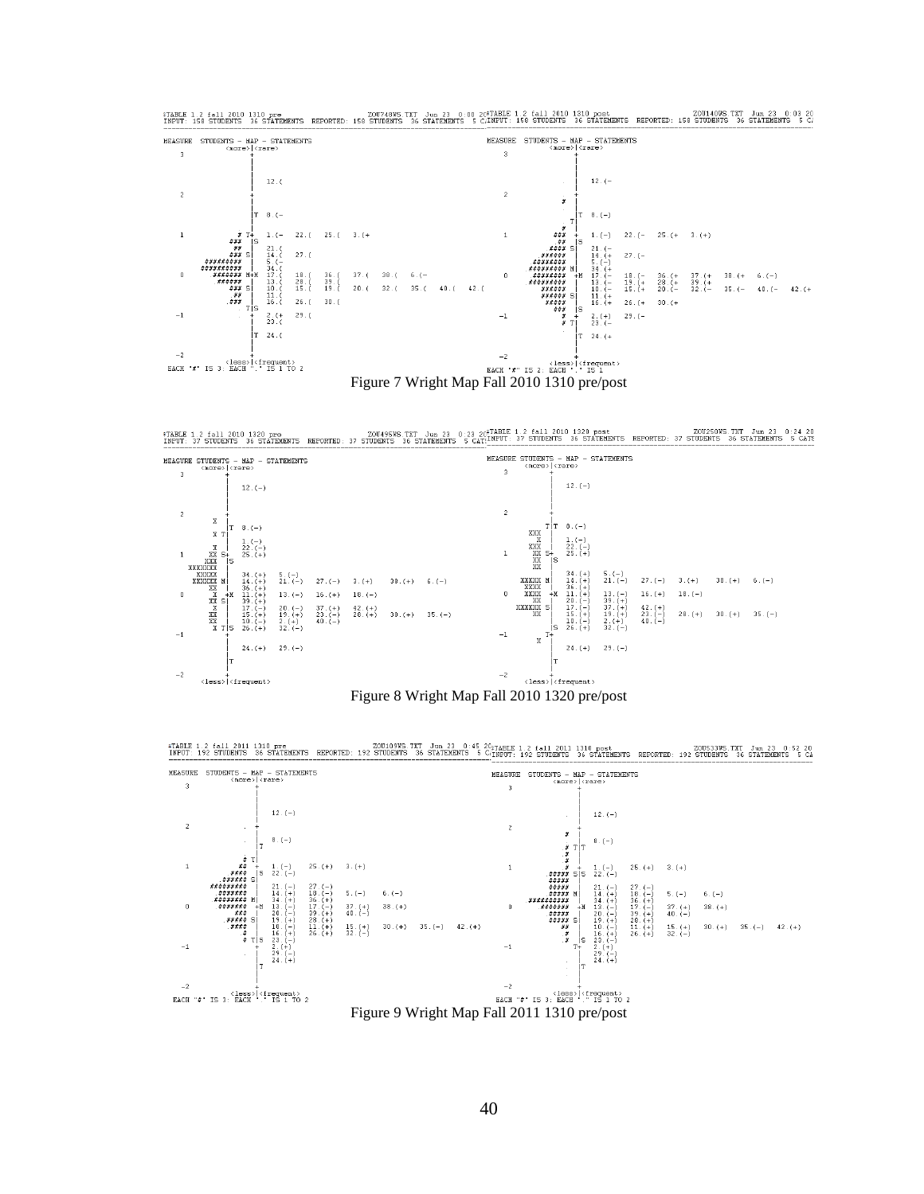```
#TABLE 1.2 fall 2010 1310 pre                ZOU748WS.TXT  Jun 23  0:00 20
INPUT: 158 STUDENTS  36 STATEMENTS  REPORTED: 158 STUDENTS  36 STATEMENTS  5 C

MEASURE  STUDENTS - MAP - STATEMENTS
                <more>|<rare>
```

```
#TABLE 1.2 fall 2010 1310 post               ZOU140WS.TXT  Jun 23  0:03 20
INPUT: 158 STUDENTS  36 STATEMENTS  REPORTED: 158 STUDENTS  36 STATEMENTS  5 C

MEASURE  STUDENTS - MAP - STATEMENTS
                <more>|<rare>
```

Figure 7 Wright Map Fall 2010 1310 pre/post

```
#TABLE 1.2 fall 2010 1320 pre                ZOU495WS.TXT  Jun 23  0:23 20
INPUT: 37 STUDENTS  36 STATEMENTS  REPORTED: 37 STUDENTS  36 STATEMENTS  5 CAT

MEASURE  STUDENTS - MAP - STATEMENTS
                <more>|<rare>
```

```
#TABLE 1.2 fall 2010 1320 post               ZOU250WS.TXT  Jun 23  0:24 20
INPUT: 37 STUDENTS  36 STATEMENTS  REPORTED: 37 STUDENTS  36 STATEMENTS  5 CATS

MEASURE  STUDENTS - MAP - STATEMENTS
                <more>|<rare>
```

Figure 8 Wright Map Fall 2010 1320 pre/post

```
#TABLE 1.2 fall 2011 1310 pre                ZOU109WS.TXT  Jun 23  0:45 20
INPUT: 192 STUDENTS  36 STATEMENTS  REPORTED: 192 STUDENTS  36 STATEMENTS  5 C

MEASURE  STUDENTS - MAP - STATEMENTS
                <more>|<rare>
```

```
#TABLE 1.2 fall 2011 1310 post               ZOU533WS.TXT  Jun 23  0:52 20
INPUT: 192 STUDENTS  36 STATEMENTS  REPORTED: 192 STUDENTS  36 STATEMENTS  5 CA

MEASURE  STUDENTS - MAP - STATEMENTS
                <more>|<rare>
```

Figure 9 Wright Map Fall 2011 1310 pre/post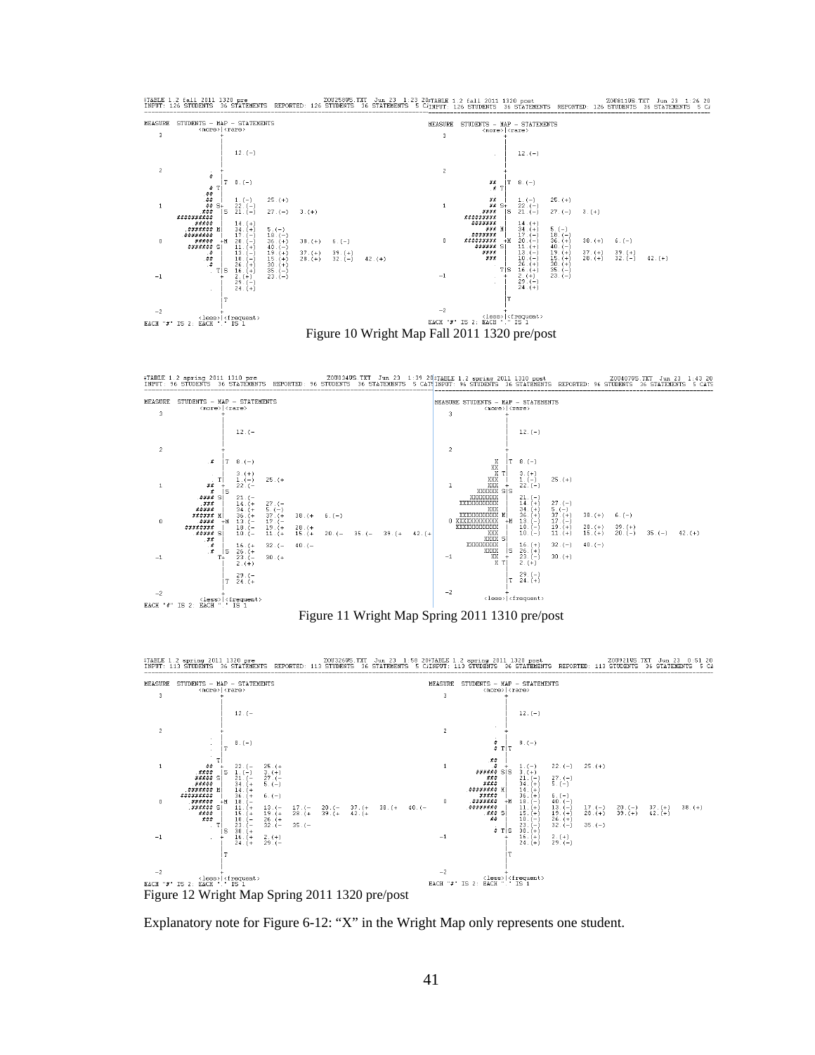```
TABLE 1.2 fall 2011 1320 pre          ZOU258WS.TXT  Jun 23  1:23 20
INPUT: 126 STUDENTS  36 STATEMENTS  REPORTED: 126 STUDENTS  36 STATEMENTS  5 CATS
```

```
TABLE 1.2 fall 2011 1320 post         ZOU811WS.TXT  Jun 23  1:26 20
INPUT: 126 STUDENTS  36 STATEMENTS  REPORTED: 126 STUDENTS  36 STATEMENTS  5 CATS
```

Figure 10 Wright Map Fall 2011 1320 pre/post

```
TABLE 1.2 spring 2011 1310 pre        ZOU034WS.TXT  Jun 23  1:39 20
INPUT: 96 STUDENTS  36 STATEMENTS  REPORTED: 96 STUDENTS  36 STATEMENTS  5 CATS
```

```
TABLE 1.2 spring 2011 1310 post       ZOU407WS.TXT  Jun 23  1:43 20
INPUT: 96 STUDENTS  36 STATEMENTS  REPORTED: 96 STUDENTS  36 STATEMENTS  5 CATS
```

Figure 11 Wright Map Spring 2011 1310 pre/post

```
TABLE 1.2 spring 2011 1320 pre        ZOU326WS.TXT  Jun 23  1:58 20
INPUT: 113 STUDENTS  36 STATEMENTS  REPORTED: 113 STUDENTS  36 STATEMENTS  5 CATS
```

```
TABLE 1.2 spring 2011 1320 post       ZOU921WS.TXT  Jun 23  0:51 20
INPUT: 113 STUDENTS  36 STATEMENTS  REPORTED: 113 STUDENTS  36 STATEMENTS  5 CATS
```

Figure 12 Wright Map Spring 2011 1320 pre/post

Explanatory note for Figure 6-12: "X" in the Wright Map only represents one student.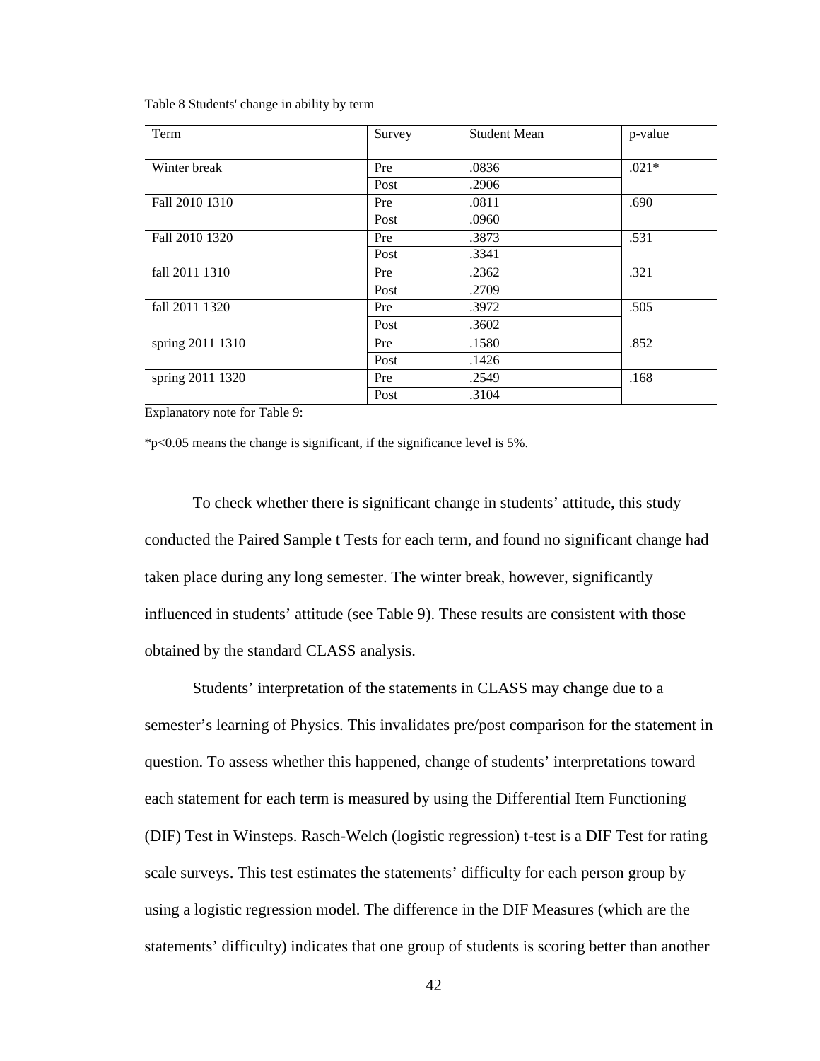Table 8 Students' change in ability by term

| Term | Survey | Student Mean | p-value |
|---|---|---|---|
| Winter break | Pre | .0836 | .021* |
| | Post | .2906 | |
| Fall 2010 1310 | Pre | .0811 | .690 |
| | Post | .0960 | |
| Fall 2010 1320 | Pre | .3873 | .531 |
| | Post | .3341 | |
| fall 2011 1310 | Pre | .2362 | .321 |
| | Post | .2709 | |
| fall 2011 1320 | Pre | .3972 | .505 |
| | Post | .3602 | |
| spring 2011 1310 | Pre | .1580 | .852 |
| | Post | .1426 | |
| spring 2011 1320 | Pre | .2549 | .168 |
| | Post | .3104 | |

Explanatory note for Table 9:

*$p<0.05$ means the change is significant, if the significance level is 5%.

To check whether there is significant change in students' attitude, this study conducted the Paired Sample t Tests for each term, and found no significant change had taken place during any long semester. The winter break, however, significantly influenced in students' attitude (see Table 9). These results are consistent with those obtained by the standard CLASS analysis.

Students' interpretation of the statements in CLASS may change due to a semester's learning of Physics. This invalidates pre/post comparison for the statement in question. To assess whether this happened, change of students' interpretations toward each statement for each term is measured by using the Differential Item Functioning (DIF) Test in Winsteps. Rasch-Welch (logistic regression) t-test is a DIF Test for rating scale surveys. This test estimates the statements' difficulty for each person group by using a logistic regression model. The difference in the DIF Measures (which are the statements' difficulty) indicates that one group of students is scoring better than another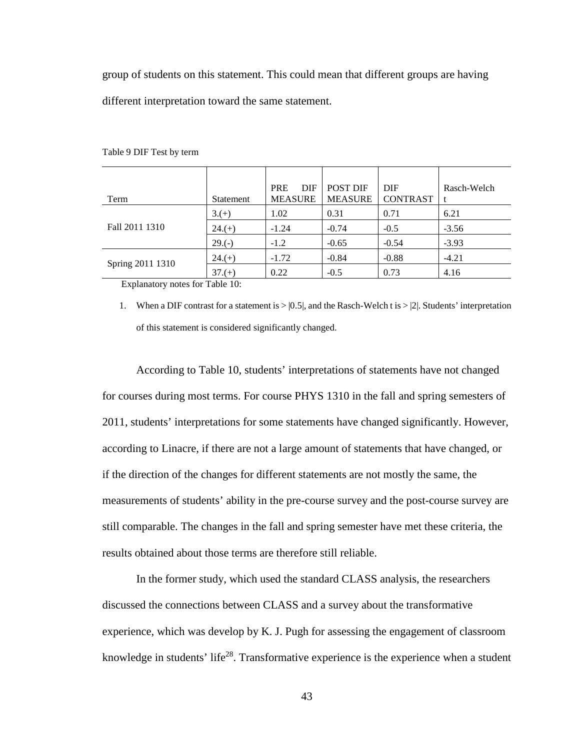group of students on this statement. This could mean that different groups are having different interpretation toward the same statement.

Table 9 DIF Test by term

| Term | Statement | PRE DIF MEASURE | POST DIF MEASURE | DIF CONTRAST | Rasch-Welch t |
|---|---|---|---|---|---|
| Fall 2011 1310 | 3.(+) | 1.02 | 0.31 | 0.71 | 6.21 |
| | 24.(+) | -1.24 | -0.74 | -0.5 | -3.56 |
| | 29.(-) | -1.2 | -0.65 | -0.54 | -3.93 |
| Spring 2011 1310 | 24.(+) | -1.72 | -0.84 | -0.88 | -4.21 |
| | 37.(+) | 0.22 | -0.5 | 0.73 | 4.16 |

Explanatory notes for Table 10:

1. When a DIF contrast for a statement is > |0.5|, and the Rasch-Welch t is > |2|. Students' interpretation of this statement is considered significantly changed.

According to Table 10, students' interpretations of statements have not changed for courses during most terms. For course PHYS 1310 in the fall and spring semesters of 2011, students' interpretations for some statements have changed significantly. However, according to Linacre, if there are not a large amount of statements that have changed, or if the direction of the changes for different statements are not mostly the same, the measurements of students' ability in the pre-course survey and the post-course survey are still comparable. The changes in the fall and spring semester have met these criteria, the results obtained about those terms are therefore still reliable.

In the former study, which used the standard CLASS analysis, the researchers discussed the connections between CLASS and a survey about the transformative experience, which was develop by K. J. Pugh for assessing the engagement of classroom knowledge in students' life[28]. Transformative experience is the experience when a student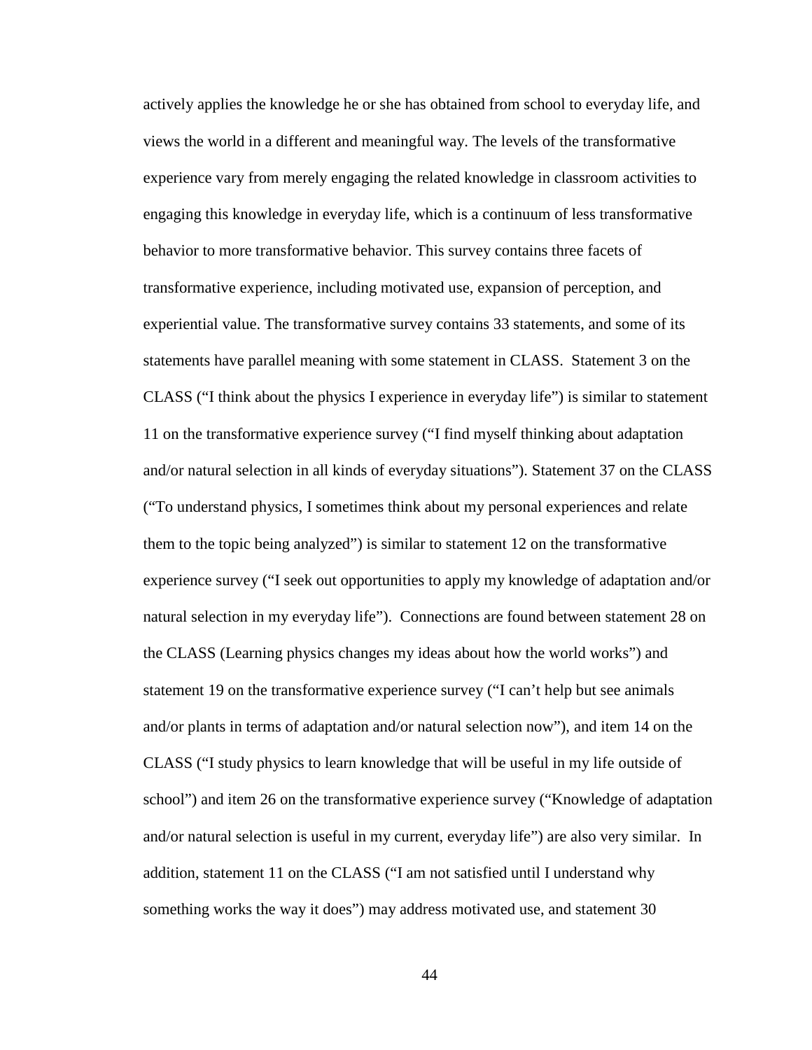actively applies the knowledge he or she has obtained from school to everyday life, and views the world in a different and meaningful way. The levels of the transformative experience vary from merely engaging the related knowledge in classroom activities to engaging this knowledge in everyday life, which is a continuum of less transformative behavior to more transformative behavior. This survey contains three facets of transformative experience, including motivated use, expansion of perception, and experiential value. The transformative survey contains 33 statements, and some of its statements have parallel meaning with some statement in CLASS. Statement 3 on the CLASS ("I think about the physics I experience in everyday life") is similar to statement 11 on the transformative experience survey ("I find myself thinking about adaptation and/or natural selection in all kinds of everyday situations"). Statement 37 on the CLASS ("To understand physics, I sometimes think about my personal experiences and relate them to the topic being analyzed") is similar to statement 12 on the transformative experience survey ("I seek out opportunities to apply my knowledge of adaptation and/or natural selection in my everyday life"). Connections are found between statement 28 on the CLASS (Learning physics changes my ideas about how the world works") and statement 19 on the transformative experience survey ("I can't help but see animals and/or plants in terms of adaptation and/or natural selection now"), and item 14 on the CLASS ("I study physics to learn knowledge that will be useful in my life outside of school") and item 26 on the transformative experience survey ("Knowledge of adaptation and/or natural selection is useful in my current, everyday life") are also very similar. In addition, statement 11 on the CLASS ("I am not satisfied until I understand why something works the way it does") may address motivated use, and statement 30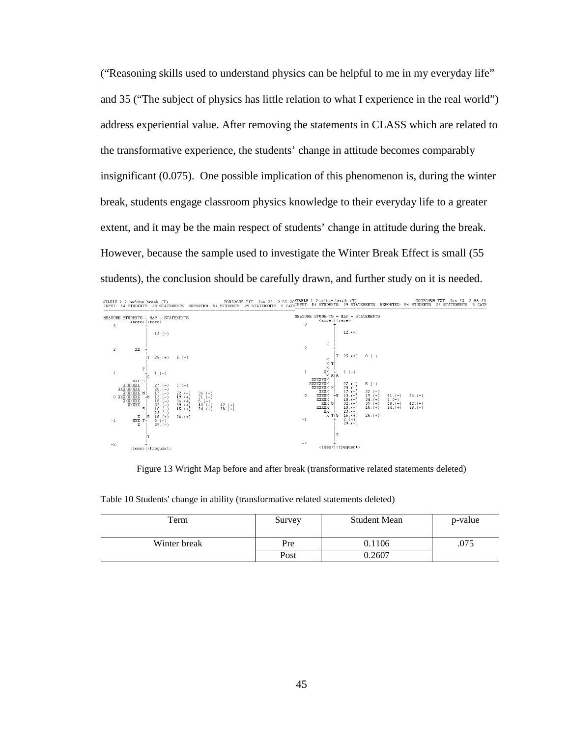("Reasoning skills used to understand physics can be helpful to me in my everyday life" and 35 ("The subject of physics has little relation to what I experience in the real world") address experiential value. After removing the statements in CLASS which are related to the transformative experience, the students' change in attitude becomes comparably insignificant (0.075). One possible implication of this phenomenon is, during the winter break, students engage classroom physics knowledge to their everyday life to a greater extent, and it may be the main respect of students' change in attitude during the break. However, because the sample used to investigate the Winter Break Effect is small (55 students), the conclusion should be carefully drawn, and further study on it is needed.

Figure 13 Wright Map before and after break (transformative related statements deleted)

Table 10 Students' change in ability (transformative related statements deleted)

| Term | Survey | Student Mean | p-value |
|---|---|---|---|
| Winter break | Pre | 0.1106 | .075 |
| | Post | 0.2607 | |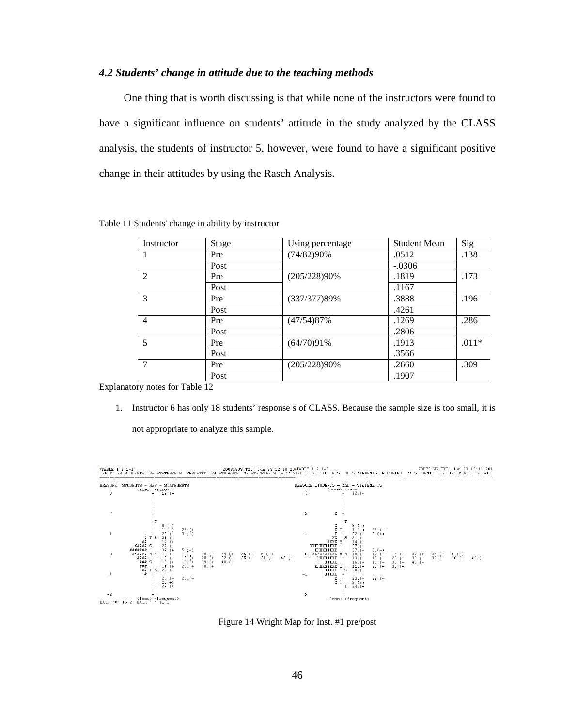### *4.2 Students' change in attitude due to the teaching methods*

One thing that is worth discussing is that while none of the instructors were found to have a significant influence on students' attitude in the study analyzed by the CLASS analysis, the students of instructor 5, however, were found to have a significant positive change in their attitudes by using the Rasch Analysis.

Table 11 Students' change in ability by instructor

| Instructor | Stage | Using percentage | Student Mean | Sig |
|---|---|---|---|---|
| 1 | Pre | (74/82)90% | .0512 | .138 |
| | Post | | -.0306 | |
| 2 | Pre | (205/228)90% | .1819 | .173 |
| | Post | | .1167 | |
| 3 | Pre | (337/377)89% | .3888 | .196 |
| | Post | | .4261 | |
| 4 | Pre | (47/54)87% | .1269 | .286 |
| | Post | | .2806 | |
| 5 | Pre | (64/70)91% | .1913 | .011* |
| | Post | | .3566 | |
| 7 | Pre | (205/228)90% | .2660 | .309 |
| | Post | | .1907 | |

Explanatory notes for Table 12

1. Instructor 6 has only 18 students' response s of CLASS. Because the sample size is too small, it is not appropriate to analyze this sample.

Figure 14 Wright Map for Inst. #1 pre/post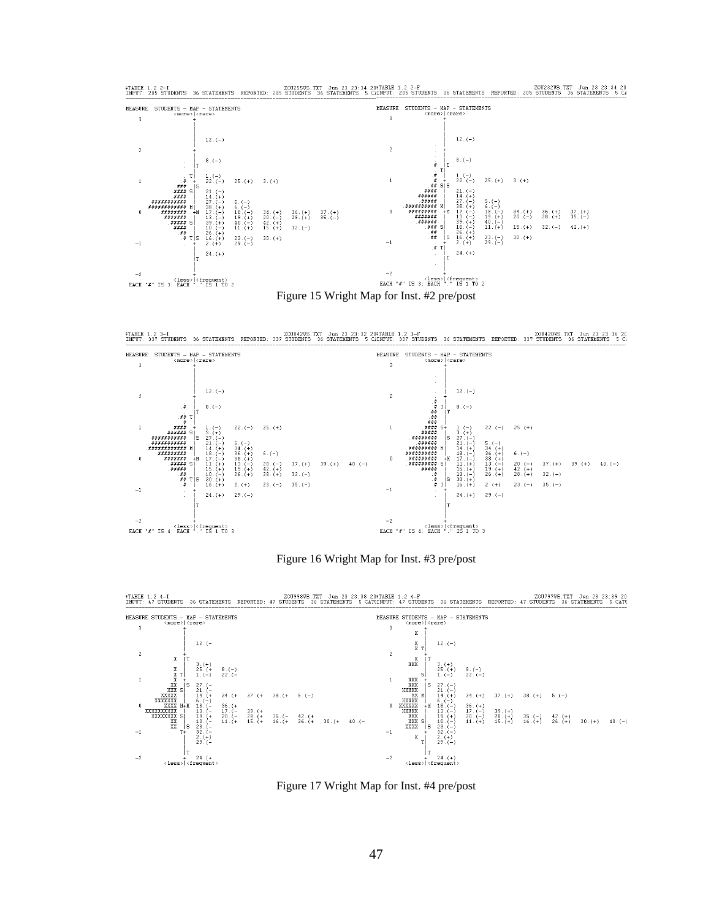```
#TABLE 1.2 2-I                     ZOU256WS.TXT  Jun 23 23:34 20#TABLE 1.2 2-F                     ZOU232WS.TXT  Jun 23 23:34 20
INPUT: 205 STUDENTS  36 STATEMENTS  REPORTED: 205 STUDENTS  36 STATEMENTS  5 C/INPUT: 205 STUDENTS  36 STATEMENTS  REPORTED: 205 STUDENTS  36 STATEMENTS  5 C/
```

Figure 15 Wright Map for Inst. #2 pre/post

```
#TABLE 1.2 3-I                     ZOU842WS.TXT  Jun 23 23:32 20#TABLE 1.2 3-F                     ZOU420WS.TXT  Jun 23 23:36 20
INPUT: 337 STUDENTS  36 STATEMENTS  REPORTED: 337 STUDENTS  36 STATEMENTS  5 C/INPUT: 337 STUDENTS  36 STATEMENTS  REPORTED: 337 STUDENTS  36 STATEMENTS  5 C/
```

Figure 16 Wright Map for Inst. #3 pre/post

```
#TABLE 1.2 4-I                     ZOU948WS.TXT  Jun 23 23:38 20#TABLE 1.2 4-F                     ZOU297WS.TXT  Jun 23 23:39 20
INPUT: 47 STUDENTS  36 STATEMENTS  REPORTED: 47 STUDENTS  36 STATEMENTS  5 CATSINPUT: 47 STUDENTS  36 STATEMENTS  REPORTED: 47 STUDENTS  36 STATEMENTS  5 CATS
```

Figure 17 Wright Map for Inst. #4 pre/post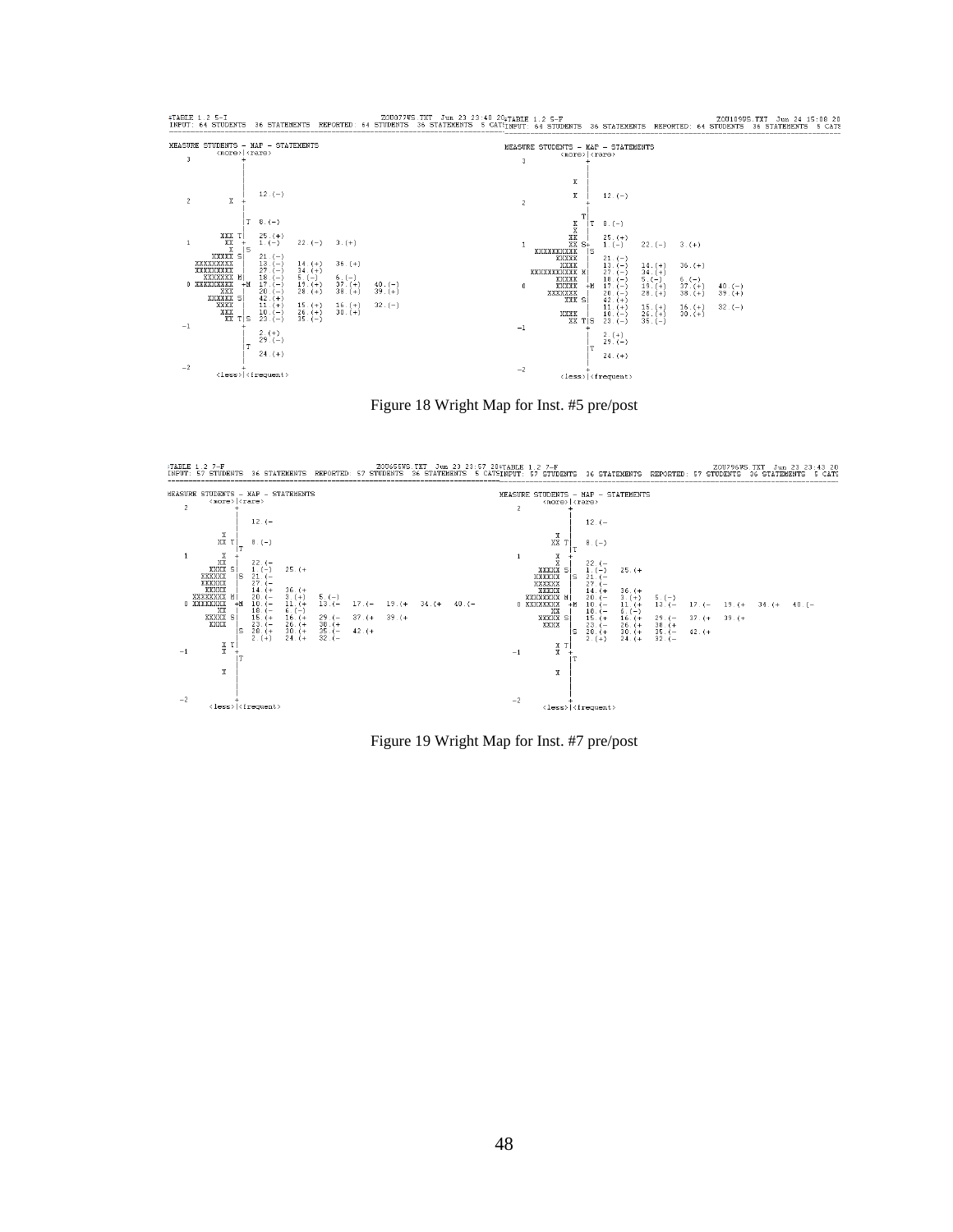Figure 18 Wright Map for Inst. #5 pre/post

Figure 19 Wright Map for Inst. #7 pre/post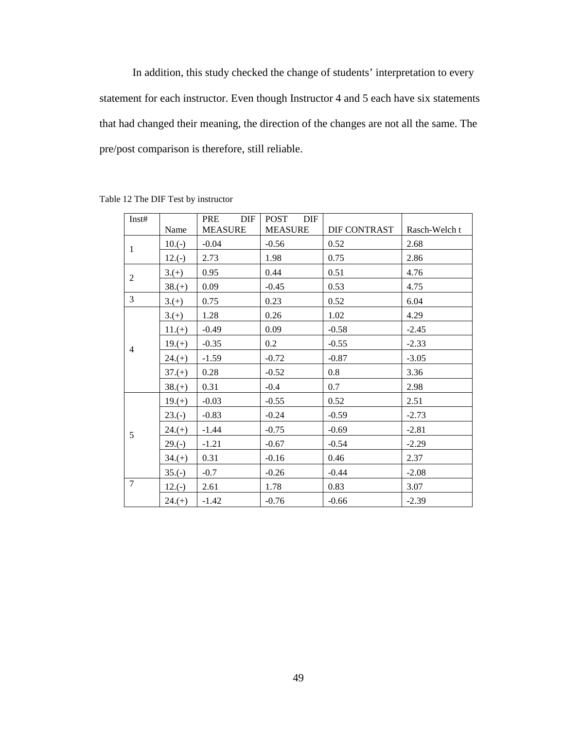In addition, this study checked the change of students' interpretation to every statement for each instructor. Even though Instructor 4 and 5 each have six statements that had changed their meaning, the direction of the changes are not all the same. The pre/post comparison is therefore, still reliable.

Table 12 The DIF Test by instructor

| Inst# | Name | PRE DIF MEASURE | POST DIF MEASURE | DIF CONTRAST | Rasch-Welch t |
|---|---|---|---|---|---|
| 1 | 10.(-) | -0.04 | -0.56 | 0.52 | 2.68 |
| | 12.(-) | 2.73 | 1.98 | 0.75 | 2.86 |
| 2 | 3.(+) | 0.95 | 0.44 | 0.51 | 4.76 |
| | 38.(+) | 0.09 | -0.45 | 0.53 | 4.75 |
| 3 | 3.(+) | 0.75 | 0.23 | 0.52 | 6.04 |
| 4 | 3.(+) | 1.28 | 0.26 | 1.02 | 4.29 |
| | 11.(+) | -0.49 | 0.09 | -0.58 | -2.45 |
| | 19.(+) | -0.35 | 0.2 | -0.55 | -2.33 |
| | 24.(+) | -1.59 | -0.72 | -0.87 | -3.05 |
| | 37.(+) | 0.28 | -0.52 | 0.8 | 3.36 |
| | 38.(+) | 0.31 | -0.4 | 0.7 | 2.98 |
| 5 | 19.(+) | -0.03 | -0.55 | 0.52 | 2.51 |
| | 23.(-) | -0.83 | -0.24 | -0.59 | -2.73 |
| | 24.(+) | -1.44 | -0.75 | -0.69 | -2.81 |
| | 29.(-) | -1.21 | -0.67 | -0.54 | -2.29 |
| | 34.(+) | 0.31 | -0.16 | 0.46 | 2.37 |
| | 35.(-) | -0.7 | -0.26 | -0.44 | -2.08 |
| 7 | 12.(-) | 2.61 | 1.78 | 0.83 | 3.07 |
| | 24.(+) | -1.42 | -0.76 | -0.66 | -2.39 |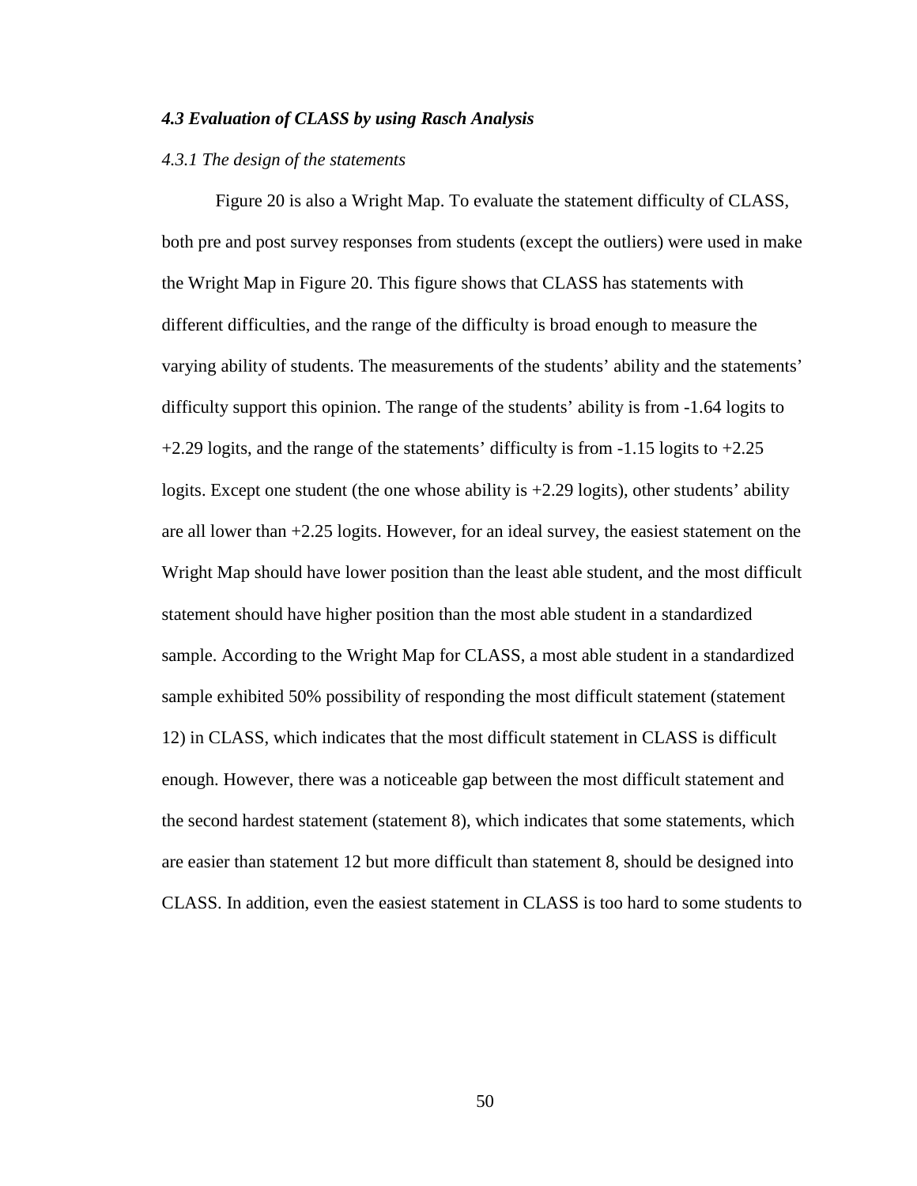### *4.3 Evaluation of CLASS by using Rasch Analysis*

#### *4.3.1 The design of the statements*

Figure 20 is also a Wright Map. To evaluate the statement difficulty of CLASS, both pre and post survey responses from students (except the outliers) were used in make the Wright Map in Figure 20. This figure shows that CLASS has statements with different difficulties, and the range of the difficulty is broad enough to measure the varying ability of students. The measurements of the students' ability and the statements' difficulty support this opinion. The range of the students' ability is from -1.64 logits to +2.29 logits, and the range of the statements' difficulty is from -1.15 logits to +2.25 logits. Except one student (the one whose ability is +2.29 logits), other students' ability are all lower than +2.25 logits. However, for an ideal survey, the easiest statement on the Wright Map should have lower position than the least able student, and the most difficult statement should have higher position than the most able student in a standardized sample. According to the Wright Map for CLASS, a most able student in a standardized sample exhibited 50% possibility of responding the most difficult statement (statement 12) in CLASS, which indicates that the most difficult statement in CLASS is difficult enough. However, there was a noticeable gap between the most difficult statement and the second hardest statement (statement 8), which indicates that some statements, which are easier than statement 12 but more difficult than statement 8, should be designed into CLASS. In addition, even the easiest statement in CLASS is too hard to some students to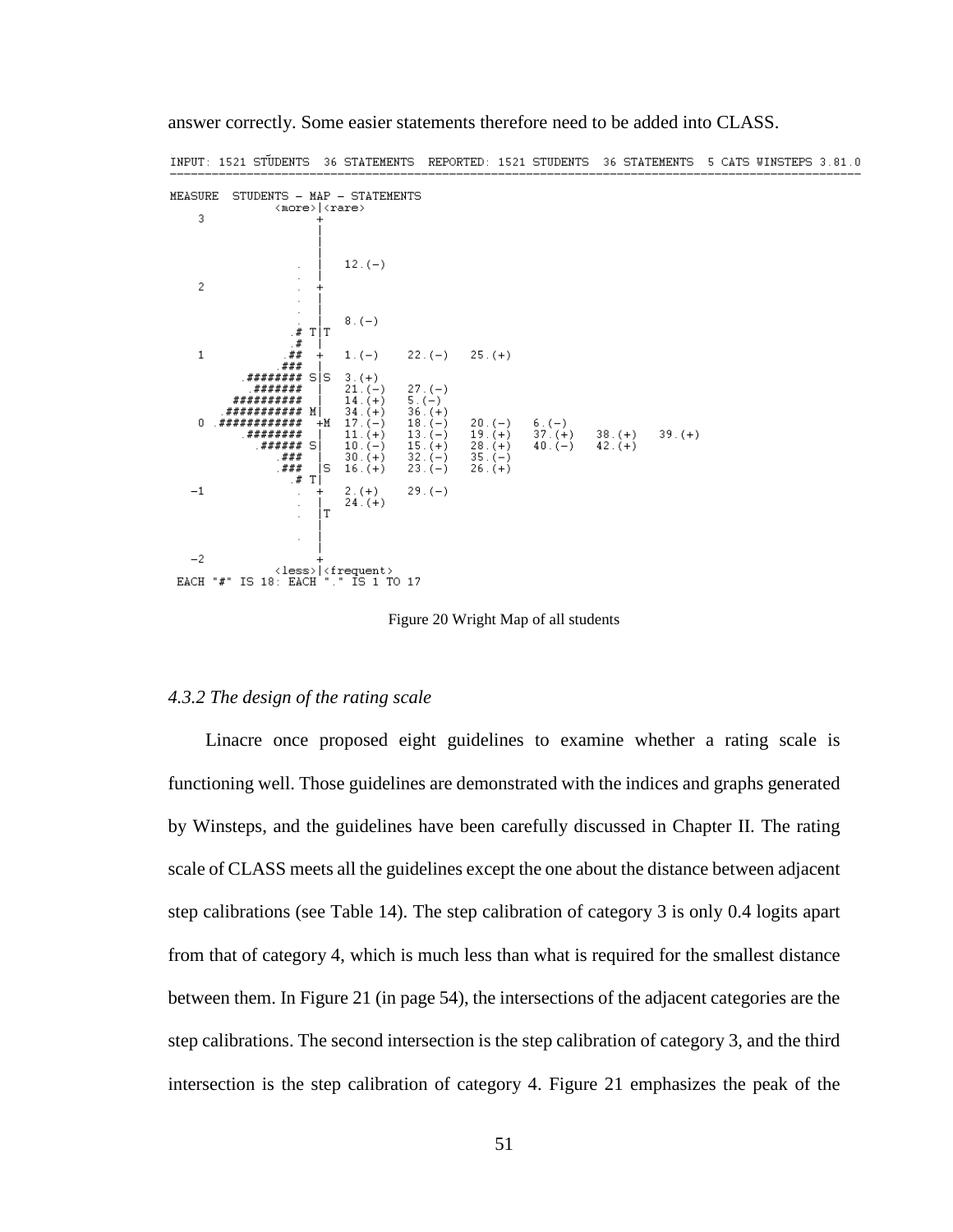answer correctly. Some easier statements therefore need to be added into CLASS.

```
INPUT: 1521 STUDENTS  36 STATEMENTS  REPORTED: 1521 STUDENTS  36 STATEMENTS  5 CATS WINSTEPS 3.81.0
--------------------------------------------------------------------------------------------------

MEASURE  STUDENTS - MAP - STATEMENTS
               <more>|<rare>
   3                 +
                     |
                     |
                     |
                   . |   12.(-)
                   . |
   2               . +
                   . |
                   . |
                   . |   8.(-)
                .# T|T
                 .# |
   1            .## +    1.(-)     22.(-)    25.(+)
                ### |
          .######## S|S  3.(+)
            .####### |   21.(-)    27.(-)
          ########## |   14.(+)    5.(-)
        .########### M|  34.(+)    36.(+)
   0 .############ +M    17.(-)    18.(-)    20.(-)    6.(-)
          .######## |    11.(+)    13.(-)    19.(+)    37.(+)    38.(+)    39.(+)
            .###### S|   10.(-)    15.(+)    28.(+)    40.(-)    42.(+)
                .### |   30.(+)    32.(-)    35.(-)
                .### |S  16.(+)    23.(-)    26.(+)
                 .# T|
  -1               . +   2.(+)     29.(-)
                   . |   24.(+)
                   . |T
                     |
                   . |
                     |
  -2                 +
               <less>|<frequent>
 EACH "#" IS 18: EACH "." IS 1 TO 17
```

Figure 20 Wright Map of all students

### *4.3.2 The design of the rating scale*

Linacre once proposed eight guidelines to examine whether a rating scale is functioning well. Those guidelines are demonstrated with the indices and graphs generated by Winsteps, and the guidelines have been carefully discussed in Chapter II. The rating scale of CLASS meets all the guidelines except the one about the distance between adjacent step calibrations (see Table 14). The step calibration of category 3 is only 0.4 logits apart from that of category 4, which is much less than what is required for the smallest distance between them. In Figure 21 (in page 54), the intersections of the adjacent categories are the step calibrations. The second intersection is the step calibration of category 3, and the third intersection is the step calibration of category 4. Figure 21 emphasizes the peak of the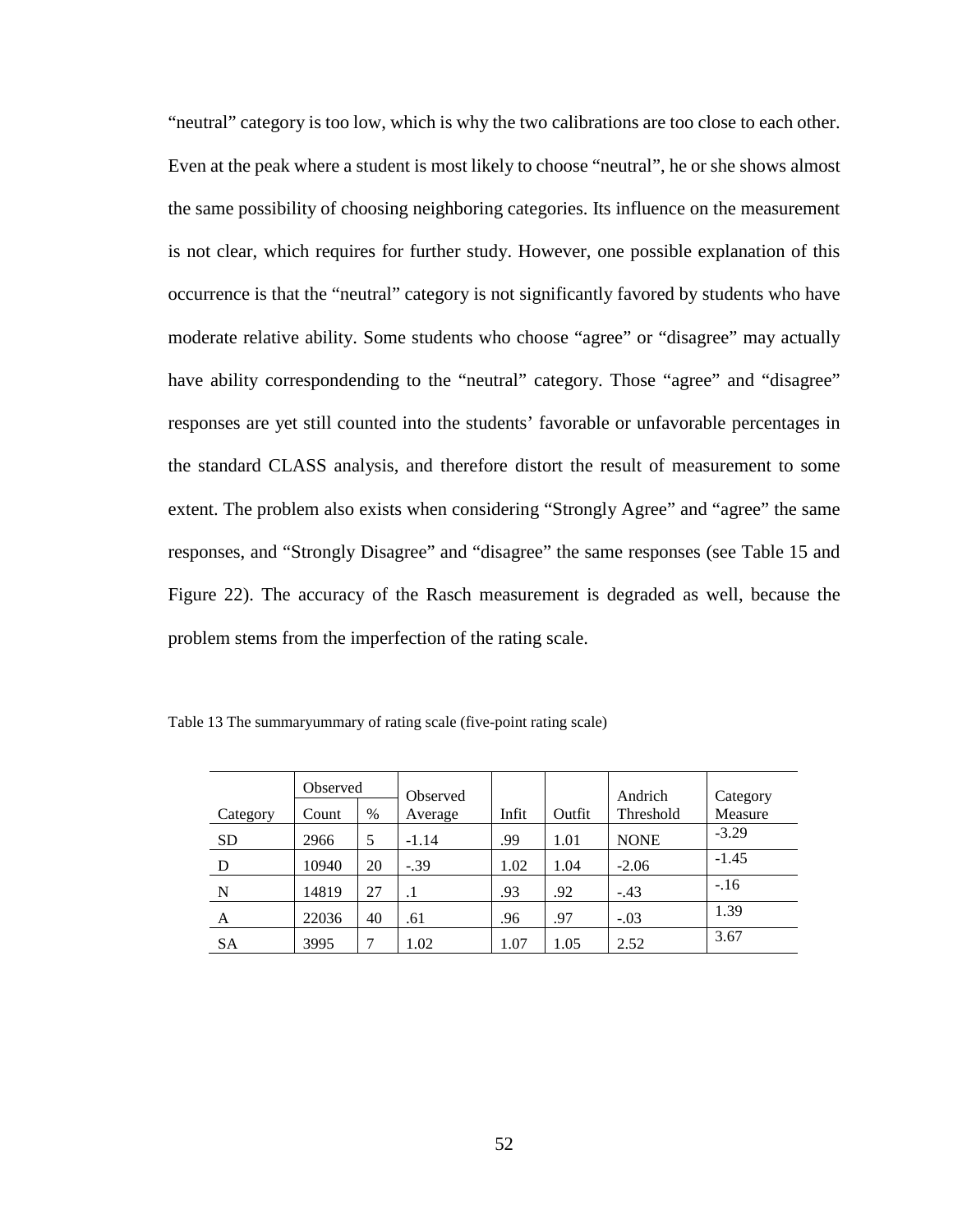“neutral” category is too low, which is why the two calibrations are too close to each other. Even at the peak where a student is most likely to choose “neutral”, he or she shows almost the same possibility of choosing neighboring categories. Its influence on the measurement is not clear, which requires for further study. However, one possible explanation of this occurrence is that the “neutral” category is not significantly favored by students who have moderate relative ability. Some students who choose “agree” or “disagree” may actually have ability correspondending to the “neutral” category. Those “agree” and “disagree” responses are yet still counted into the students’ favorable or unfavorable percentages in the standard CLASS analysis, and therefore distort the result of measurement to some extent. The problem also exists when considering “Strongly Agree” and “agree” the same responses, and “Strongly Disagree” and “disagree” the same responses (see Table 15 and Figure 22). The accuracy of the Rasch measurement is degraded as well, because the problem stems from the imperfection of the rating scale.

Table 13 The summaryummary of rating scale (five-point rating scale)

| Category | Observed Count | Observed % | Observed Average | Infit | Outfit | Andrich Threshold | Category Measure |
|---|---|---|---|---|---|---|---|
| SD | 2966 | 5 | -1.14 | .99 | 1.01 | NONE | -3.29 |
| D | 10940 | 20 | -.39 | 1.02 | 1.04 | -2.06 | -1.45 |
| N | 14819 | 27 | .1 | .93 | .92 | -.43 | -.16 |
| A | 22036 | 40 | .61 | .96 | .97 | -.03 | 1.39 |
| SA | 3995 | 7 | 1.02 | 1.07 | 1.05 | 2.52 | 3.67 |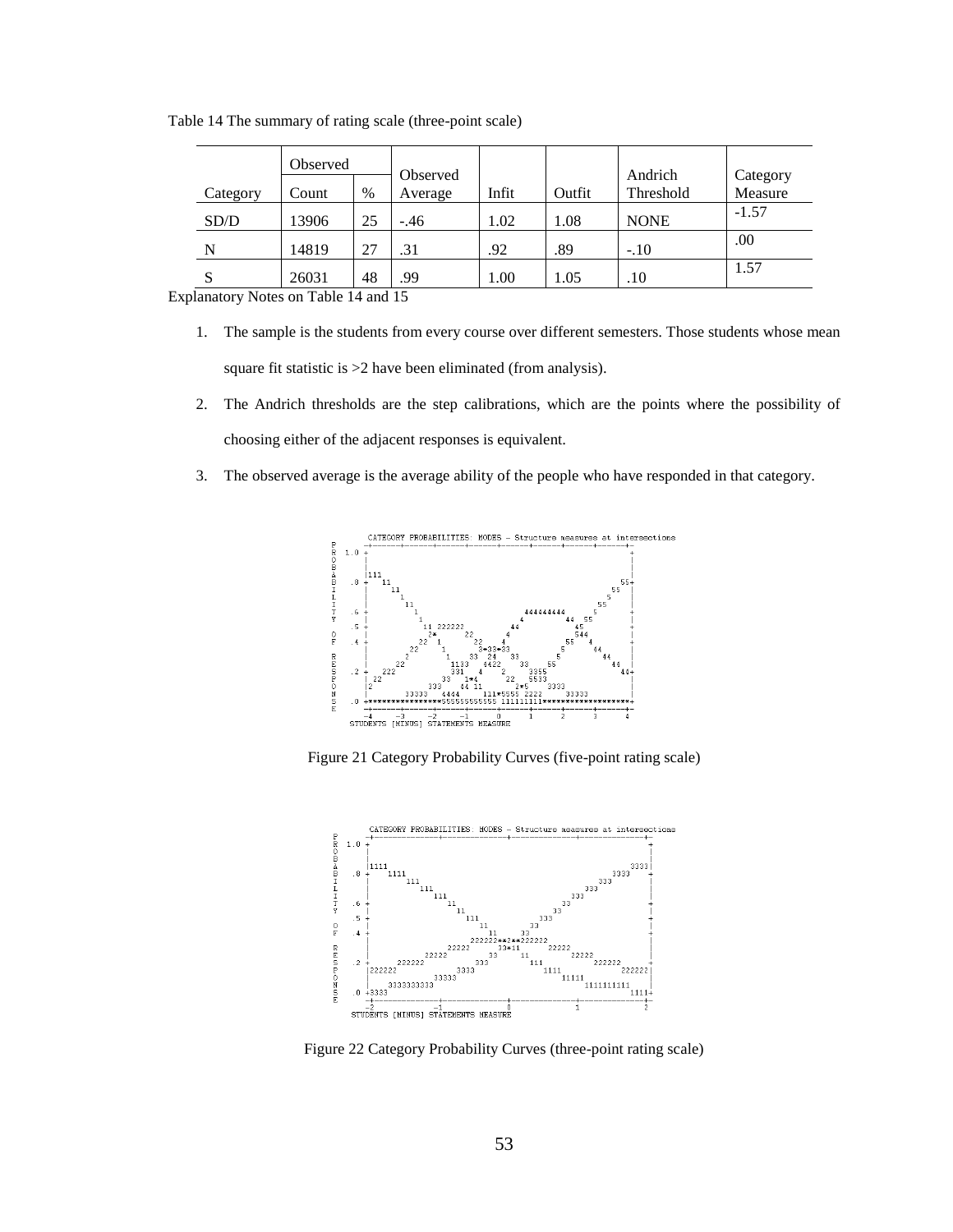Table 14 The summary of rating scale (three-point scale)

| Category | Observed Count | Observed % | Observed Average | Infit | Outfit | Andrich Threshold | Category Measure |
|---|---|---|---|---|---|---|---|
| SD/D | 13906 | 25 | -.46 | 1.02 | 1.08 | NONE | -1.57 |
| N | 14819 | 27 | .31 | .92 | .89 | -.10 | .00 |
| S | 26031 | 48 | .99 | 1.00 | 1.05 | .10 | 1.57 |

Explanatory Notes on Table 14 and 15

1. The sample is the students from every course over different semesters. Those students whose mean square fit statistic is >2 have been eliminated (from analysis).
2. The Andrich thresholds are the step calibrations, which are the points where the possibility of choosing either of the adjacent responses is equivalent.
3. The observed average is the average ability of the people who have responded in that category.

Figure 21 Category Probability Curves (five-point rating scale)

Figure 22 Category Probability Curves (three-point rating scale)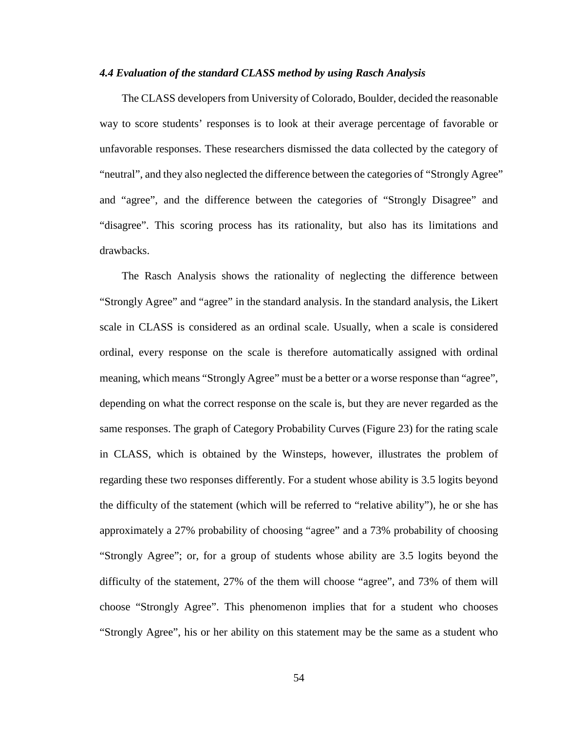### *4.4 Evaluation of the standard CLASS method by using Rasch Analysis*

The CLASS developers from University of Colorado, Boulder, decided the reasonable way to score students' responses is to look at their average percentage of favorable or unfavorable responses. These researchers dismissed the data collected by the category of "neutral", and they also neglected the difference between the categories of "Strongly Agree" and "agree", and the difference between the categories of "Strongly Disagree" and "disagree". This scoring process has its rationality, but also has its limitations and drawbacks.

The Rasch Analysis shows the rationality of neglecting the difference between "Strongly Agree" and "agree" in the standard analysis. In the standard analysis, the Likert scale in CLASS is considered as an ordinal scale. Usually, when a scale is considered ordinal, every response on the scale is therefore automatically assigned with ordinal meaning, which means "Strongly Agree" must be a better or a worse response than "agree", depending on what the correct response on the scale is, but they are never regarded as the same responses. The graph of Category Probability Curves (Figure 23) for the rating scale in CLASS, which is obtained by the Winsteps, however, illustrates the problem of regarding these two responses differently. For a student whose ability is 3.5 logits beyond the difficulty of the statement (which will be referred to "relative ability"), he or she has approximately a 27% probability of choosing "agree" and a 73% probability of choosing "Strongly Agree"; or, for a group of students whose ability are 3.5 logits beyond the difficulty of the statement, 27% of the them will choose "agree", and 73% of them will choose "Strongly Agree". This phenomenon implies that for a student who chooses "Strongly Agree", his or her ability on this statement may be the same as a student who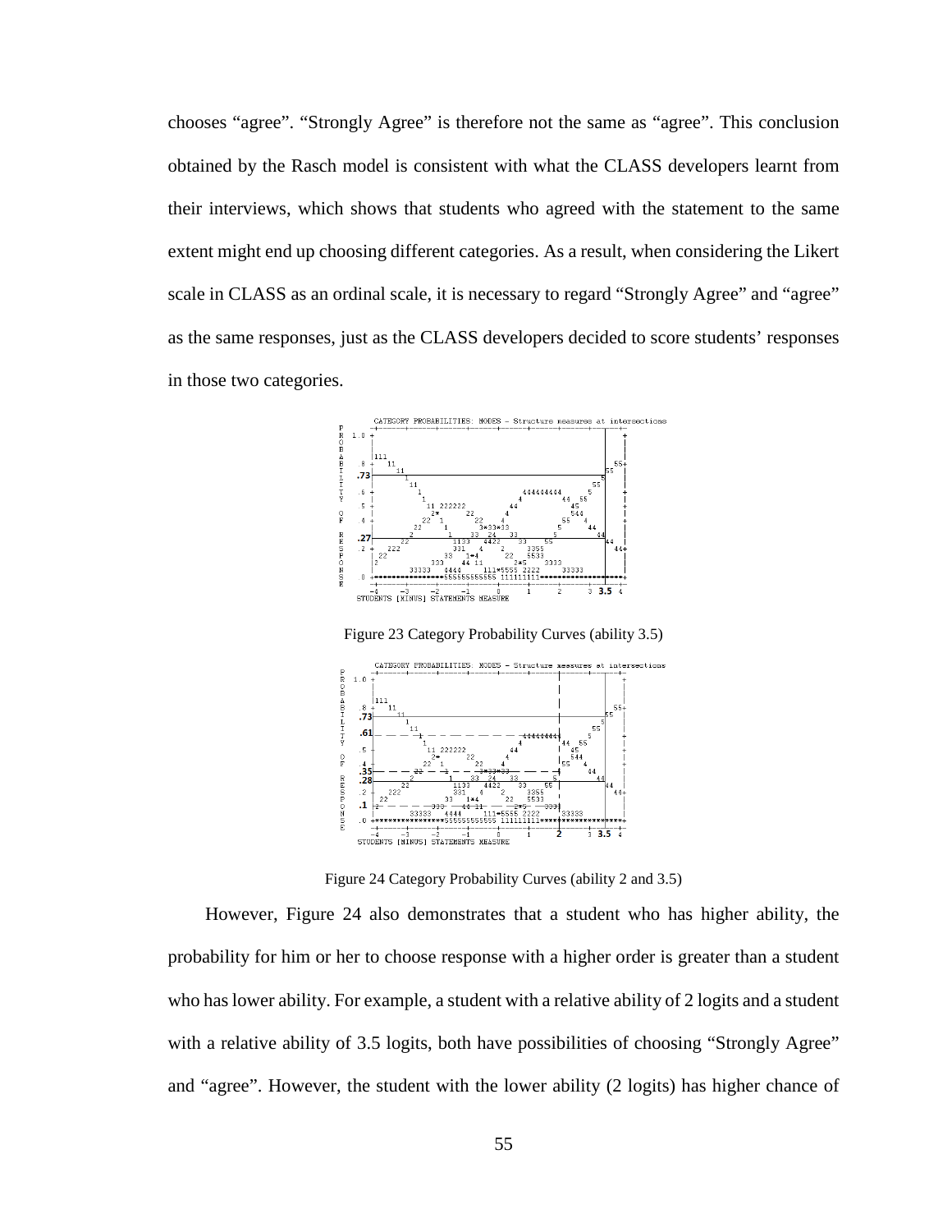chooses "agree". "Strongly Agree" is therefore not the same as "agree". This conclusion obtained by the Rasch model is consistent with what the CLASS developers learnt from their interviews, which shows that students who agreed with the statement to the same extent might end up choosing different categories. As a result, when considering the Likert scale in CLASS as an ordinal scale, it is necessary to regard "Strongly Agree" and "agree" as the same responses, just as the CLASS developers decided to score students' responses in those two categories.

Figure 23 Category Probability Curves (ability 3.5)

Figure 24 Category Probability Curves (ability 2 and 3.5)

However, Figure 24 also demonstrates that a student who has higher ability, the probability for him or her to choose response with a higher order is greater than a student who has lower ability. For example, a student with a relative ability of 2 logits and a student with a relative ability of 3.5 logits, both have possibilities of choosing "Strongly Agree" and "agree". However, the student with the lower ability (2 logits) has higher chance of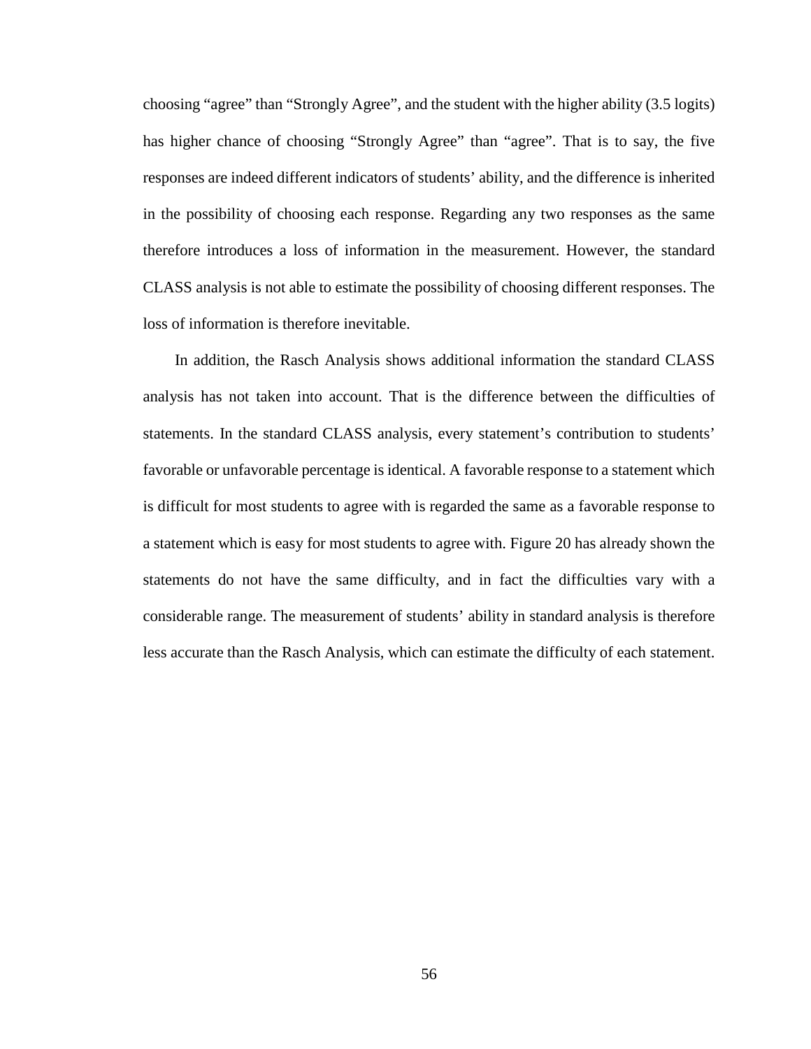choosing "agree" than "Strongly Agree", and the student with the higher ability (3.5 logits) has higher chance of choosing "Strongly Agree" than "agree". That is to say, the five responses are indeed different indicators of students' ability, and the difference is inherited in the possibility of choosing each response. Regarding any two responses as the same therefore introduces a loss of information in the measurement. However, the standard CLASS analysis is not able to estimate the possibility of choosing different responses. The loss of information is therefore inevitable.

In addition, the Rasch Analysis shows additional information the standard CLASS analysis has not taken into account. That is the difference between the difficulties of statements. In the standard CLASS analysis, every statement's contribution to students' favorable or unfavorable percentage is identical. A favorable response to a statement which is difficult for most students to agree with is regarded the same as a favorable response to a statement which is easy for most students to agree with. Figure 20 has already shown the statements do not have the same difficulty, and in fact the difficulties vary with a considerable range. The measurement of students' ability in standard analysis is therefore less accurate than the Rasch Analysis, which can estimate the difficulty of each statement.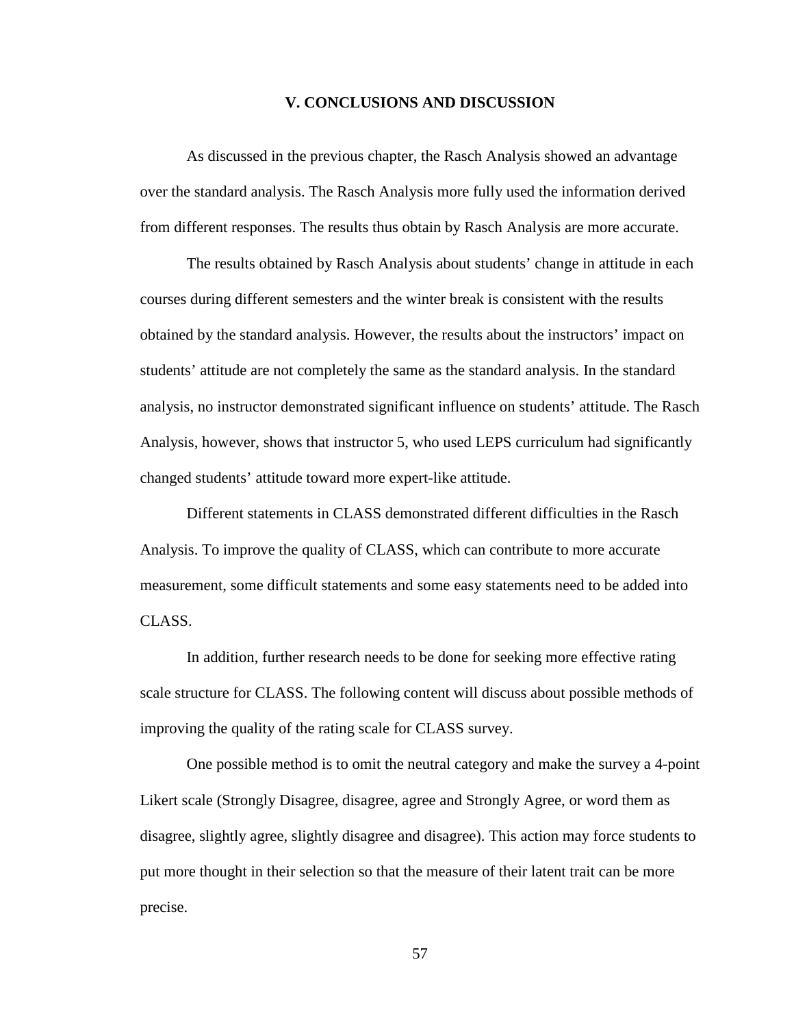# V. CONCLUSIONS AND DISCUSSION

As discussed in the previous chapter, the Rasch Analysis showed an advantage over the standard analysis. The Rasch Analysis more fully used the information derived from different responses. The results thus obtain by Rasch Analysis are more accurate.

The results obtained by Rasch Analysis about students' change in attitude in each courses during different semesters and the winter break is consistent with the results obtained by the standard analysis. However, the results about the instructors' impact on students' attitude are not completely the same as the standard analysis. In the standard analysis, no instructor demonstrated significant influence on students' attitude. The Rasch Analysis, however, shows that instructor 5, who used LEPS curriculum had significantly changed students' attitude toward more expert-like attitude.

Different statements in CLASS demonstrated different difficulties in the Rasch Analysis. To improve the quality of CLASS, which can contribute to more accurate measurement, some difficult statements and some easy statements need to be added into CLASS.

In addition, further research needs to be done for seeking more effective rating scale structure for CLASS. The following content will discuss about possible methods of improving the quality of the rating scale for CLASS survey.

One possible method is to omit the neutral category and make the survey a 4-point Likert scale (Strongly Disagree, disagree, agree and Strongly Agree, or word them as disagree, slightly agree, slightly disagree and disagree). This action may force students to put more thought in their selection so that the measure of their latent trait can be more precise.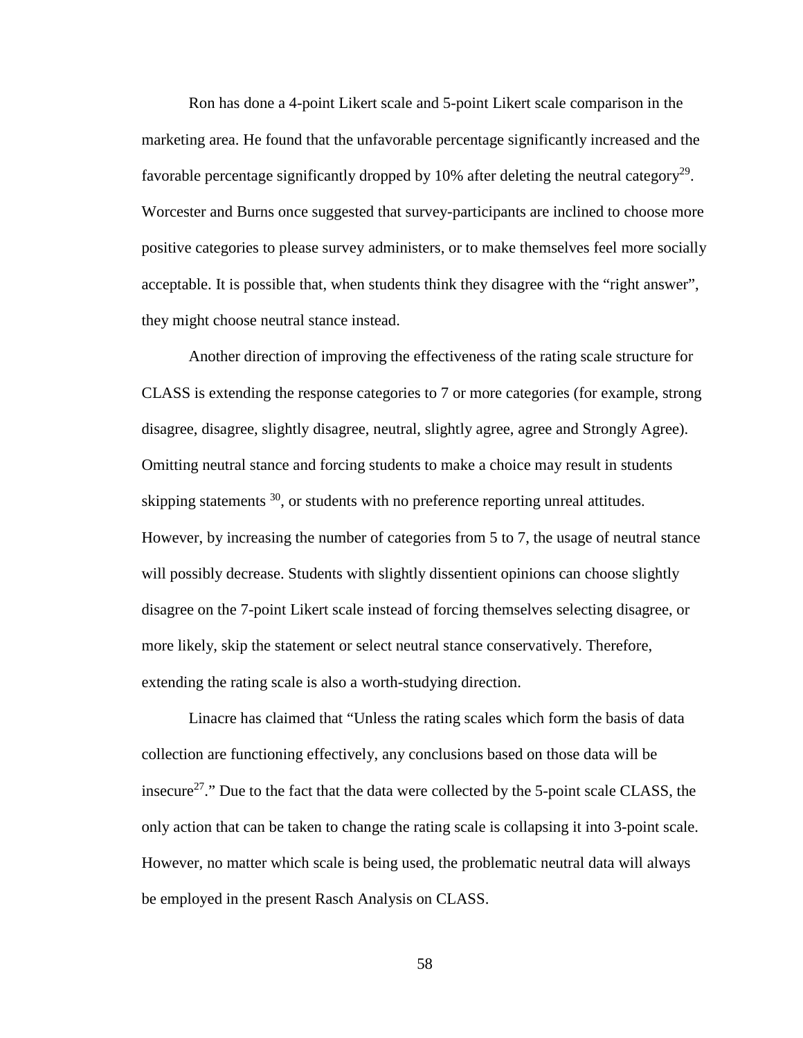Ron has done a 4-point Likert scale and 5-point Likert scale comparison in the marketing area. He found that the unfavorable percentage significantly increased and the favorable percentage significantly dropped by 10% after deleting the neutral category[29]. Worcester and Burns once suggested that survey-participants are inclined to choose more positive categories to please survey administers, or to make themselves feel more socially acceptable. It is possible that, when students think they disagree with the "right answer", they might choose neutral stance instead.

Another direction of improving the effectiveness of the rating scale structure for CLASS is extending the response categories to 7 or more categories (for example, strong disagree, disagree, slightly disagree, neutral, slightly agree, agree and Strongly Agree). Omitting neutral stance and forcing students to make a choice may result in students skipping statements [30], or students with no preference reporting unreal attitudes. However, by increasing the number of categories from 5 to 7, the usage of neutral stance will possibly decrease. Students with slightly dissentient opinions can choose slightly disagree on the 7-point Likert scale instead of forcing themselves selecting disagree, or more likely, skip the statement or select neutral stance conservatively. Therefore, extending the rating scale is also a worth-studying direction.

Linacre has claimed that "Unless the rating scales which form the basis of data collection are functioning effectively, any conclusions based on those data will be insecure[27]." Due to the fact that the data were collected by the 5-point scale CLASS, the only action that can be taken to change the rating scale is collapsing it into 3-point scale. However, no matter which scale is being used, the problematic neutral data will always be employed in the present Rasch Analysis on CLASS.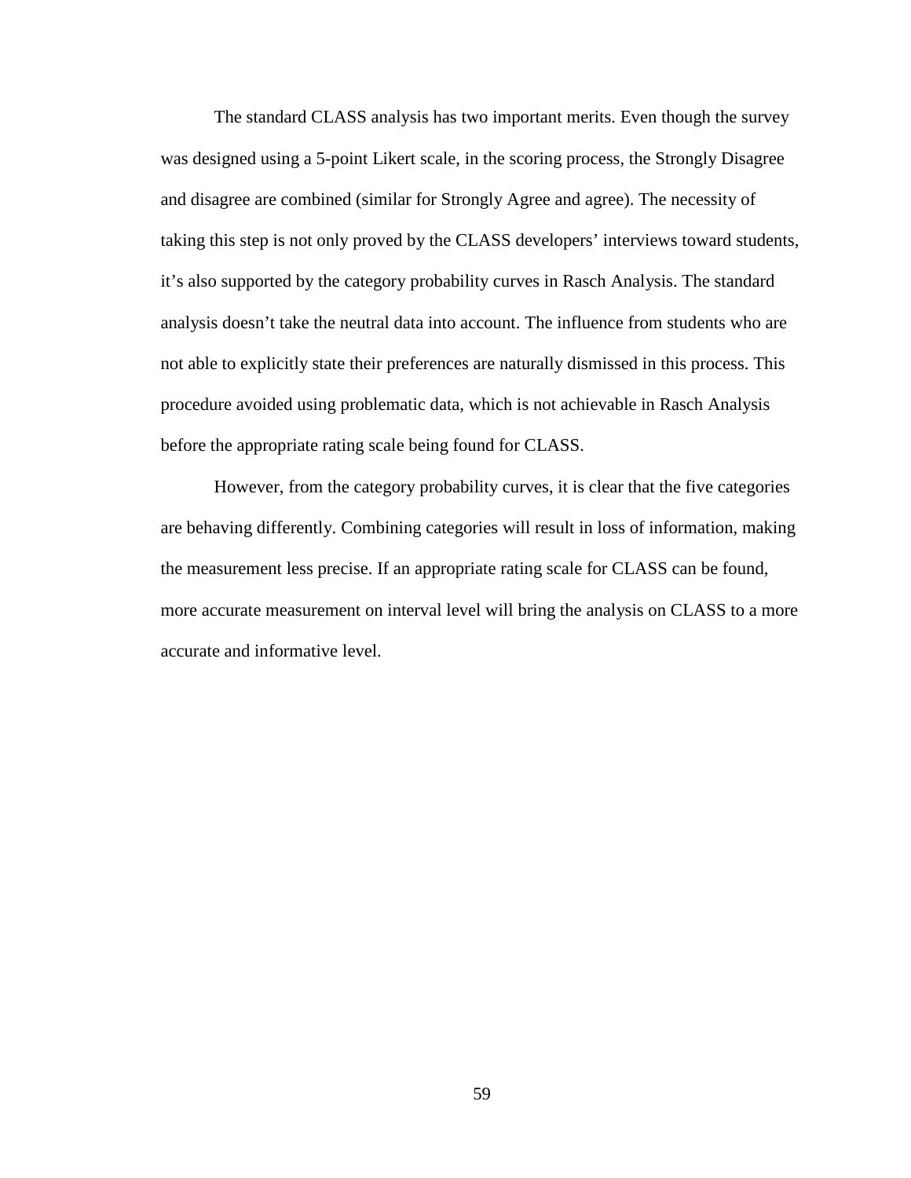The standard CLASS analysis has two important merits. Even though the survey was designed using a 5-point Likert scale, in the scoring process, the Strongly Disagree and disagree are combined (similar for Strongly Agree and agree). The necessity of taking this step is not only proved by the CLASS developers' interviews toward students, it's also supported by the category probability curves in Rasch Analysis. The standard analysis doesn't take the neutral data into account. The influence from students who are not able to explicitly state their preferences are naturally dismissed in this process. This procedure avoided using problematic data, which is not achievable in Rasch Analysis before the appropriate rating scale being found for CLASS.

However, from the category probability curves, it is clear that the five categories are behaving differently. Combining categories will result in loss of information, making the measurement less precise. If an appropriate rating scale for CLASS can be found, more accurate measurement on interval level will bring the analysis on CLASS to a more accurate and informative level.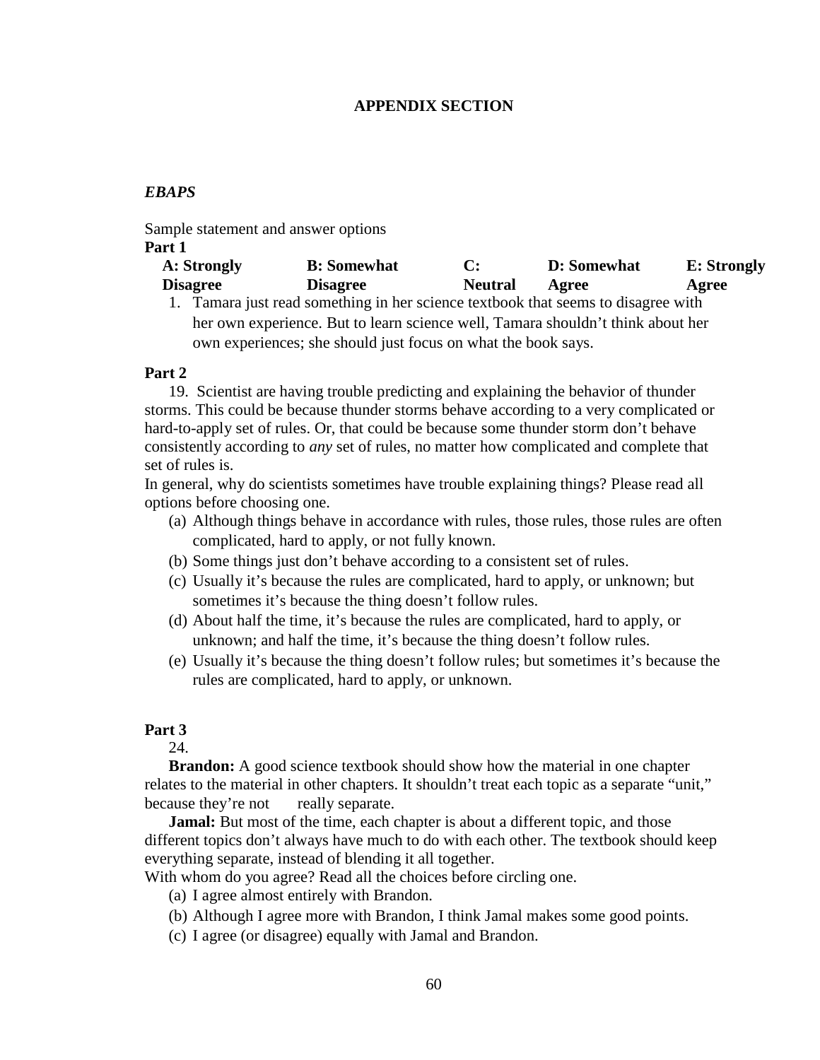**APPENDIX SECTION**

## *EBAPS*

Sample statement and answer options

**Part 1**

| **A: Strongly Disagree** | **B: Somewhat Disagree** | **C: Neutral** | **D: Somewhat Agree** | **E: Strongly Agree** |
|---|---|---|---|---|

1. Tamara just read something in her science textbook that seems to disagree with her own experience. But to learn science well, Tamara shouldn't think about her own experiences; she should just focus on what the book says.

**Part 2**

19. Scientist are having trouble predicting and explaining the behavior of thunder storms. This could be because thunder storms behave according to a very complicated or hard-to-apply set of rules. Or, that could be because some thunder storm don't behave consistently according to *any* set of rules, no matter how complicated and complete that set of rules is.

In general, why do scientists sometimes have trouble explaining things? Please read all options before choosing one.

(a) Although things behave in accordance with rules, those rules, those rules are often complicated, hard to apply, or not fully known.
(b) Some things just don't behave according to a consistent set of rules.
(c) Usually it's because the rules are complicated, hard to apply, or unknown; but sometimes it's because the thing doesn't follow rules.
(d) About half the time, it's because the rules are complicated, hard to apply, or unknown; and half the time, it's because the thing doesn't follow rules.
(e) Usually it's because the thing doesn't follow rules; but sometimes it's because the rules are complicated, hard to apply, or unknown.

**Part 3**

24.

**Brandon:** A good science textbook should show how the material in one chapter relates to the material in other chapters. It shouldn't treat each topic as a separate "unit," because they're not really separate.

**Jamal:** But most of the time, each chapter is about a different topic, and those different topics don't always have much to do with each other. The textbook should keep everything separate, instead of blending it all together.

With whom do you agree? Read all the choices before circling one.

(a) I agree almost entirely with Brandon.
(b) Although I agree more with Brandon, I think Jamal makes some good points.
(c) I agree (or disagree) equally with Jamal and Brandon.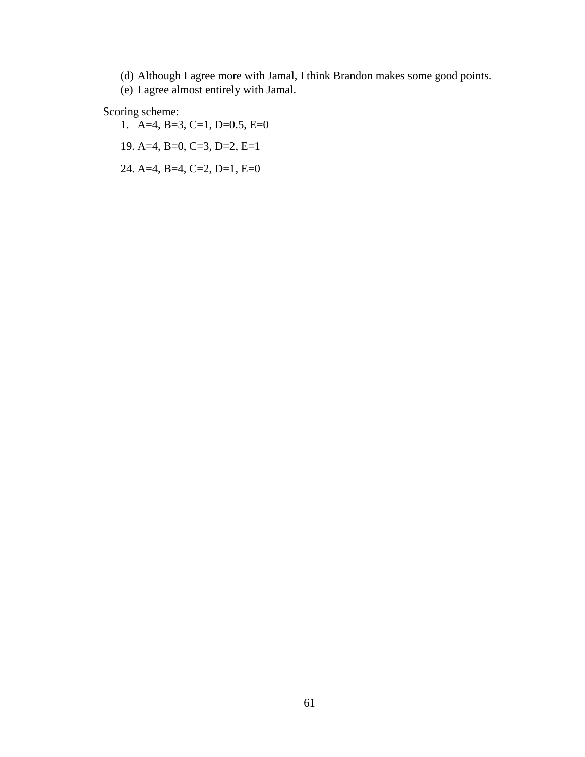(d) Although I agree more with Jamal, I think Brandon makes some good points.
(e) I agree almost entirely with Jamal.

Scoring scheme:

1. A=4, B=3, C=1, D=0.5, E=0

19. A=4, B=0, C=3, D=2, E=1

24. A=4, B=4, C=2, D=1, E=0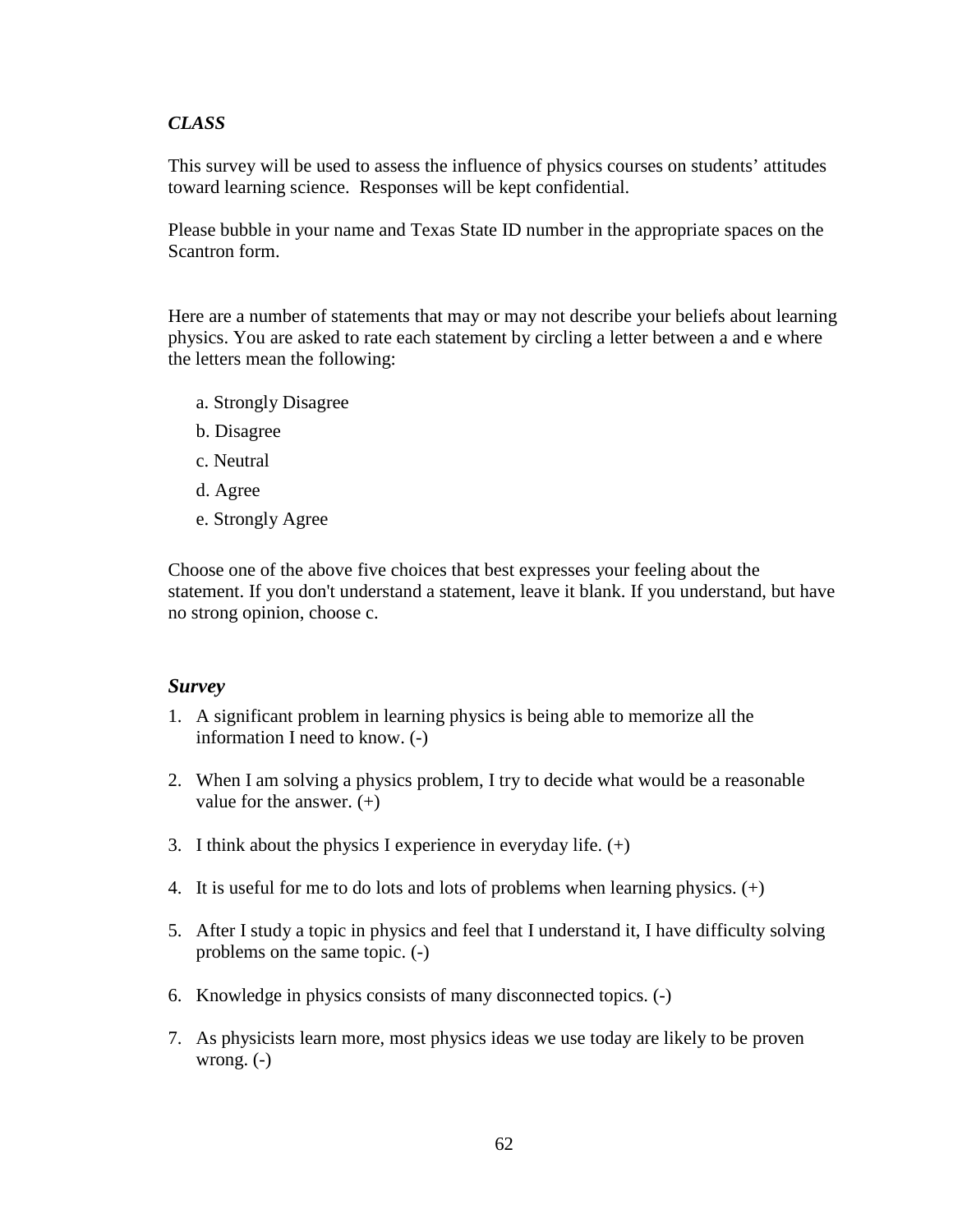### *CLASS*

This survey will be used to assess the influence of physics courses on students' attitudes toward learning science. Responses will be kept confidential.

Please bubble in your name and Texas State ID number in the appropriate spaces on the Scantron form.

Here are a number of statements that may or may not describe your beliefs about learning physics. You are asked to rate each statement by circling a letter between a and e where the letters mean the following:

a. Strongly Disagree

b. Disagree

c. Neutral

d. Agree

e. Strongly Agree

Choose one of the above five choices that best expresses your feeling about the statement. If you don't understand a statement, leave it blank. If you understand, but have no strong opinion, choose c.

### *Survey*

1. A significant problem in learning physics is being able to memorize all the information I need to know. (-)
2. When I am solving a physics problem, I try to decide what would be a reasonable value for the answer. (+)
3. I think about the physics I experience in everyday life. (+)
4. It is useful for me to do lots and lots of problems when learning physics. (+)
5. After I study a topic in physics and feel that I understand it, I have difficulty solving problems on the same topic. (-)
6. Knowledge in physics consists of many disconnected topics. (-)
7. As physicists learn more, most physics ideas we use today are likely to be proven wrong. (-)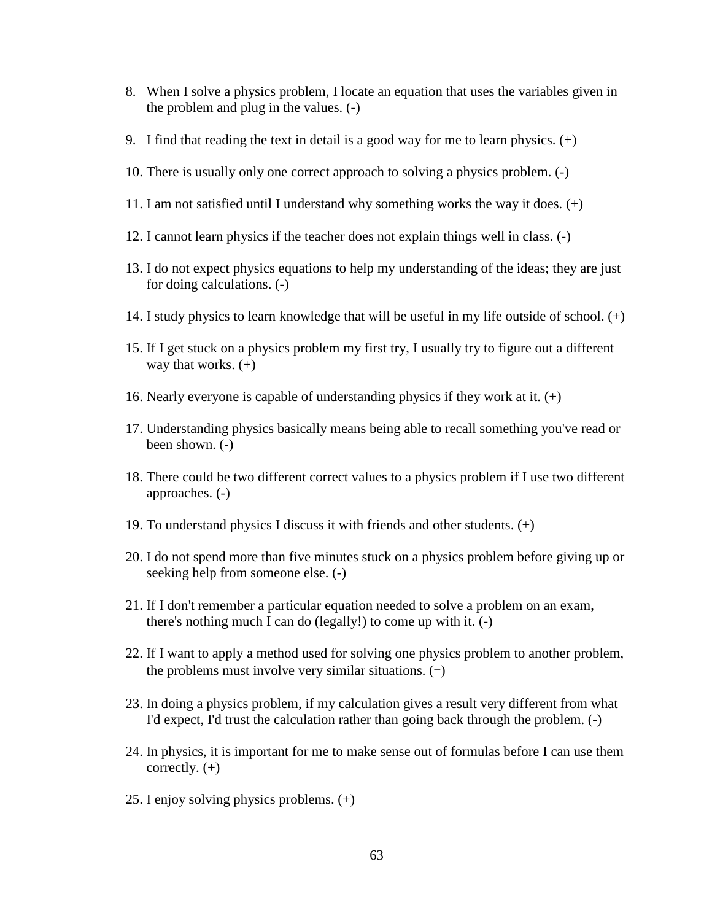8. When I solve a physics problem, I locate an equation that uses the variables given in the problem and plug in the values. (-)

9. I find that reading the text in detail is a good way for me to learn physics. (+)

10. There is usually only one correct approach to solving a physics problem. (-)

11. I am not satisfied until I understand why something works the way it does. (+)

12. I cannot learn physics if the teacher does not explain things well in class. (-)

13. I do not expect physics equations to help my understanding of the ideas; they are just for doing calculations. (-)

14. I study physics to learn knowledge that will be useful in my life outside of school. (+)

15. If I get stuck on a physics problem my first try, I usually try to figure out a different way that works. (+)

16. Nearly everyone is capable of understanding physics if they work at it. (+)

17. Understanding physics basically means being able to recall something you've read or been shown. (-)

18. There could be two different correct values to a physics problem if I use two different approaches. (-)

19. To understand physics I discuss it with friends and other students. (+)

20. I do not spend more than five minutes stuck on a physics problem before giving up or seeking help from someone else. (-)

21. If I don't remember a particular equation needed to solve a problem on an exam, there's nothing much I can do (legally!) to come up with it. (-)

22. If I want to apply a method used for solving one physics problem to another problem, the problems must involve very similar situations. (−)

23. In doing a physics problem, if my calculation gives a result very different from what I'd expect, I'd trust the calculation rather than going back through the problem. (-)

24. In physics, it is important for me to make sense out of formulas before I can use them correctly. (+)

25. I enjoy solving physics problems. (+)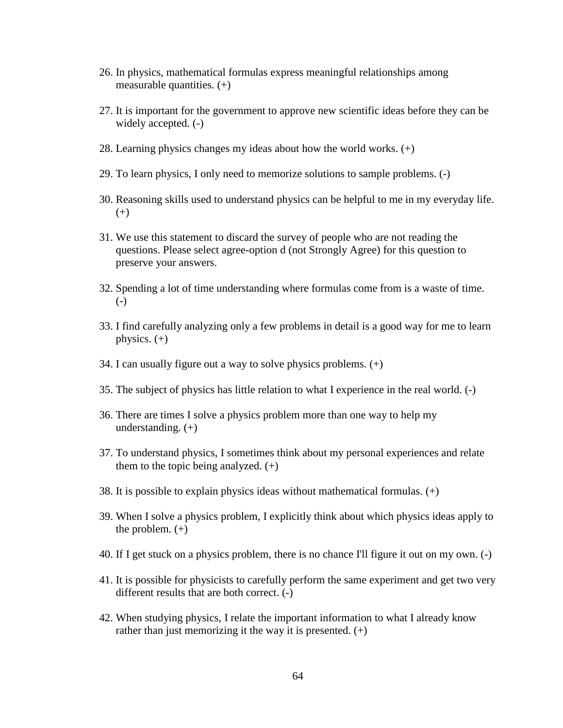26. In physics, mathematical formulas express meaningful relationships among measurable quantities. (+)

27. It is important for the government to approve new scientific ideas before they can be widely accepted. (-)

28. Learning physics changes my ideas about how the world works. (+)

29. To learn physics, I only need to memorize solutions to sample problems. (-)

30. Reasoning skills used to understand physics can be helpful to me in my everyday life. (+)

31. We use this statement to discard the survey of people who are not reading the questions. Please select agree-option d (not Strongly Agree) for this question to preserve your answers.

32. Spending a lot of time understanding where formulas come from is a waste of time. (-)

33. I find carefully analyzing only a few problems in detail is a good way for me to learn physics. (+)

34. I can usually figure out a way to solve physics problems. (+)

35. The subject of physics has little relation to what I experience in the real world. (-)

36. There are times I solve a physics problem more than one way to help my understanding. (+)

37. To understand physics, I sometimes think about my personal experiences and relate them to the topic being analyzed. (+)

38. It is possible to explain physics ideas without mathematical formulas. (+)

39. When I solve a physics problem, I explicitly think about which physics ideas apply to the problem. (+)

40. If I get stuck on a physics problem, there is no chance I'll figure it out on my own. (-)

41. It is possible for physicists to carefully perform the same experiment and get two very different results that are both correct. (-)

42. When studying physics, I relate the important information to what I already know rather than just memorizing it the way it is presented. (+)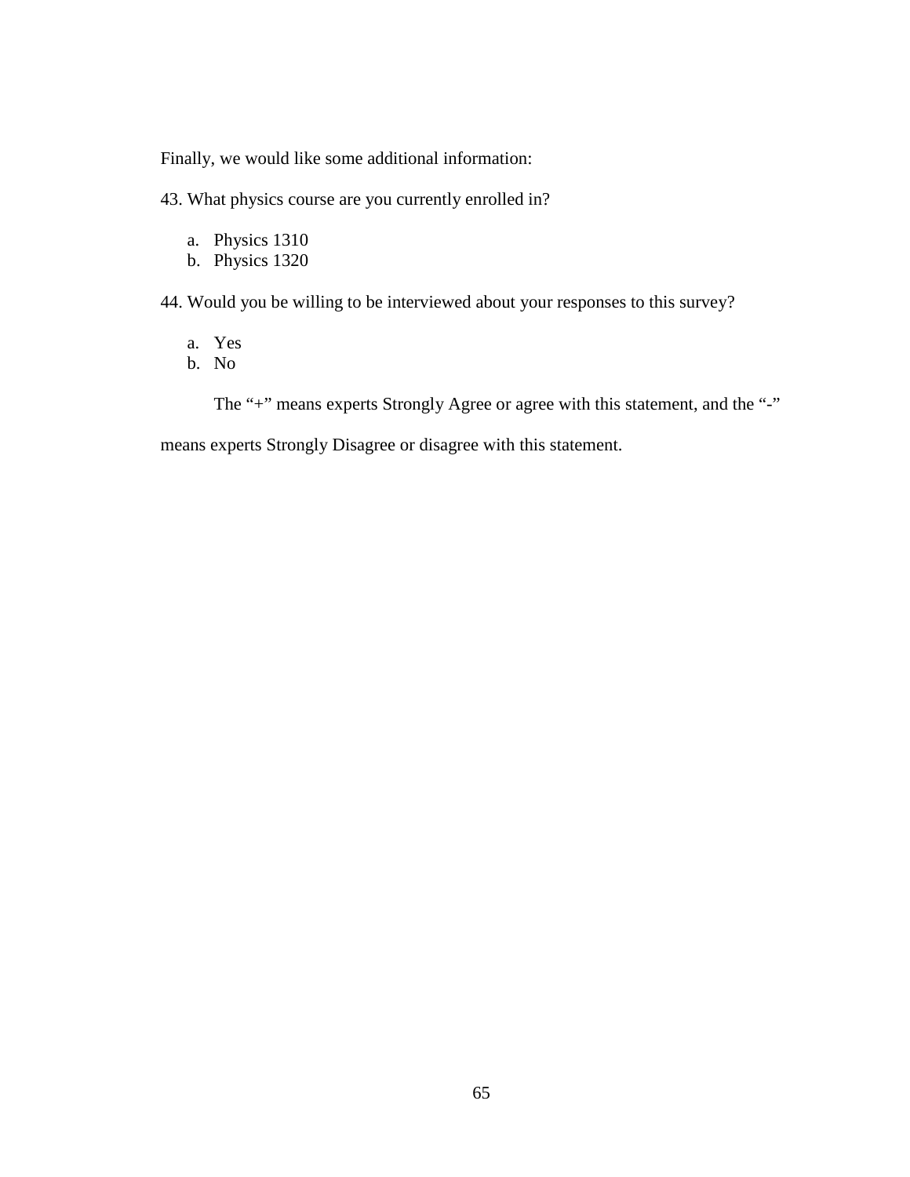Finally, we would like some additional information:

43. What physics course are you currently enrolled in?

    a. Physics 1310
    b. Physics 1320

44. Would you be willing to be interviewed about your responses to this survey?

    a. Yes
    b. No

The “+” means experts Strongly Agree or agree with this statement, and the “-” means experts Strongly Disagree or disagree with this statement.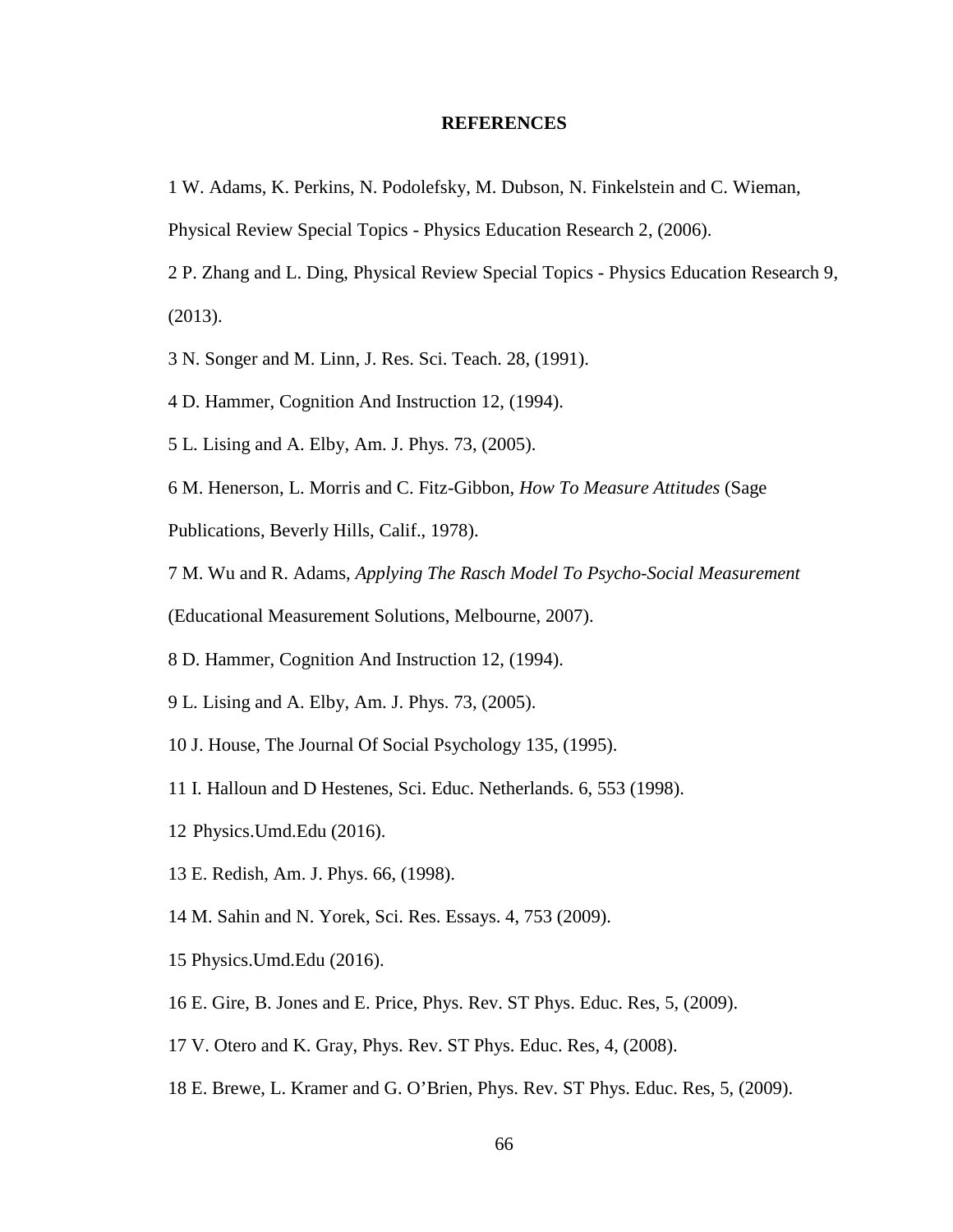# REFERENCES

1 W. Adams, K. Perkins, N. Podolefsky, M. Dubson, N. Finkelstein and C. Wieman, Physical Review Special Topics - Physics Education Research 2, (2006).

2 P. Zhang and L. Ding, Physical Review Special Topics - Physics Education Research 9, (2013).

3 N. Songer and M. Linn, J. Res. Sci. Teach. 28, (1991).

4 D. Hammer, Cognition And Instruction 12, (1994).

5 L. Lising and A. Elby, Am. J. Phys. 73, (2005).

6 M. Henerson, L. Morris and C. Fitz-Gibbon, *How To Measure Attitudes* (Sage Publications, Beverly Hills, Calif., 1978).

7 M. Wu and R. Adams, *Applying The Rasch Model To Psycho-Social Measurement* (Educational Measurement Solutions, Melbourne, 2007).

8 D. Hammer, Cognition And Instruction 12, (1994).

9 L. Lising and A. Elby, Am. J. Phys. 73, (2005).

10 J. House, The Journal Of Social Psychology 135, (1995).

11 I. Halloun and D Hestenes, Sci. Educ. Netherlands. 6, 553 (1998).

12 Physics.Umd.Edu (2016).

13 E. Redish, Am. J. Phys. 66, (1998).

14 M. Sahin and N. Yorek, Sci. Res. Essays. 4, 753 (2009).

15 Physics.Umd.Edu (2016).

16 E. Gire, B. Jones and E. Price, Phys. Rev. ST Phys. Educ. Res, 5, (2009).

17 V. Otero and K. Gray, Phys. Rev. ST Phys. Educ. Res, 4, (2008).

18 E. Brewe, L. Kramer and G. O'Brien, Phys. Rev. ST Phys. Educ. Res, 5, (2009).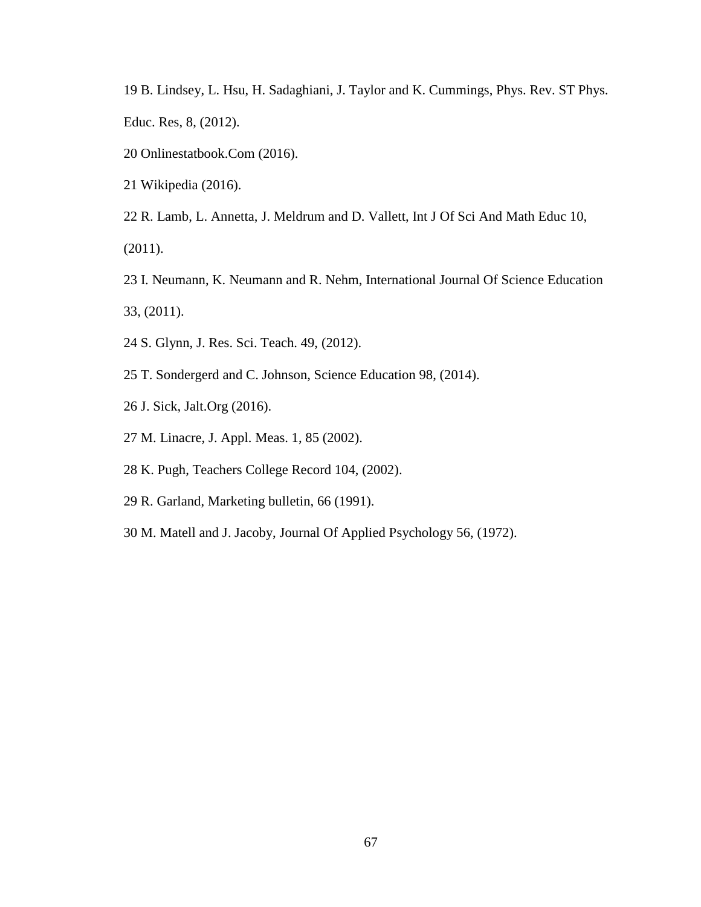19 B. Lindsey, L. Hsu, H. Sadaghiani, J. Taylor and K. Cummings, Phys. Rev. ST Phys. Educ. Res, 8, (2012).

20 Onlinestatbook.Com (2016).

21 Wikipedia (2016).

22 R. Lamb, L. Annetta, J. Meldrum and D. Vallett, Int J Of Sci And Math Educ 10, (2011).

23 I. Neumann, K. Neumann and R. Nehm, International Journal Of Science Education 33, (2011).

24 S. Glynn, J. Res. Sci. Teach. 49, (2012).

25 T. Sondergerd and C. Johnson, Science Education 98, (2014).

26 J. Sick, Jalt.Org (2016).

27 M. Linacre, J. Appl. Meas. 1, 85 (2002).

28 K. Pugh, Teachers College Record 104, (2002).

29 R. Garland, Marketing bulletin, 66 (1991).

30 M. Matell and J. Jacoby, Journal Of Applied Psychology 56, (1972).